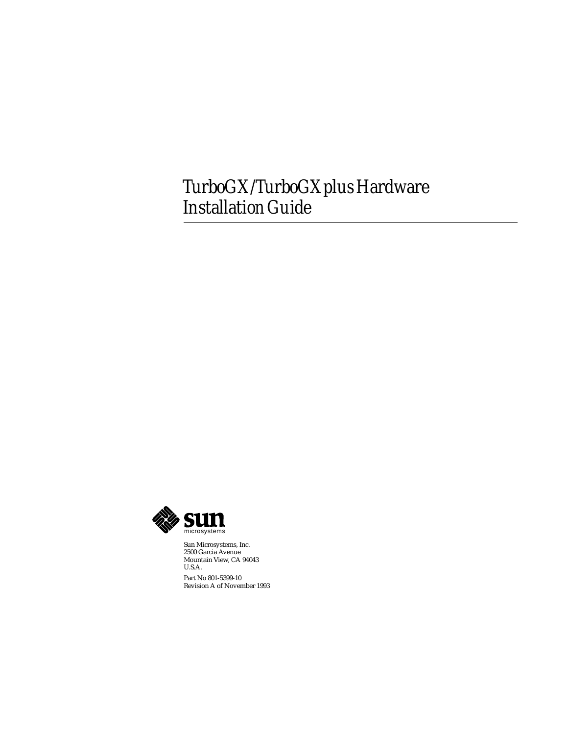# TurboGX/TurboGXplus Hardware Installation Guide

sun microsystems

Sun Microsystems, Inc.
2500 Garcia Avenue
Mountain View, CA 94043
U.S.A.

Part No 801-5399-10
Revision A of November 1993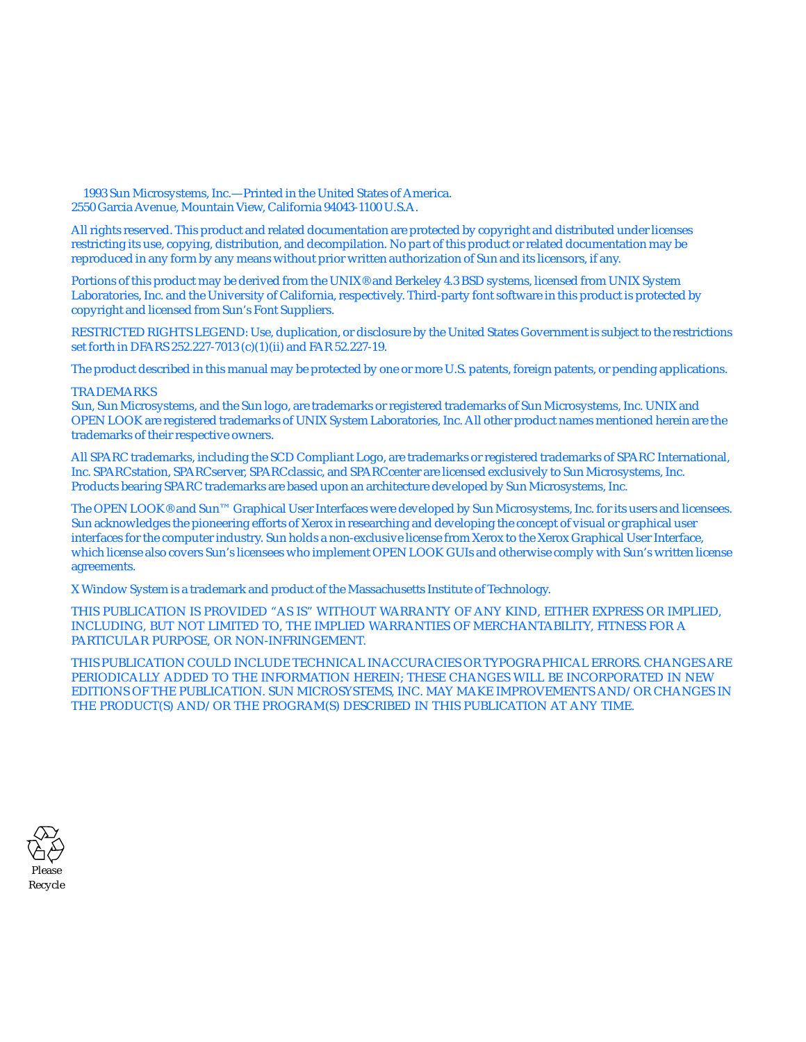1993 Sun Microsystems, Inc.—Printed in the United States of America.
2550 Garcia Avenue, Mountain View, California 94043-1100 U.S.A.

All rights reserved. This product and related documentation are protected by copyright and distributed under licenses restricting its use, copying, distribution, and decompilation. No part of this product or related documentation may be reproduced in any form by any means without prior written authorization of Sun and its licensors, if any.

Portions of this product may be derived from the UNIX® and Berkeley 4.3 BSD systems, licensed from UNIX System Laboratories, Inc. and the University of California, respectively. Third-party font software in this product is protected by copyright and licensed from Sun's Font Suppliers.

RESTRICTED RIGHTS LEGEND: Use, duplication, or disclosure by the United States Government is subject to the restrictions set forth in DFARS 252.227-7013 (c)(1)(ii) and FAR 52.227-19.

The product described in this manual may be protected by one or more U.S. patents, foreign patents, or pending applications.

TRADEMARKS
Sun, Sun Microsystems, and the Sun logo, are trademarks or registered trademarks of Sun Microsystems, Inc. UNIX and OPEN LOOK are registered trademarks of UNIX System Laboratories, Inc. All other product names mentioned herein are the trademarks of their respective owners.

All SPARC trademarks, including the SCD Compliant Logo, are trademarks or registered trademarks of SPARC International, Inc. SPARCstation, SPARCserver, SPARCclassic, and SPARCcenter are licensed exclusively to Sun Microsystems, Inc. Products bearing SPARC trademarks are based upon an architecture developed by Sun Microsystems, Inc.

The OPEN LOOK® and Sun™ Graphical User Interfaces were developed by Sun Microsystems, Inc. for its users and licensees. Sun acknowledges the pioneering efforts of Xerox in researching and developing the concept of visual or graphical user interfaces for the computer industry. Sun holds a non-exclusive license from Xerox to the Xerox Graphical User Interface, which license also covers Sun's licensees who implement OPEN LOOK GUIs and otherwise comply with Sun's written license agreements.

X Window System is a trademark and product of the Massachusetts Institute of Technology.

THIS PUBLICATION IS PROVIDED "AS IS" WITHOUT WARRANTY OF ANY KIND, EITHER EXPRESS OR IMPLIED, INCLUDING, BUT NOT LIMITED TO, THE IMPLIED WARRANTIES OF MERCHANTABILITY, FITNESS FOR A PARTICULAR PURPOSE, OR NON-INFRINGEMENT.

THIS PUBLICATION COULD INCLUDE TECHNICAL INACCURACIES OR TYPOGRAPHICAL ERRORS. CHANGES ARE PERIODICALLY ADDED TO THE INFORMATION HEREIN; THESE CHANGES WILL BE INCORPORATED IN NEW EDITIONS OF THE PUBLICATION. SUN MICROSYSTEMS, INC. MAY MAKE IMPROVEMENTS AND/OR CHANGES IN THE PRODUCT(S) AND/OR THE PROGRAM(S) DESCRIBED IN THIS PUBLICATION AT ANY TIME.

Please
Recycle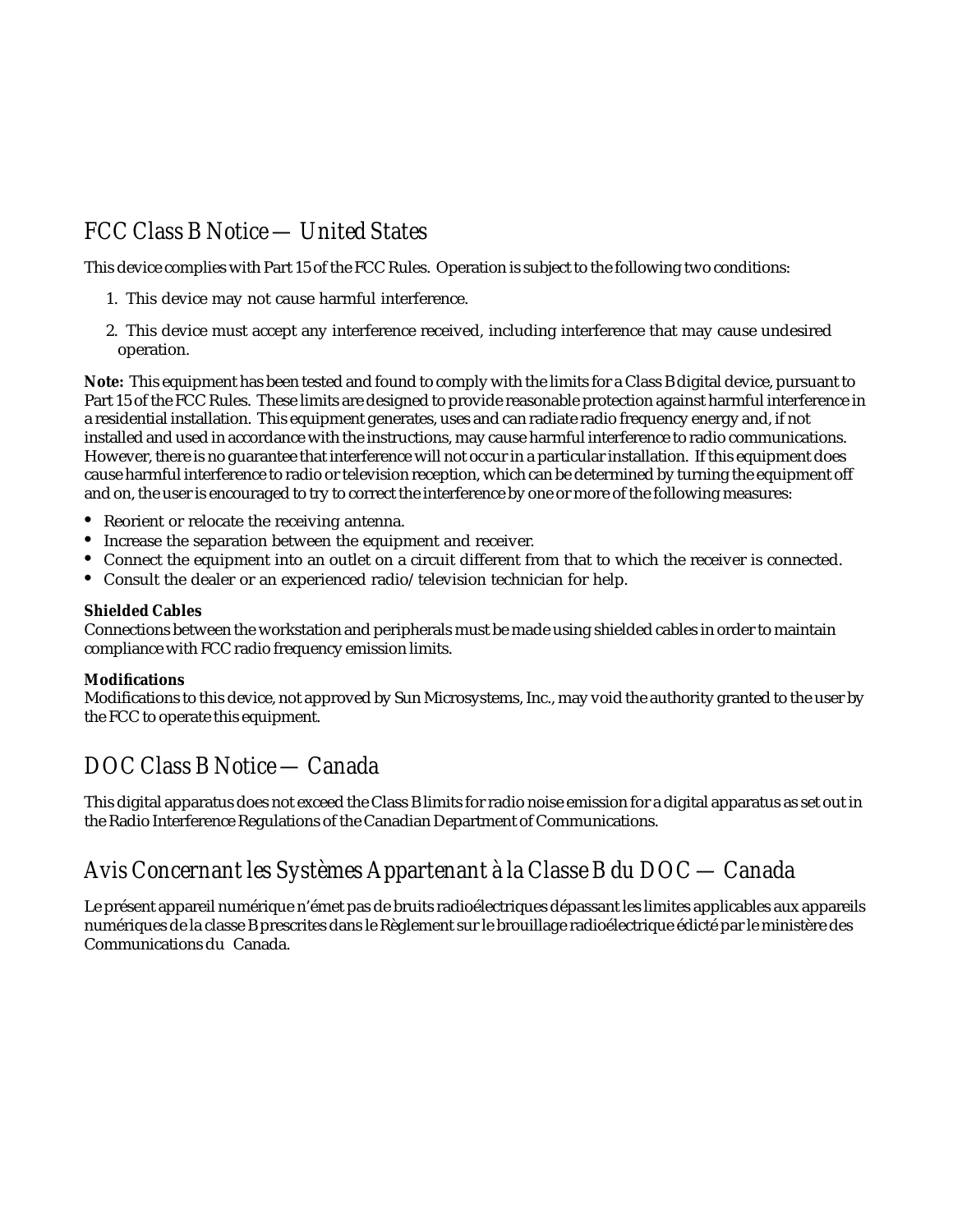## *FCC Class B Notice — United States*

This device complies with Part 15 of the FCC Rules. Operation is subject to the following two conditions:

1. This device may not cause harmful interference.
2. This device must accept any interference received, including interference that may cause undesired operation.

**Note:** This equipment has been tested and found to comply with the limits for a Class B digital device, pursuant to Part 15 of the FCC Rules. These limits are designed to provide reasonable protection against harmful interference in a residential installation. This equipment generates, uses and can radiate radio frequency energy and, if not installed and used in accordance with the instructions, may cause harmful interference to radio communications. However, there is no guarantee that interference will not occur in a particular installation. If this equipment does cause harmful interference to radio or television reception, which can be determined by turning the equipment off and on, the user is encouraged to try to correct the interference by one or more of the following measures:

- Reorient or relocate the receiving antenna.
- Increase the separation between the equipment and receiver.
- Connect the equipment into an outlet on a circuit different from that to which the receiver is connected.
- Consult the dealer or an experienced radio/television technician for help.

**Shielded Cables**
Connections between the workstation and peripherals must be made using shielded cables in order to maintain compliance with FCC radio frequency emission limits.

**Modifications**
Modifications to this device, not approved by Sun Microsystems, Inc., may void the authority granted to the user by the FCC to operate this equipment.

## *DOC Class B Notice — Canada*

This digital apparatus does not exceed the Class B limits for radio noise emission for a digital apparatus as set out in the Radio Interference Regulations of the Canadian Department of Communications.

## *Avis Concernant les Systèmes Appartenant à la Classe B du DOC — Canada*

Le présent appareil numérique n'émet pas de bruits radioélectriques dépassant les limites applicables aux appareils numériques de la classe B prescrites dans le Règlement sur le brouillage radioélectrique édicté par le ministère des Communications du Canada.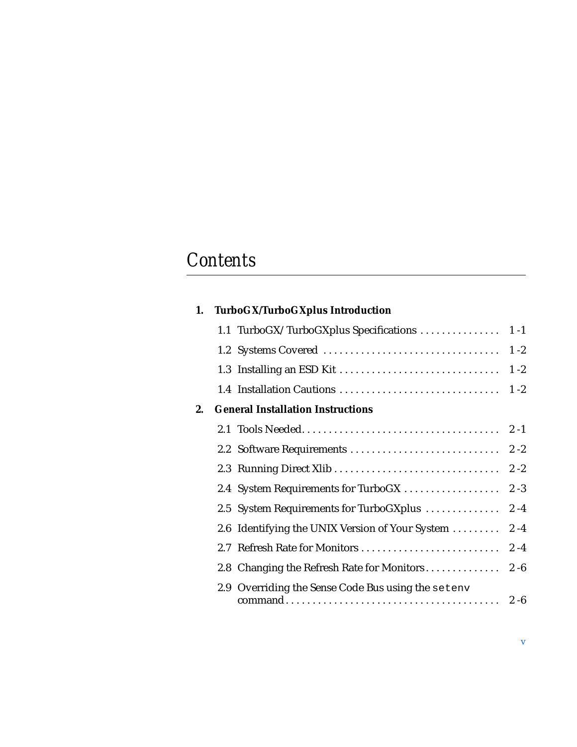# Contents

**1. TurboGX/TurboGXplus Introduction**

1.1 TurboGX/TurboGXplus Specifications . . . . . . . . . . . . . . . 1-1

1.2 Systems Covered . . . . . . . . . . . . . . . . . . . . . . . . . . . . . . . . 1-2

1.3 Installing an ESD Kit . . . . . . . . . . . . . . . . . . . . . . . . . . . . . 1-2

1.4 Installation Cautions . . . . . . . . . . . . . . . . . . . . . . . . . . . . . 1-2

**2. General Installation Instructions**

2.1 Tools Needed. . . . . . . . . . . . . . . . . . . . . . . . . . . . . . . . . . . . 2-1

2.2 Software Requirements . . . . . . . . . . . . . . . . . . . . . . . . . . . 2-2

2.3 Running Direct Xlib . . . . . . . . . . . . . . . . . . . . . . . . . . . . . . 2-2

2.4 System Requirements for TurboGX . . . . . . . . . . . . . . . . . . 2-3

2.5 System Requirements for TurboGXplus . . . . . . . . . . . . . . 2-4

2.6 Identifying the UNIX Version of Your System . . . . . . . . . 2-4

2.7 Refresh Rate for Monitors . . . . . . . . . . . . . . . . . . . . . . . . . . 2-4

2.8 Changing the Refresh Rate for Monitors. . . . . . . . . . . . . . 2-6

2.9 Overriding the Sense Code Bus using the `setenv` command. . . . . . . . . . . . . . . . . . . . . . . . . . . . . . . . . . . . . . . 2-6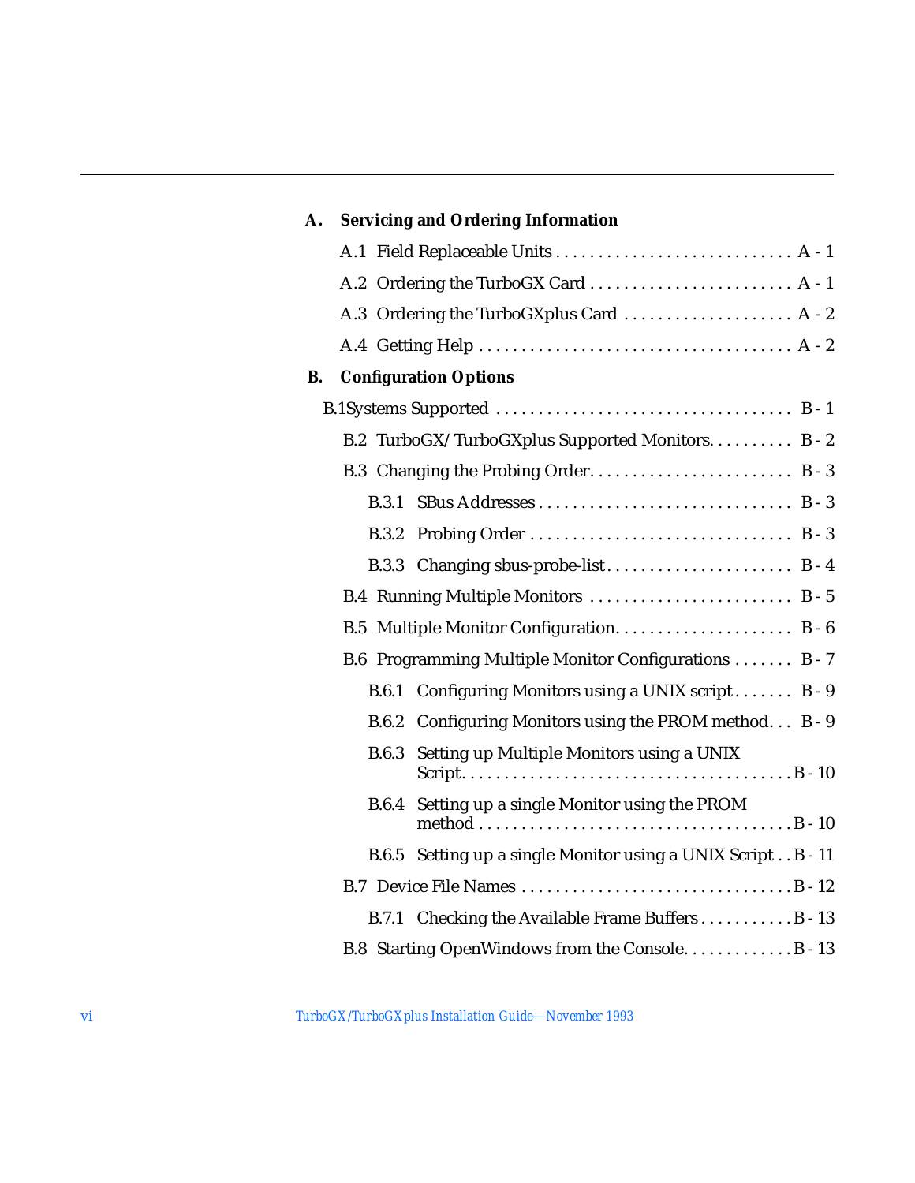**A. Servicing and Ordering Information**

A.1 Field Replaceable Units . . . . . . . . . . . . . . . . . . . . . . . . . . . . A - 1

A.2 Ordering the TurboGX Card . . . . . . . . . . . . . . . . . . . . . . . . A - 1

A.3 Ordering the TurboGXplus Card . . . . . . . . . . . . . . . . . . . . A - 2

A.4 Getting Help . . . . . . . . . . . . . . . . . . . . . . . . . . . . . . . . . . . . A - 2

**B. Configuration Options**

B.1Systems Supported . . . . . . . . . . . . . . . . . . . . . . . . . . . . . . . . . . B - 1

B.2 TurboGX/TurboGXplus Supported Monitors. . . . . . . . . . B - 2

B.3 Changing the Probing Order. . . . . . . . . . . . . . . . . . . . . . . . B - 3

B.3.1 SBus Addresses . . . . . . . . . . . . . . . . . . . . . . . . . . . . . B - 3

B.3.2 Probing Order . . . . . . . . . . . . . . . . . . . . . . . . . . . . . . B - 3

B.3.3 Changing sbus-probe-list. . . . . . . . . . . . . . . . . . . . . . B - 4

B.4 Running Multiple Monitors . . . . . . . . . . . . . . . . . . . . . . . . B - 5

B.5 Multiple Monitor Configuration. . . . . . . . . . . . . . . . . . . . . B - 6

B.6 Programming Multiple Monitor Configurations . . . . . . . B - 7

B.6.1 Configuring Monitors using a UNIX script . . . . . . . B - 9

B.6.2 Configuring Monitors using the PROM method. . . B - 9

B.6.3 Setting up Multiple Monitors using a UNIX Script. . . . . . . . . . . . . . . . . . . . . . . . . . . . . . . . . . . . . B - 10

B.6.4 Setting up a single Monitor using the PROM method . . . . . . . . . . . . . . . . . . . . . . . . . . . . . . . . . . . B - 10

B.6.5 Setting up a single Monitor using a UNIX Script . . B - 11

B.7 Device File Names . . . . . . . . . . . . . . . . . . . . . . . . . . . . . . . B - 12

B.7.1 Checking the Available Frame Buffers . . . . . . . . . . . B - 13

B.8 Starting OpenWindows from the Console. . . . . . . . . . . . . B - 13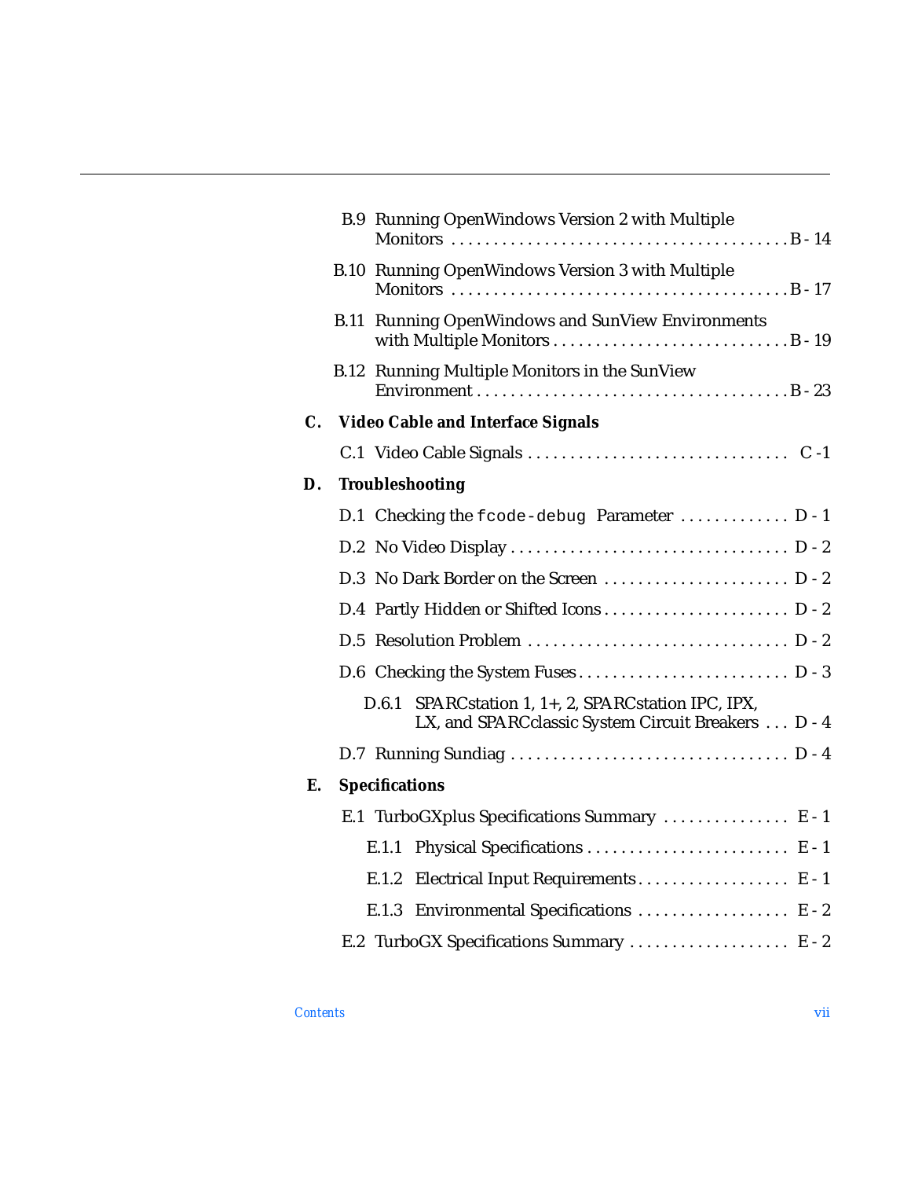B.9 Running OpenWindows Version 2 with Multiple Monitors . . . . . . . . . . . . . . . . . . . . . . . . . . . . . . . . . . . . . . B - 14

B.10 Running OpenWindows Version 3 with Multiple Monitors . . . . . . . . . . . . . . . . . . . . . . . . . . . . . . . . . . . . . . B - 17

B.11 Running OpenWindows and SunView Environments with Multiple Monitors . . . . . . . . . . . . . . . . . . . . . . . . . . . B - 19

B.12 Running Multiple Monitors in the SunView Environment . . . . . . . . . . . . . . . . . . . . . . . . . . . . . . . . . . . B - 23

**C. Video Cable and Interface Signals**

C.1 Video Cable Signals . . . . . . . . . . . . . . . . . . . . . . . . . . . . . . C -1

**D. Troubleshooting**

D.1 Checking the `fcode-debug` Parameter . . . . . . . . . . . . . D - 1

D.2 No Video Display . . . . . . . . . . . . . . . . . . . . . . . . . . . . . . . . D - 2

D.3 No Dark Border on the Screen . . . . . . . . . . . . . . . . . . . . . . D - 2

D.4 Partly Hidden or Shifted Icons . . . . . . . . . . . . . . . . . . . . . . D - 2

D.5 Resolution Problem . . . . . . . . . . . . . . . . . . . . . . . . . . . . . . D - 2

D.6 Checking the System Fuses . . . . . . . . . . . . . . . . . . . . . . . . . D - 3

D.6.1 SPARCstation 1, 1+, 2, SPARCstation IPC, IPX, LX, and SPARCclassic System Circuit Breakers . . . D - 4

D.7 Running Sundiag . . . . . . . . . . . . . . . . . . . . . . . . . . . . . . . . D - 4

**E. Specifications**

E.1 TurboGXplus Specifications Summary . . . . . . . . . . . . . . . E - 1

E.1.1 Physical Specifications . . . . . . . . . . . . . . . . . . . . . . . . E - 1

E.1.2 Electrical Input Requirements . . . . . . . . . . . . . . . . . . E - 1

E.1.3 Environmental Specifications . . . . . . . . . . . . . . . . . . E - 2

E.2 TurboGX Specifications Summary . . . . . . . . . . . . . . . . . . . E - 2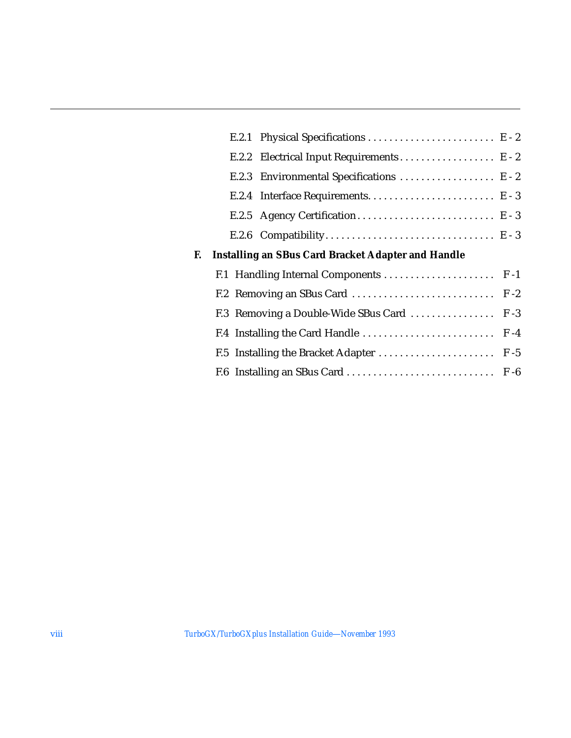E.2.1 Physical Specifications . . . . . . . . . . . . . . . . . . . . . . . . E - 2

E.2.2 Electrical Input Requirements . . . . . . . . . . . . . . . . . . E - 2

E.2.3 Environmental Specifications . . . . . . . . . . . . . . . . . . E - 2

E.2.4 Interface Requirements. . . . . . . . . . . . . . . . . . . . . . . . E - 3

E.2.5 Agency Certification . . . . . . . . . . . . . . . . . . . . . . . . . . E - 3

E.2.6 Compatibility . . . . . . . . . . . . . . . . . . . . . . . . . . . . . . . . E - 3

**F. Installing an SBus Card Bracket Adapter and Handle**

F.1 Handling Internal Components . . . . . . . . . . . . . . . . . . . . . F -1

F.2 Removing an SBus Card . . . . . . . . . . . . . . . . . . . . . . . . . . . F -2

F.3 Removing a Double-Wide SBus Card . . . . . . . . . . . . . . . . F -3

F.4 Installing the Card Handle . . . . . . . . . . . . . . . . . . . . . . . . . F -4

F.5 Installing the Bracket Adapter . . . . . . . . . . . . . . . . . . . . . . F -5

F.6 Installing an SBus Card . . . . . . . . . . . . . . . . . . . . . . . . . . . F -6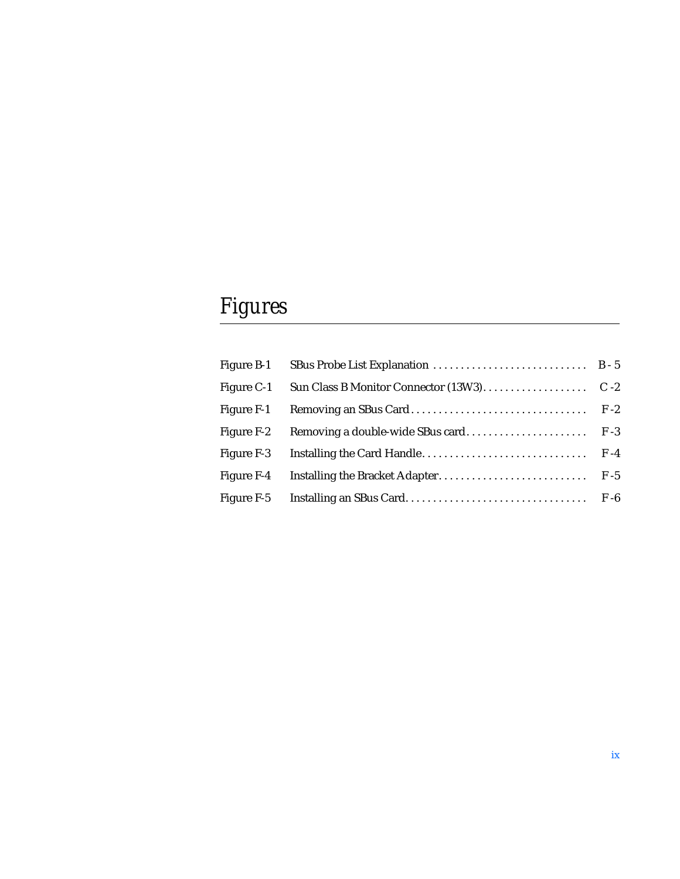# Figures

| | | |
|---|---|---|
| Figure B-1 | SBus Probe List Explanation | B - 5 |
| Figure C-1 | Sun Class B Monitor Connector (13W3) | C -2 |
| Figure F-1 | Removing an SBus Card | F -2 |
| Figure F-2 | Removing a double-wide SBus card | F -3 |
| Figure F-3 | Installing the Card Handle | F -4 |
| Figure F-4 | Installing the Bracket Adapter | F -5 |
| Figure F-5 | Installing an SBus Card | F -6 |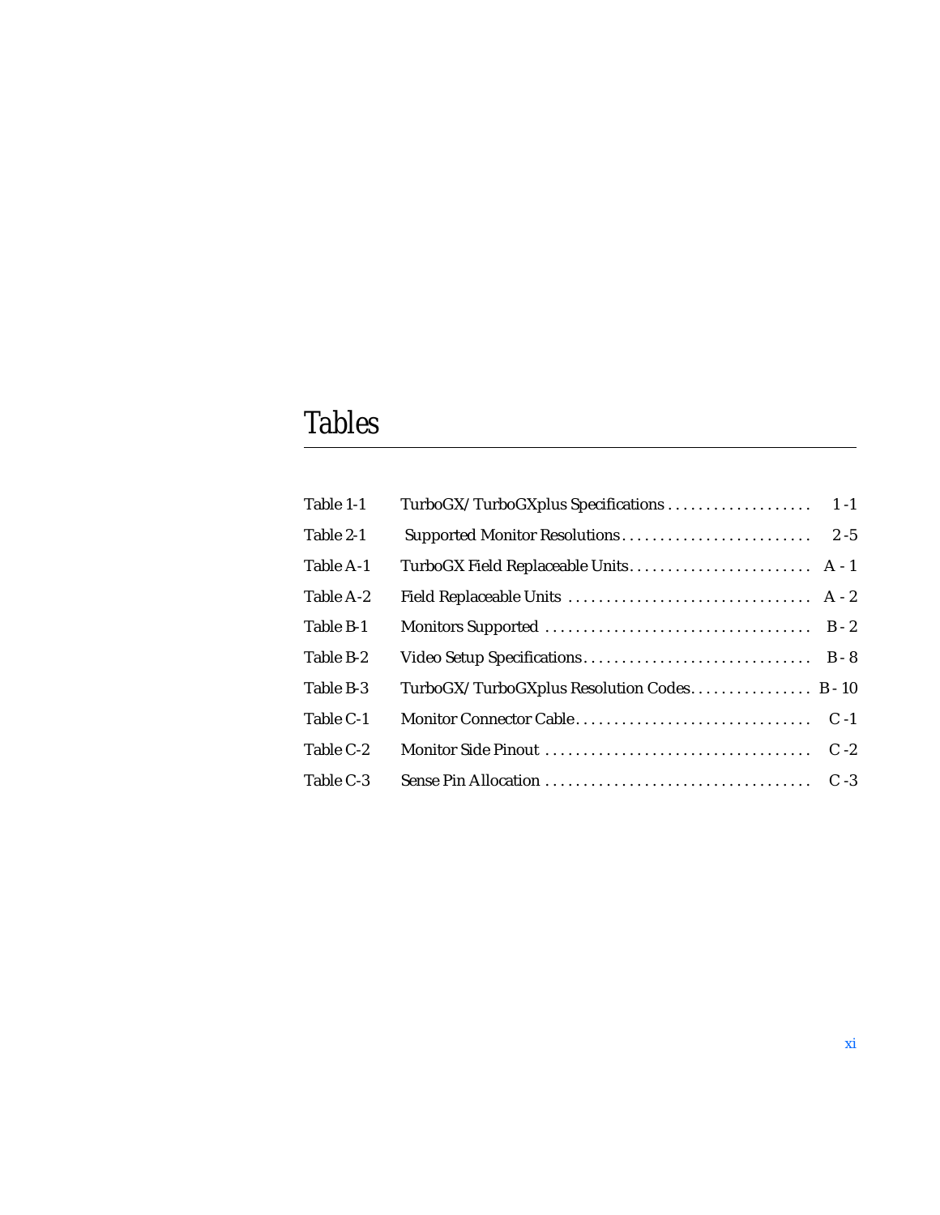# Tables

| | | |
|---|---|---|
| Table 1-1 | TurboGX/TurboGXplus Specifications | 1 -1 |
| Table 2-1 | Supported Monitor Resolutions | 2 -5 |
| Table A-1 | TurboGX Field Replaceable Units | A - 1 |
| Table A-2 | Field Replaceable Units | A - 2 |
| Table B-1 | Monitors Supported | B - 2 |
| Table B-2 | Video Setup Specifications | B - 8 |
| Table B-3 | TurboGX/TurboGXplus Resolution Codes | B - 10 |
| Table C-1 | Monitor Connector Cable | C -1 |
| Table C-2 | Monitor Side Pinout | C -2 |
| Table C-3 | Sense Pin Allocation | C -3 |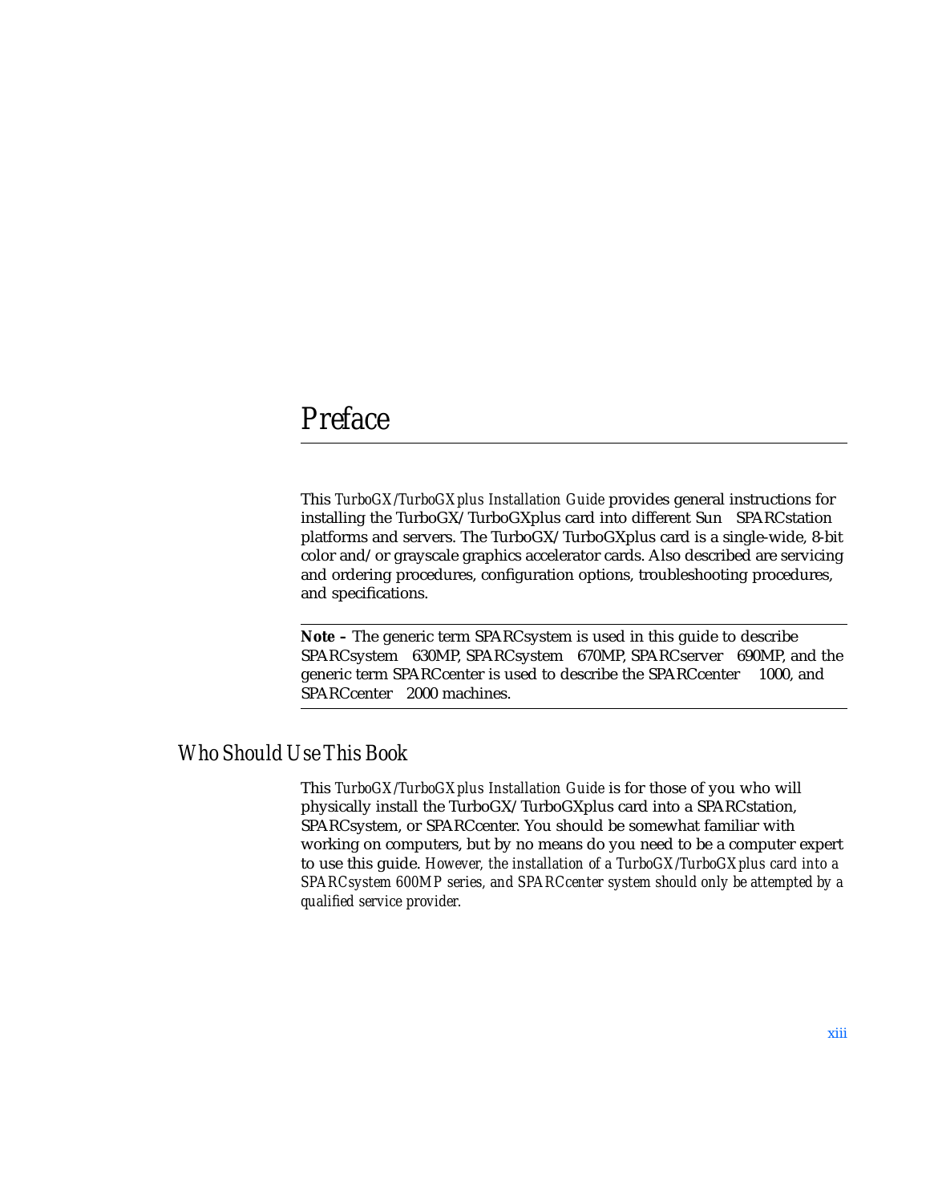# Preface

This *TurboGX/TurboGXplus Installation Guide* provides general instructions for installing the TurboGX/TurboGXplus card into different Sun SPARCstation platforms and servers. The TurboGX/TurboGXplus card is a single-wide, 8-bit color and/or grayscale graphics accelerator cards. Also described are servicing and ordering procedures, configuration options, troubleshooting procedures, and specifications.

---

**Note –** The generic term SPARCsystem is used in this guide to describe SPARCsystem 630MP, SPARCsystem 670MP, SPARCserver 690MP, and the generic term SPARCcenter is used to describe the SPARCcenter 1000, and SPARCcenter 2000 machines.

---

## Who Should Use This Book

This *TurboGX/TurboGXplus Installation Guide* is for those of you who will physically install the TurboGX/TurboGXplus card into a SPARCstation, SPARCsystem, or SPARCcenter. You should be somewhat familiar with working on computers, but by no means do you need to be a computer expert to use this guide. *However, the installation of a TurboGX/TurboGXplus card into a SPARCsystem 600MP series, and SPARCcenter system should only be attempted by a qualified service provider.*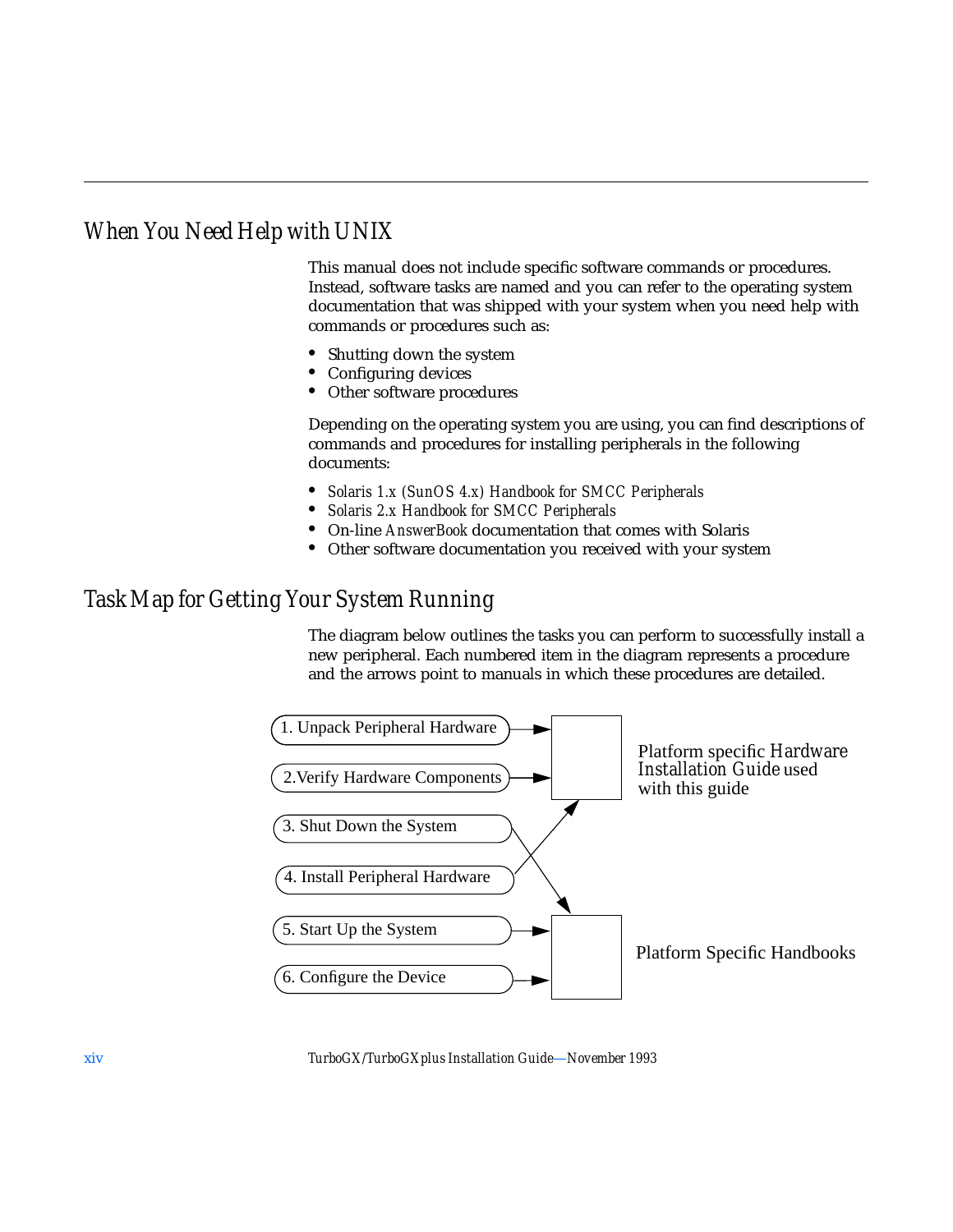## When You Need Help with UNIX

This manual does not include specific software commands or procedures. Instead, software tasks are named and you can refer to the operating system documentation that was shipped with your system when you need help with commands or procedures such as:

- Shutting down the system
- Configuring devices
- Other software procedures

Depending on the operating system you are using, you can find descriptions of commands and procedures for installing peripherals in the following documents:

- *Solaris 1.x (SunOS 4.x) Handbook for SMCC Peripherals*
- *Solaris 2.x Handbook for SMCC Peripherals*
- On-line *AnswerBook* documentation that comes with Solaris
- Other software documentation you received with your system

## Task Map for Getting Your System Running

The diagram below outlines the tasks you can perform to successfully install a new peripheral. Each numbered item in the diagram represents a procedure and the arrows point to manuals in which these procedures are detailed.

1. Unpack Peripheral Hardware → Platform specific Hardware Installation Guide used with this guide
2. Verify Hardware Components → Platform specific Hardware Installation Guide used with this guide
3. Shut Down the System → Platform Specific Handbooks
4. Install Peripheral Hardware → Platform specific Hardware Installation Guide used with this guide
5. Start Up the System → Platform Specific Handbooks
6. Configure the Device → Platform Specific Handbooks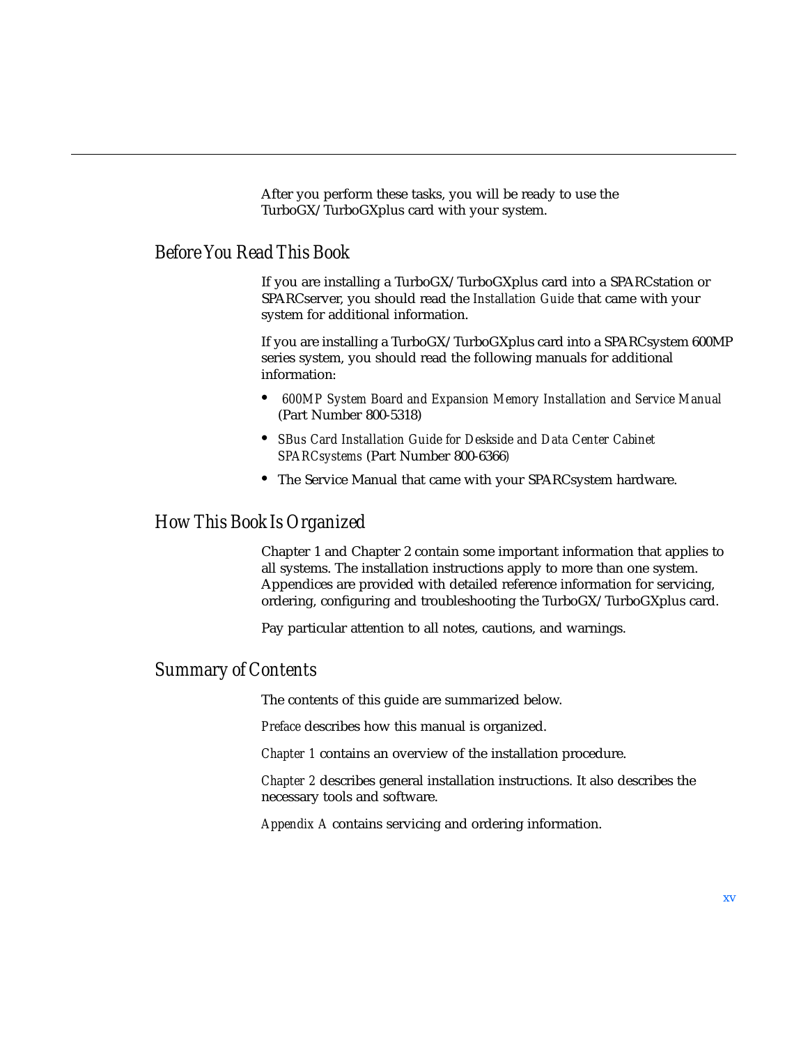After you perform these tasks, you will be ready to use the TurboGX/TurboGXplus card with your system.

## Before You Read This Book

If you are installing a TurboGX/TurboGXplus card into a SPARCstation or SPARCserver, you should read the *Installation Guide* that came with your system for additional information.

If you are installing a TurboGX/TurboGXplus card into a SPARCsystem 600MP series system, you should read the following manuals for additional information:

- *600MP System Board and Expansion Memory Installation and Service Manual* (Part Number 800-5318)
- *SBus Card Installation Guide for Deskside and Data Center Cabinet SPARCsystems* (Part Number 800-6366)
- The Service Manual that came with your SPARCsystem hardware.

## How This Book Is Organized

Chapter 1 and Chapter 2 contain some important information that applies to all systems. The installation instructions apply to more than one system. Appendices are provided with detailed reference information for servicing, ordering, configuring and troubleshooting the TurboGX/TurboGXplus card.

Pay particular attention to all notes, cautions, and warnings.

## Summary of Contents

The contents of this guide are summarized below.

*Preface* describes how this manual is organized.

*Chapter 1* contains an overview of the installation procedure.

*Chapter 2* describes general installation instructions. It also describes the necessary tools and software.

*Appendix A* contains servicing and ordering information.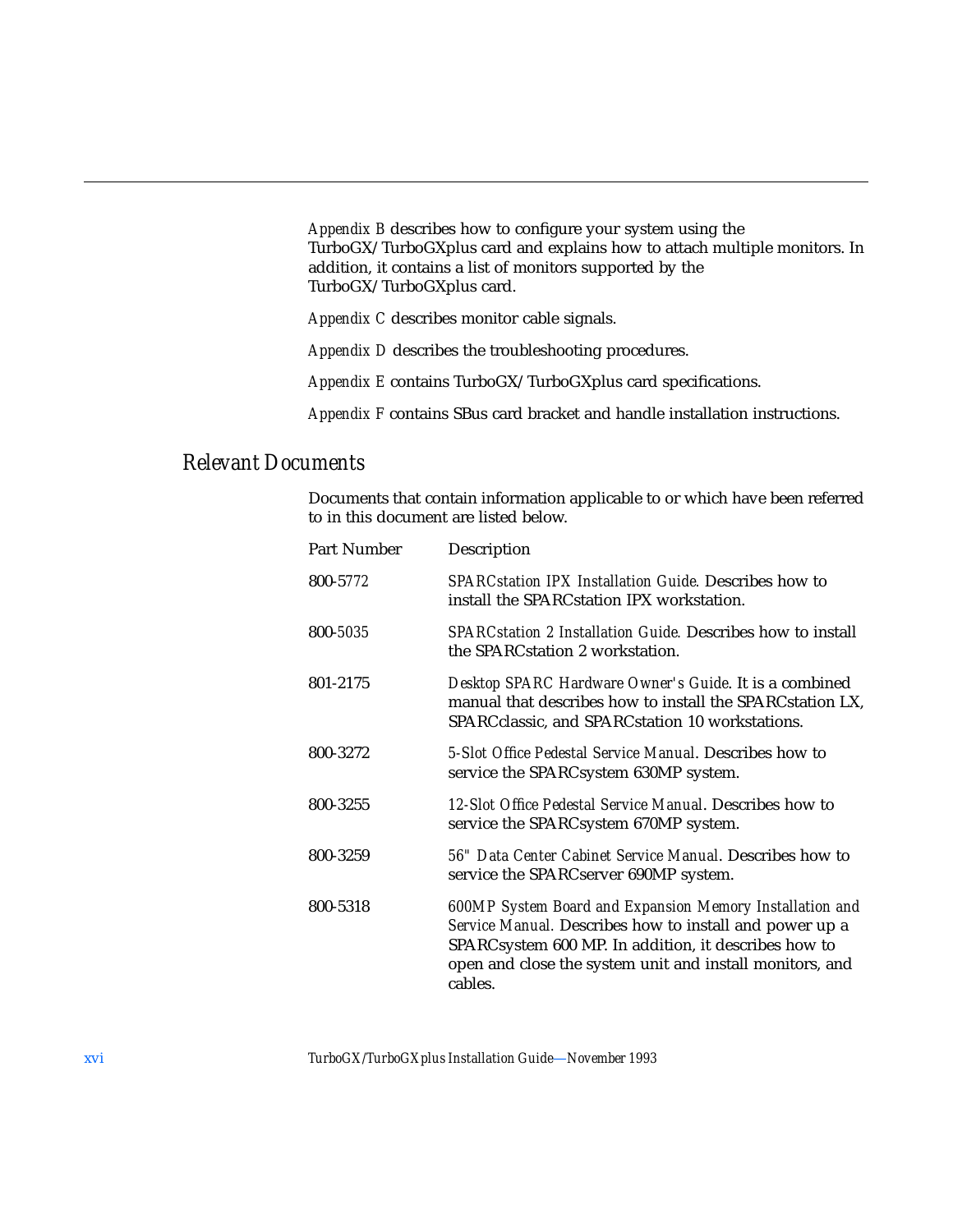*Appendix B* describes how to configure your system using the TurboGX/TurboGXplus card and explains how to attach multiple monitors. In addition, it contains a list of monitors supported by the TurboGX/TurboGXplus card.

*Appendix C* describes monitor cable signals.

*Appendix D* describes the troubleshooting procedures.

*Appendix E* contains TurboGX/TurboGXplus card specifications.

*Appendix F* contains SBus card bracket and handle installation instructions.

## Relevant Documents

Documents that contain information applicable to or which have been referred to in this document are listed below.

| Part Number | Description |
|---|---|
| 800-5772 | *SPARCstation IPX Installation Guide*. Describes how to install the SPARCstation IPX workstation. |
| 800-5035 | *SPARCstation 2 Installation Guide*. Describes how to install the SPARCstation 2 workstation. |
| 801-2175 | *Desktop SPARC Hardware Owner's Guide*. It is a combined manual that describes how to install the SPARCstation LX, SPARCclassic, and SPARCstation 10 workstations. |
| 800-3272 | *5-Slot Office Pedestal Service Manual*. Describes how to service the SPARCsystem 630MP system. |
| 800-3255 | *12-Slot Office Pedestal Service Manual*. Describes how to service the SPARCsystem 670MP system. |
| 800-3259 | *56" Data Center Cabinet Service Manual*. Describes how to service the SPARCserver 690MP system. |
| 800-5318 | *600MP System Board and Expansion Memory Installation and Service Manual*. Describes how to install and power up a SPARCsystem 600 MP. In addition, it describes how to open and close the system unit and install monitors, and cables. |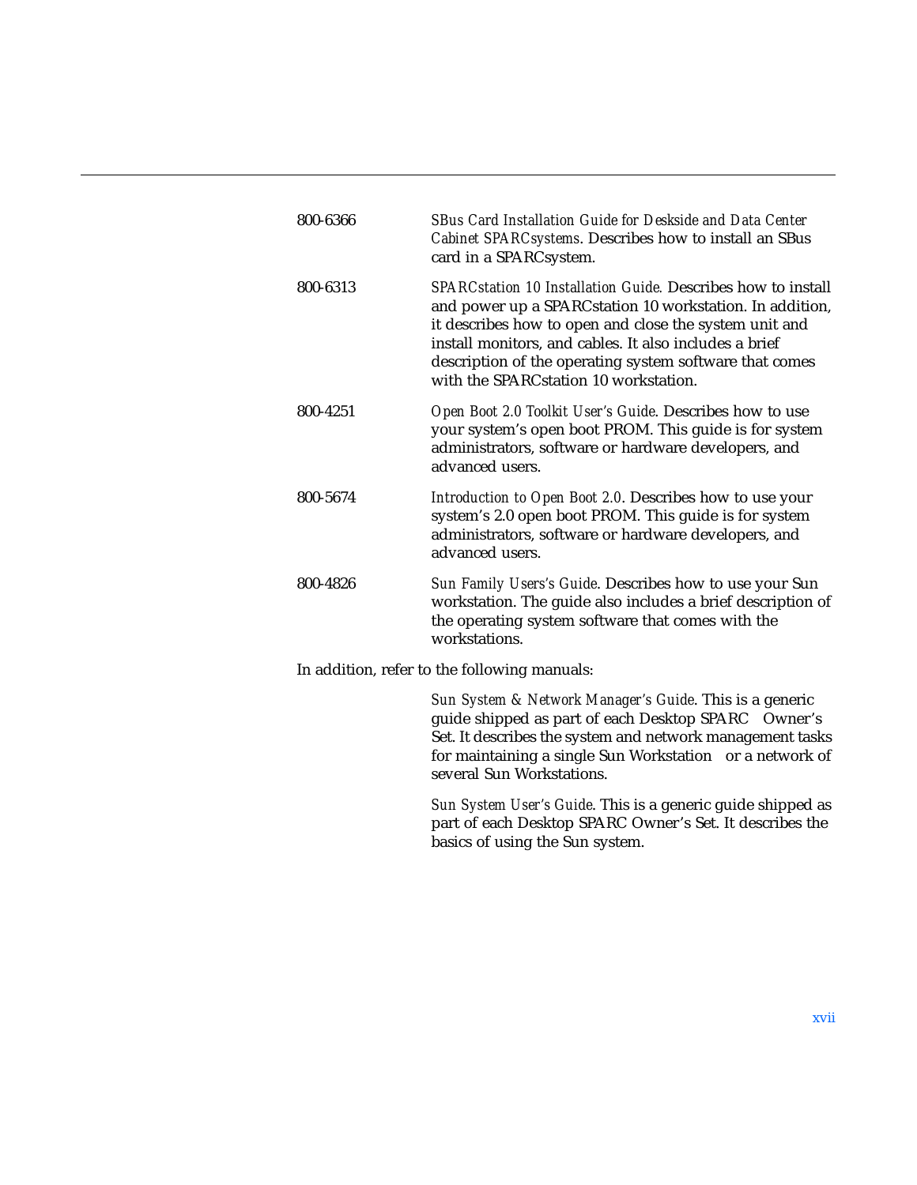| | |
|---|---|
| 800-6366 | *SBus Card Installation Guide for Deskside and Data Center Cabinet SPARCsystems*. Describes how to install an SBus card in a SPARCsystem. |
| 800-6313 | *SPARCstation 10 Installation Guide.* Describes how to install and power up a SPARCstation 10 workstation. In addition, it describes how to open and close the system unit and install monitors, and cables. It also includes a brief description of the operating system software that comes with the SPARCstation 10 workstation. |
| 800-4251 | *Open Boot 2.0 Toolkit User's Guide*. Describes how to use your system's open boot PROM. This guide is for system administrators, software or hardware developers, and advanced users. |
| 800-5674 | *Introduction to Open Boot 2.0*. Describes how to use your system's 2.0 open boot PROM. This guide is for system administrators, software or hardware developers, and advanced users. |
| 800-4826 | *Sun Family Users's Guide*. Describes how to use your Sun workstation. The guide also includes a brief description of the operating system software that comes with the workstations. |

In addition, refer to the following manuals:

*Sun System & Network Manager's Guide*. This is a generic guide shipped as part of each Desktop SPARC Owner's Set. It describes the system and network management tasks for maintaining a single Sun Workstation or a network of several Sun Workstations.

*Sun System User's Guide*. This is a generic guide shipped as part of each Desktop SPARC Owner's Set. It describes the basics of using the Sun system.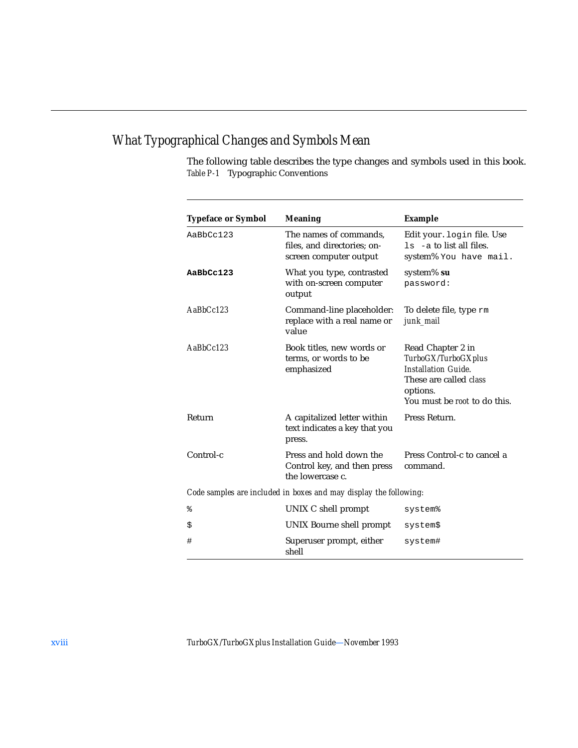## What Typographical Changes and Symbols Mean

The following table describes the type changes and symbols used in this book.

Table P-1 Typographic Conventions

| Typeface or Symbol | Meaning | Example |
|---|---|---|
| `AaBbCc123` | The names of commands, files, and directories; on-screen computer output | Edit your `.login` file. Use `ls -a` to list all files. system% `You have mail.` |
| **`AaBbCc123`** | What you type, contrasted with on-screen computer output | system% **su** `password:` |
| *AaBbCc123* | Command-line placeholder: replace with a real name or value | To delete file, type `rm` *junk_mail* |
| *AaBbCc123* | Book titles, new words or terms, or words to be emphasized | Read Chapter 2 in *TurboGX/TurboGXplus Installation Guide*. These are called *class* options. You must be *root* to do this. |
| Return | A capitalized letter within text indicates a key that you press. | Press Return. |
| Control-c | Press and hold down the Control key, and then press the lowercase c. | Press Control-c to cancel a command. |
| *Code samples are included in boxes and may display the following:* | | |
| `%` | UNIX C shell prompt | `system%` |
| `$` | UNIX Bourne shell prompt | `system$` |
| `#` | Superuser prompt, either shell | `system#` |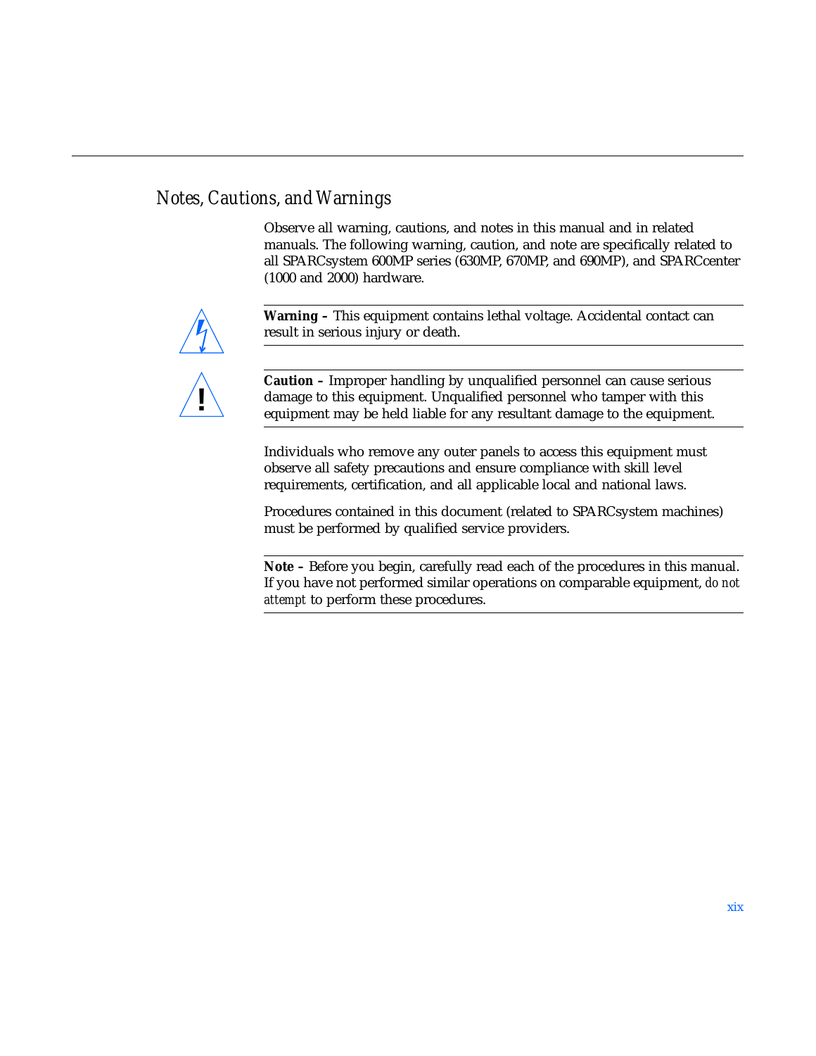## Notes, Cautions, and Warnings

Observe all warning, cautions, and notes in this manual and in related manuals. The following warning, caution, and note are specifically related to all SPARCsystem 600MP series (630MP, 670MP, and 690MP), and SPARCcenter (1000 and 2000) hardware.

---

**Warning –** This equipment contains lethal voltage. Accidental contact can result in serious injury or death.

---

**Caution –** Improper handling by unqualified personnel can cause serious damage to this equipment. Unqualified personnel who tamper with this equipment may be held liable for any resultant damage to the equipment.

---

Individuals who remove any outer panels to access this equipment must observe all safety precautions and ensure compliance with skill level requirements, certification, and all applicable local and national laws.

Procedures contained in this document (related to SPARCsystem machines) must be performed by qualified service providers.

---

**Note –** Before you begin, carefully read each of the procedures in this manual. If you have not performed similar operations on comparable equipment, *do not attempt* to perform these procedures.

---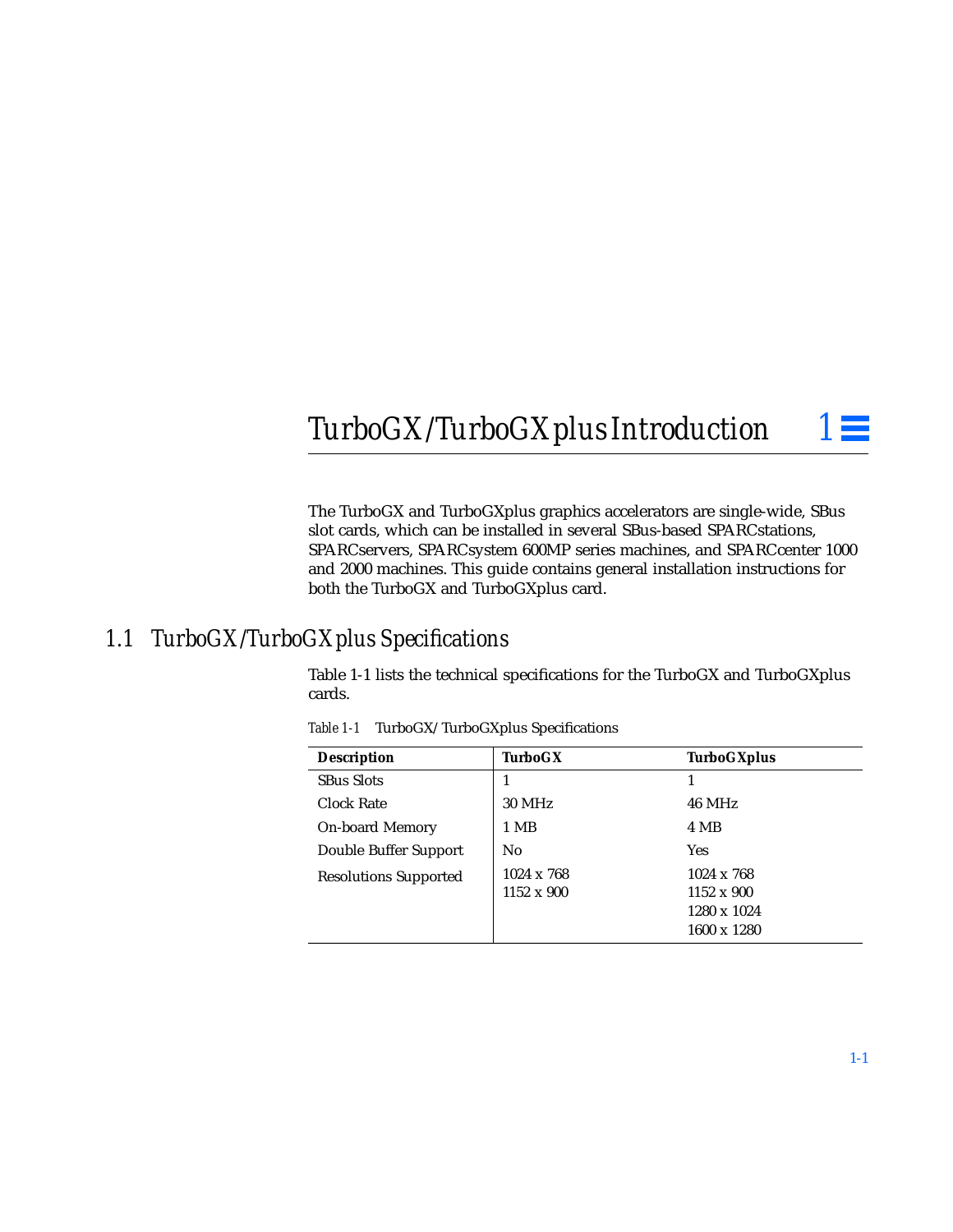# 1 TurboGX/TurboGXplus Introduction

The TurboGX and TurboGXplus graphics accelerators are single-wide, SBus slot cards, which can be installed in several SBus-based SPARCstations, SPARCservers, SPARCsystem 600MP series machines, and SPARCcenter 1000 and 2000 machines. This guide contains general installation instructions for both the TurboGX and TurboGXplus card.

## 1.1 TurboGX/TurboGXplus Specifications

Table 1-1 lists the technical specifications for the TurboGX and TurboGXplus cards.

*Table 1-1* TurboGX/TurboGXplus Specifications

| Description | TurboGX | TurboGXplus |
|---|---|---|
| SBus Slots | 1 | 1 |
| Clock Rate | 30 MHz | 46 MHz |
| On-board Memory | 1 MB | 4 MB |
| Double Buffer Support | No | Yes |
| Resolutions Supported | 1024 x 768<br>1152 x 900 | 1024 x 768<br>1152 x 900<br>1280 x 1024<br>1600 x 1280 |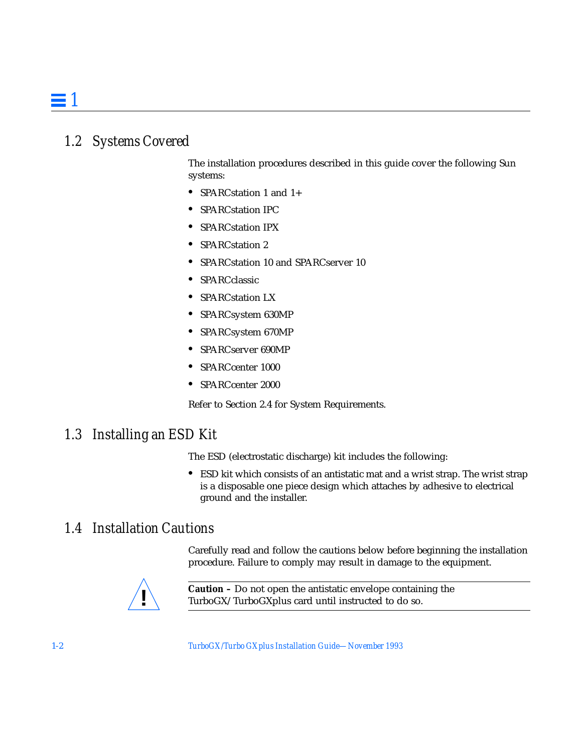## 1.2 Systems Covered

The installation procedures described in this guide cover the following Sun systems:

- SPARCstation 1 and 1+
- SPARCstation IPC
- SPARCstation IPX
- SPARCstation 2
- SPARCstation 10 and SPARCserver 10
- SPARCclassic
- SPARCstation LX
- SPARCsystem 630MP
- SPARCsystem 670MP
- SPARCserver 690MP
- SPARCcenter 1000
- SPARCcenter 2000

Refer to Section 2.4 for System Requirements.

## 1.3 Installing an ESD Kit

The ESD (electrostatic discharge) kit includes the following:

- ESD kit which consists of an antistatic mat and a wrist strap. The wrist strap is a disposable one piece design which attaches by adhesive to electrical ground and the installer.

## 1.4 Installation Cautions

Carefully read and follow the cautions below before beginning the installation procedure. Failure to comply may result in damage to the equipment.

**Caution –** Do not open the antistatic envelope containing the TurboGX/TurboGXplus card until instructed to do so.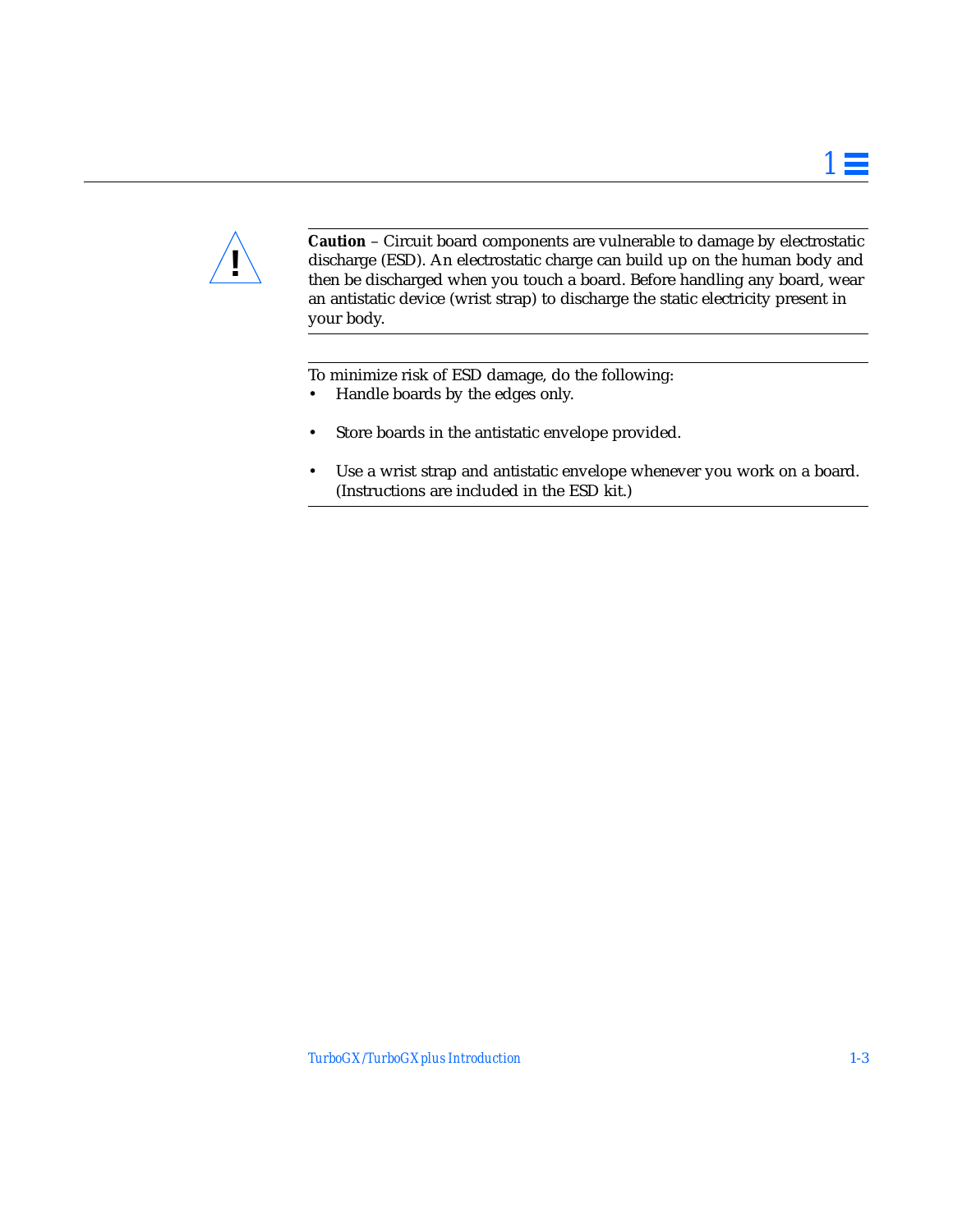**Caution** – Circuit board components are vulnerable to damage by electrostatic discharge (ESD). An electrostatic charge can build up on the human body and then be discharged when you touch a board. Before handling any board, wear an antistatic device (wrist strap) to discharge the static electricity present in your body.

---

To minimize risk of ESD damage, do the following:

- Handle boards by the edges only.
- Store boards in the antistatic envelope provided.
- Use a wrist strap and antistatic envelope whenever you work on a board. (Instructions are included in the ESD kit.)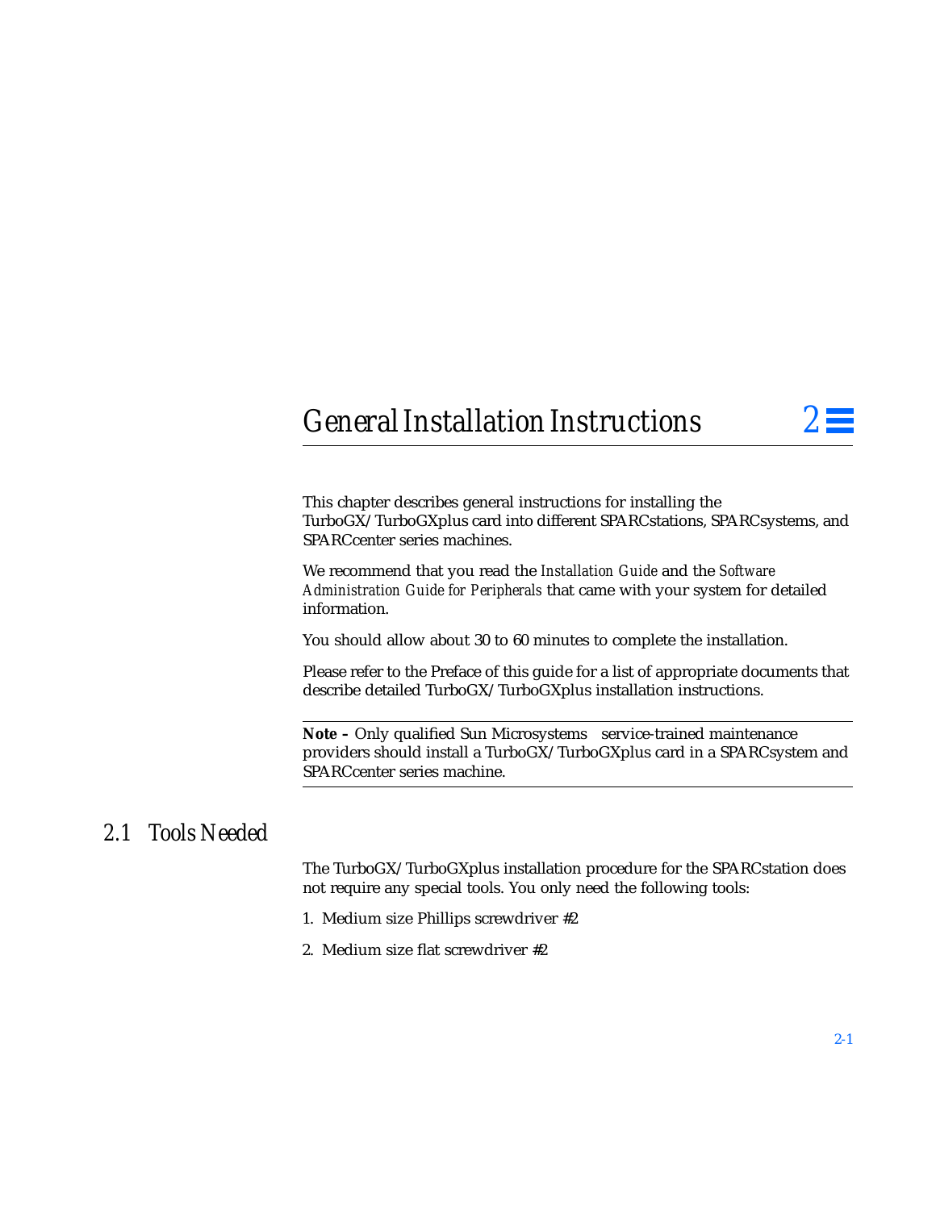# General Installation Instructions 2

This chapter describes general instructions for installing the TurboGX/TurboGXplus card into different SPARCstations, SPARCsystems, and SPARCcenter series machines.

We recommend that you read the *Installation Guide* and the *Software Administration Guide for Peripherals* that came with your system for detailed information.

You should allow about 30 to 60 minutes to complete the installation.

Please refer to the Preface of this guide for a list of appropriate documents that describe detailed TurboGX/TurboGXplus installation instructions.

---

**Note –** Only qualified Sun Microsystems service-trained maintenance providers should install a TurboGX/TurboGXplus card in a SPARCsystem and SPARCcenter series machine.

---

## 2.1 Tools Needed

The TurboGX/TurboGXplus installation procedure for the SPARCstation does not require any special tools. You only need the following tools:

1. Medium size Phillips screwdriver #2
2. Medium size flat screwdriver #2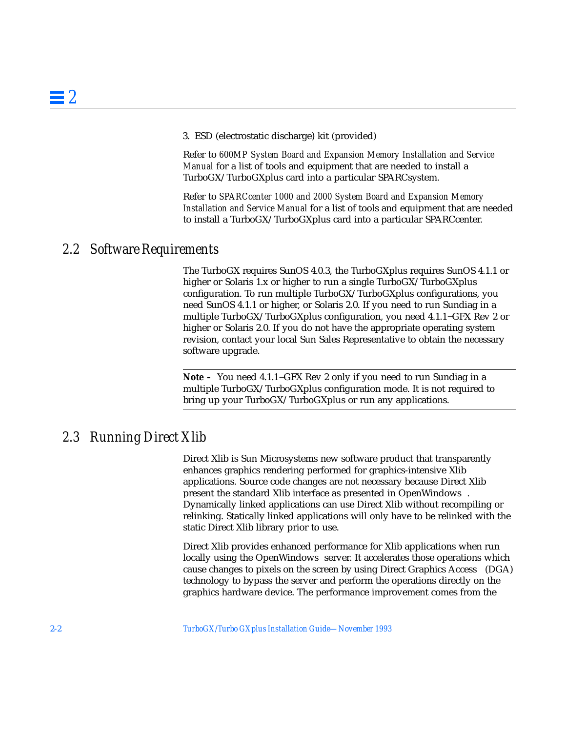3. ESD (electrostatic discharge) kit (provided)

Refer to *600MP System Board and Expansion Memory Installation and Service Manual* for a list of tools and equipment that are needed to install a TurboGX/TurboGXplus card into a particular SPARCsystem.

Refer to *SPARCcenter 1000 and 2000 System Board and Expansion Memory Installation and Service Manual* for a list of tools and equipment that are needed to install a TurboGX/TurboGXplus card into a particular SPARCcenter.

## 2.2 Software Requirements

The TurboGX requires SunOS 4.0.3, the TurboGXplus requires SunOS 4.1.1 or higher or Solaris 1.x or higher to run a single TurboGX/TurboGXplus configuration. To run multiple TurboGX/TurboGXplus configurations, you need SunOS 4.1.1 or higher, or Solaris 2.0. If you need to run Sundiag in a multiple TurboGX/TurboGXplus configuration, you need 4.1.1–GFX Rev 2 or higher or Solaris 2.0. If you do not have the appropriate operating system revision, contact your local Sun Sales Representative to obtain the necessary software upgrade.

---

**Note –** You need 4.1.1–GFX Rev 2 only if you need to run Sundiag in a multiple TurboGX/TurboGXplus configuration mode. It is not required to bring up your TurboGX/TurboGXplus or run any applications.

---

## 2.3 Running Direct Xlib

Direct Xlib is Sun Microsystems new software product that transparently enhances graphics rendering performed for graphics-intensive Xlib applications. Source code changes are not necessary because Direct Xlib present the standard Xlib interface as presented in OpenWindows . Dynamically linked applications can use Direct Xlib without recompiling or relinking. Statically linked applications will only have to be relinked with the static Direct Xlib library prior to use.

Direct Xlib provides enhanced performance for Xlib applications when run locally using the OpenWindows server. It accelerates those operations which cause changes to pixels on the screen by using Direct Graphics Access (DGA) technology to bypass the server and perform the operations directly on the graphics hardware device. The performance improvement comes from the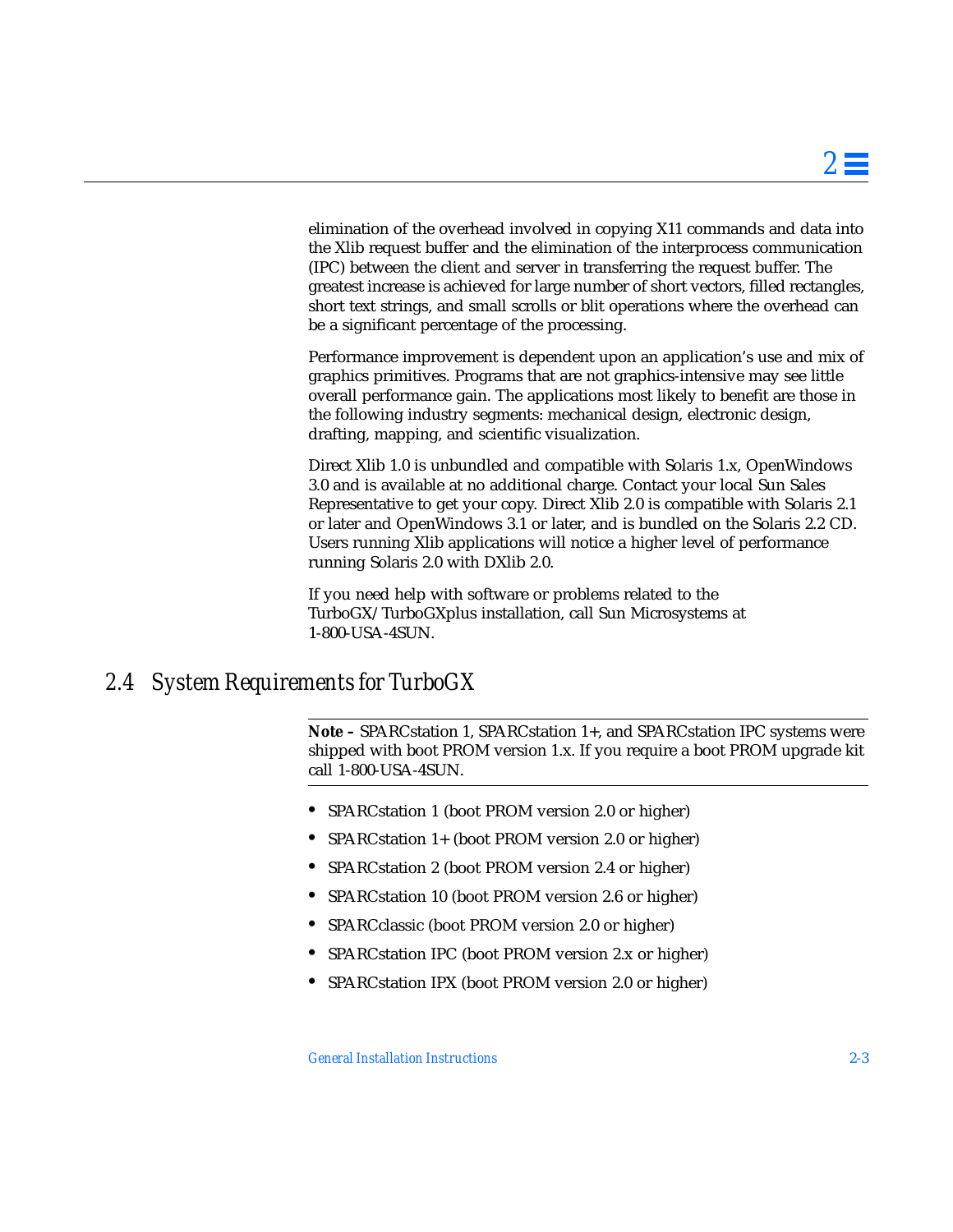elimination of the overhead involved in copying X11 commands and data into the Xlib request buffer and the elimination of the interprocess communication (IPC) between the client and server in transferring the request buffer. The greatest increase is achieved for large number of short vectors, filled rectangles, short text strings, and small scrolls or blit operations where the overhead can be a significant percentage of the processing.

Performance improvement is dependent upon an application's use and mix of graphics primitives. Programs that are not graphics-intensive may see little overall performance gain. The applications most likely to benefit are those in the following industry segments: mechanical design, electronic design, drafting, mapping, and scientific visualization.

Direct Xlib 1.0 is unbundled and compatible with Solaris 1.x, OpenWindows 3.0 and is available at no additional charge. Contact your local Sun Sales Representative to get your copy. Direct Xlib 2.0 is compatible with Solaris 2.1 or later and OpenWindows 3.1 or later, and is bundled on the Solaris 2.2 CD. Users running Xlib applications will notice a higher level of performance running Solaris 2.0 with DXlib 2.0.

If you need help with software or problems related to the TurboGX/TurboGXplus installation, call Sun Microsystems at 1-800-USA-4SUN.

## 2.4 System Requirements for TurboGX

**Note –** SPARCstation 1, SPARCstation 1+, and SPARCstation IPC systems were shipped with boot PROM version 1.x. If you require a boot PROM upgrade kit call 1-800-USA-4SUN.

- SPARCstation 1 (boot PROM version 2.0 or higher)
- SPARCstation 1+ (boot PROM version 2.0 or higher)
- SPARCstation 2 (boot PROM version 2.4 or higher)
- SPARCstation 10 (boot PROM version 2.6 or higher)
- SPARCclassic (boot PROM version 2.0 or higher)
- SPARCstation IPC (boot PROM version 2.x or higher)
- SPARCstation IPX (boot PROM version 2.0 or higher)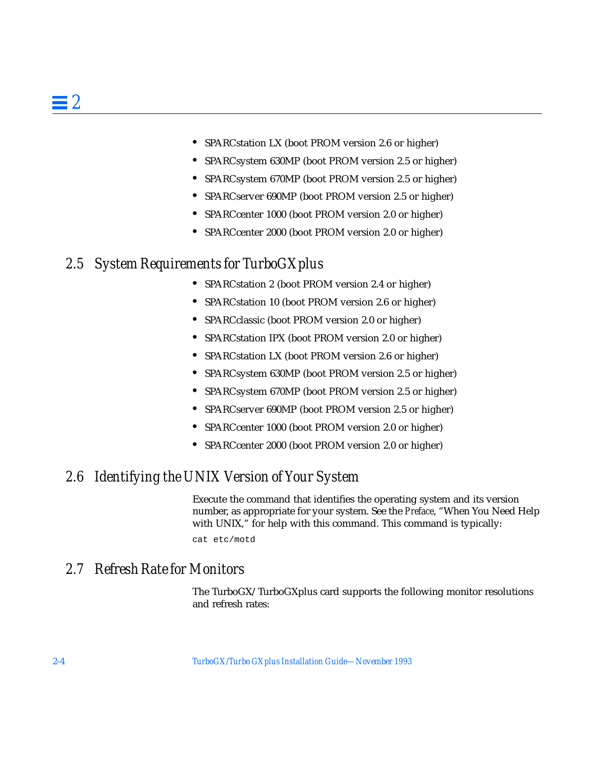- SPARCstation LX (boot PROM version 2.6 or higher)
- SPARCsystem 630MP (boot PROM version 2.5 or higher)
- SPARCsystem 670MP (boot PROM version 2.5 or higher)
- SPARCserver 690MP (boot PROM version 2.5 or higher)
- SPARCcenter 1000 (boot PROM version 2.0 or higher)
- SPARCcenter 2000 (boot PROM version 2.0 or higher)

## 2.5 System Requirements for TurboGXplus

- SPARCstation 2 (boot PROM version 2.4 or higher)
- SPARCstation 10 (boot PROM version 2.6 or higher)
- SPARCclassic (boot PROM version 2.0 or higher)
- SPARCstation IPX (boot PROM version 2.0 or higher)
- SPARCstation LX (boot PROM version 2.6 or higher)
- SPARCsystem 630MP (boot PROM version 2.5 or higher)
- SPARCsystem 670MP (boot PROM version 2.5 or higher)
- SPARCserver 690MP (boot PROM version 2.5 or higher)
- SPARCcenter 1000 (boot PROM version 2.0 or higher)
- SPARCcenter 2000 (boot PROM version 2.0 or higher)

## 2.6 Identifying the UNIX Version of Your System

Execute the command that identifies the operating system and its version number, as appropriate for your system. See the *Preface*, "When You Need Help with UNIX," for help with this command. This command is typically:

```
cat etc/motd
```

## 2.7 Refresh Rate for Monitors

The TurboGX/TurboGXplus card supports the following monitor resolutions and refresh rates: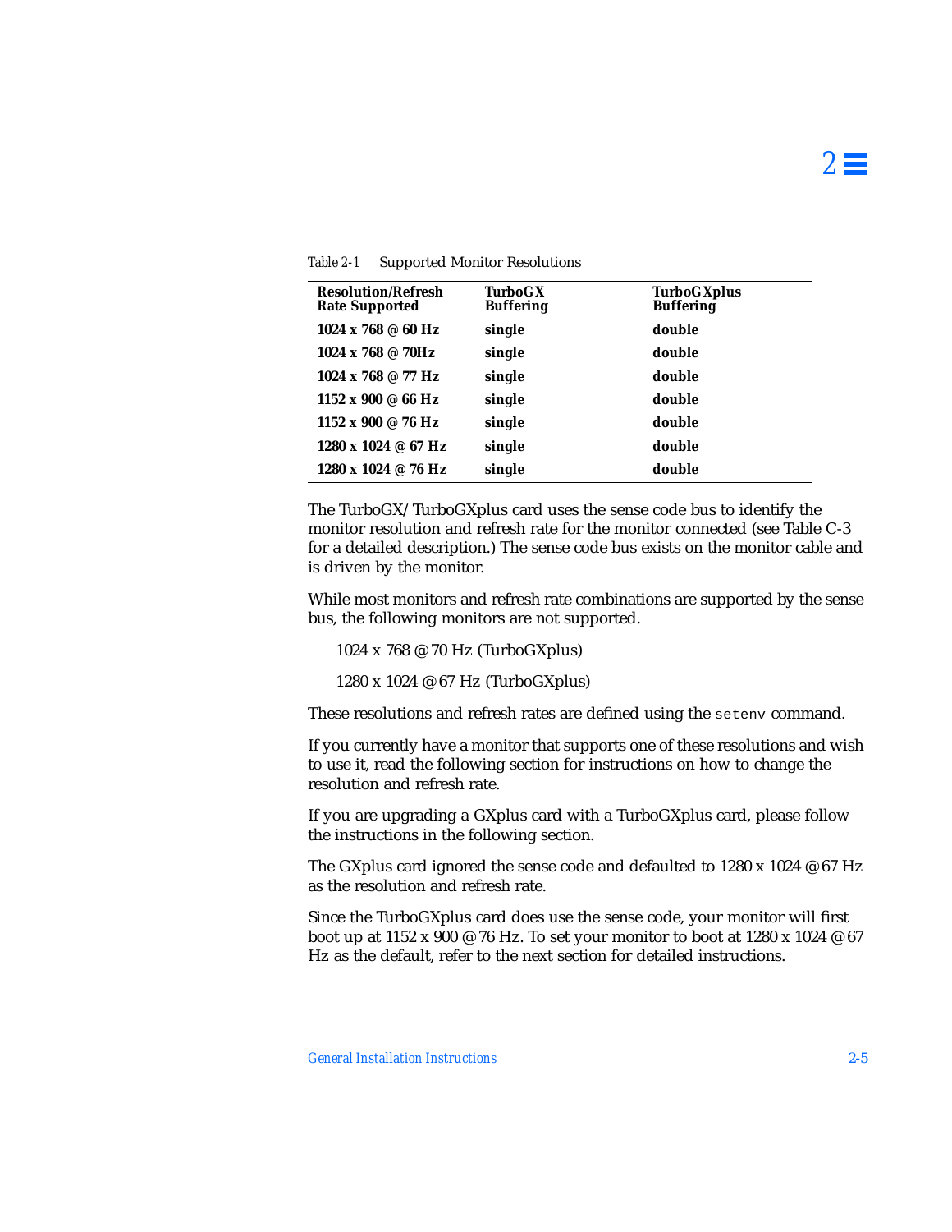Table 2-1 Supported Monitor Resolutions

| Resolution/Refresh Rate Supported | TurboGX Buffering | TurboGXplus Buffering |
|---|---|---|
| 1024 x 768 @ 60 Hz | single | double |
| 1024 x 768 @ 70Hz | single | double |
| 1024 x 768 @ 77 Hz | single | double |
| 1152 x 900 @ 66 Hz | single | double |
| 1152 x 900 @ 76 Hz | single | double |
| 1280 x 1024 @ 67 Hz | single | double |
| 1280 x 1024 @ 76 Hz | single | double |

The TurboGX/TurboGXplus card uses the sense code bus to identify the monitor resolution and refresh rate for the monitor connected (see Table C-3 for a detailed description.) The sense code bus exists on the monitor cable and is driven by the monitor.

While most monitors and refresh rate combinations are supported by the sense bus, the following monitors are not supported.

1024 x 768 @ 70 Hz (TurboGXplus)

1280 x 1024 @ 67 Hz (TurboGXplus)

These resolutions and refresh rates are defined using the `setenv` command.

If you currently have a monitor that supports one of these resolutions and wish to use it, read the following section for instructions on how to change the resolution and refresh rate.

If you are upgrading a GXplus card with a TurboGXplus card, please follow the instructions in the following section.

The GXplus card ignored the sense code and defaulted to 1280 x 1024 @ 67 Hz as the resolution and refresh rate.

Since the TurboGXplus card does use the sense code, your monitor will first boot up at 1152 x 900 @ 76 Hz. To set your monitor to boot at 1280 x 1024 @ 67 Hz as the default, refer to the next section for detailed instructions.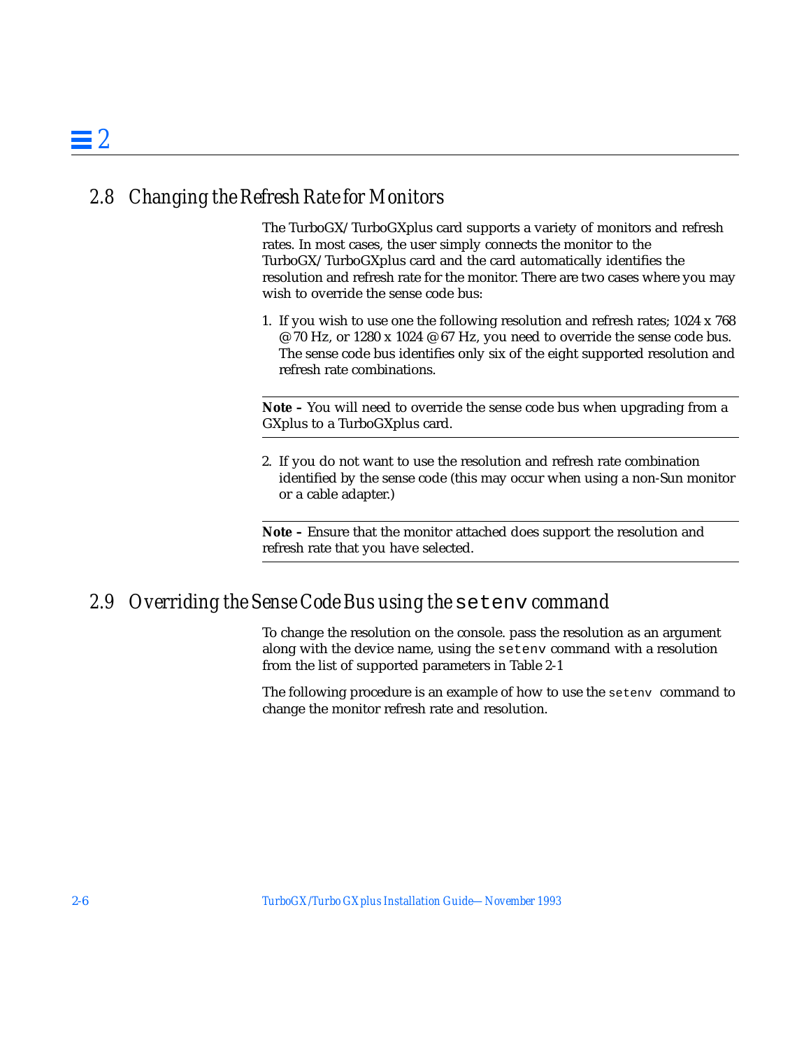## 2.8 Changing the Refresh Rate for Monitors

The TurboGX/TurboGXplus card supports a variety of monitors and refresh rates. In most cases, the user simply connects the monitor to the TurboGX/TurboGXplus card and the card automatically identifies the resolution and refresh rate for the monitor. There are two cases where you may wish to override the sense code bus:

1. If you wish to use one the following resolution and refresh rates; 1024 x 768 @ 70 Hz, or 1280 x 1024 @ 67 Hz, you need to override the sense code bus. The sense code bus identifies only six of the eight supported resolution and refresh rate combinations.

---

**Note –** You will need to override the sense code bus when upgrading from a GXplus to a TurboGXplus card.

---

2. If you do not want to use the resolution and refresh rate combination identified by the sense code (this may occur when using a non-Sun monitor or a cable adapter.)

---

**Note –** Ensure that the monitor attached does support the resolution and refresh rate that you have selected.

---

## 2.9 Overriding the Sense Code Bus using the `setenv` command

To change the resolution on the console. pass the resolution as an argument along with the device name, using the `setenv` command with a resolution from the list of supported parameters in Table 2-1

The following procedure is an example of how to use the `setenv` command to change the monitor refresh rate and resolution.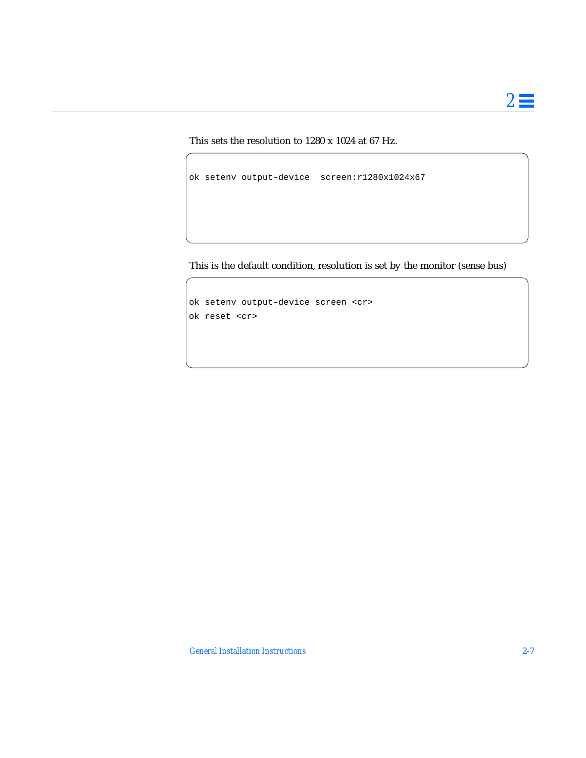This sets the resolution to 1280 x 1024 at 67 Hz.

```
ok setenv output-device  screen:r1280x1024x67
```

This is the default condition, resolution is set by the monitor (sense bus)

```
ok setenv output-device screen <cr>
ok reset <cr>
```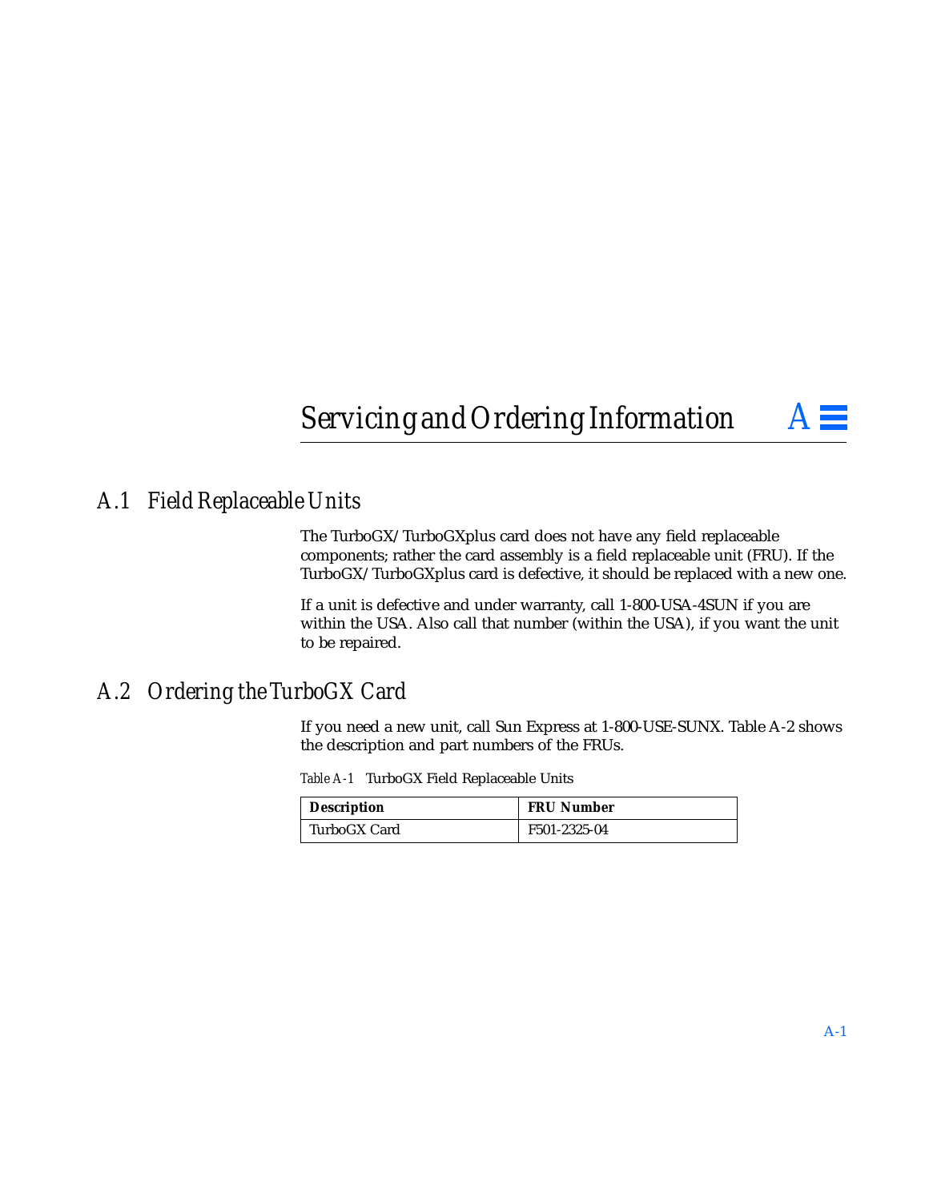# Servicing and Ordering Information A

## A.1 Field Replaceable Units

The TurboGX/TurboGXplus card does not have any field replaceable components; rather the card assembly is a field replaceable unit (FRU). If the TurboGX/TurboGXplus card is defective, it should be replaced with a new one.

If a unit is defective and under warranty, call 1-800-USA-4SUN if you are within the USA. Also call that number (within the USA), if you want the unit to be repaired.

## A.2 Ordering the TurboGX Card

If you need a new unit, call Sun Express at 1-800-USE-SUNX. Table A-2 shows the description and part numbers of the FRUs.

*Table A-1* TurboGX Field Replaceable Units

| Description | FRU Number |
|---|---|
| TurboGX Card | F501-2325-04 |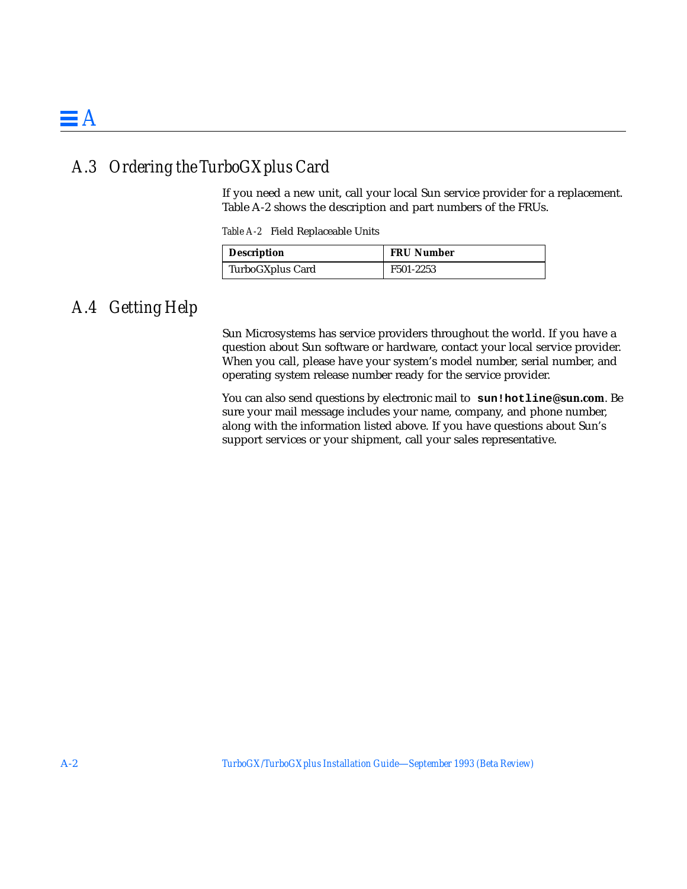## A.3 Ordering the TurboGXplus Card

If you need a new unit, call your local Sun service provider for a replacement. Table A-2 shows the description and part numbers of the FRUs.

*Table A-2* Field Replaceable Units

| Description | FRU Number |
|---|---|
| TurboGXplus Card | F501-2253 |

## A.4 Getting Help

Sun Microsystems has service providers throughout the world. If you have a question about Sun software or hardware, contact your local service provider. When you call, please have your system's model number, serial number, and operating system release number ready for the service provider.

You can also send questions by electronic mail to **sun!hotline@sun.com**. Be sure your mail message includes your name, company, and phone number, along with the information listed above. If you have questions about Sun's support services or your shipment, call your sales representative.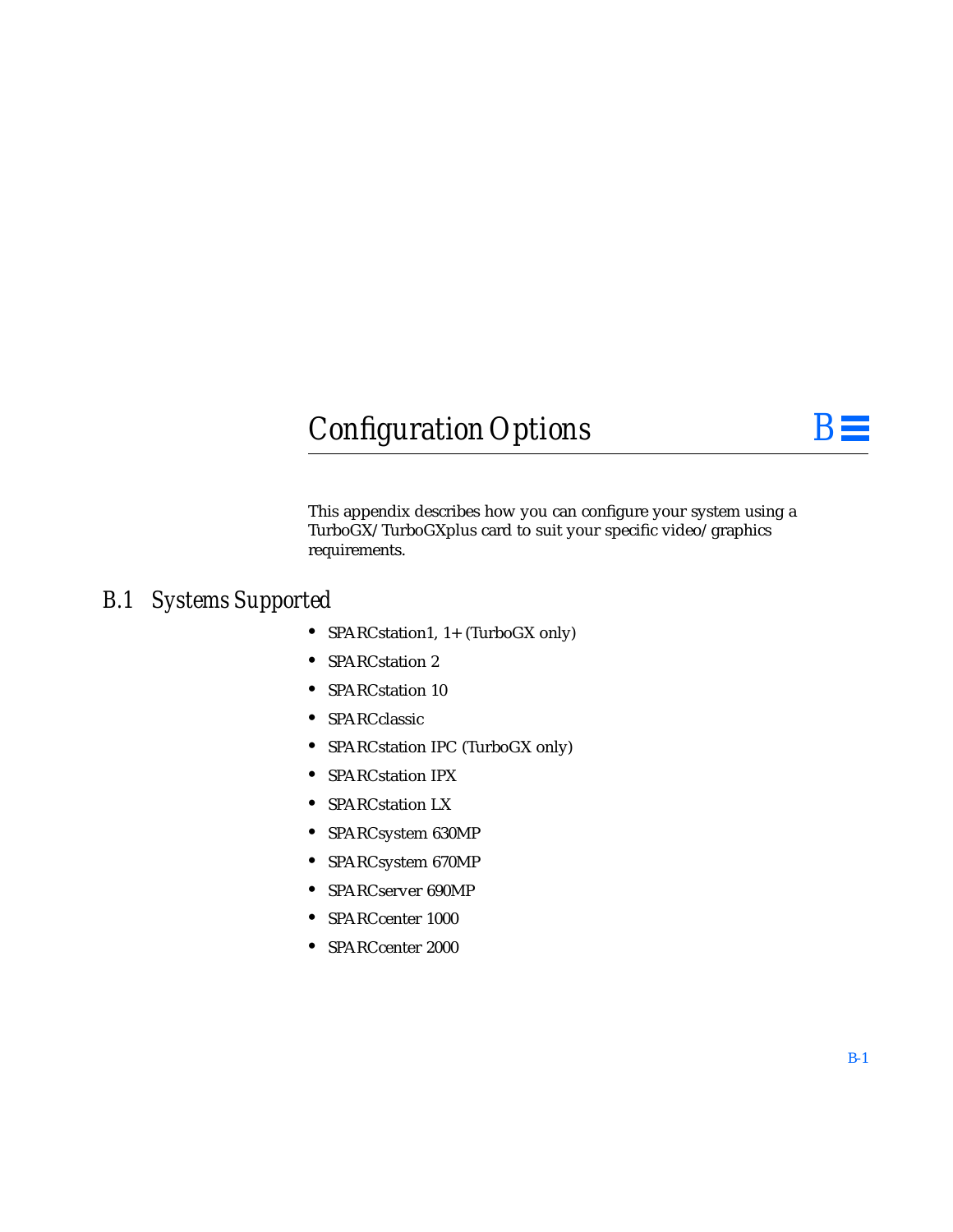# Configuration Options B

This appendix describes how you can configure your system using a TurboGX/TurboGXplus card to suit your specific video/graphics requirements.

## B.1 Systems Supported

- SPARCstation1, 1+ (TurboGX only)
- SPARCstation 2
- SPARCstation 10
- SPARCclassic
- SPARCstation IPC (TurboGX only)
- SPARCstation IPX
- SPARCstation LX
- SPARCsystem 630MP
- SPARCsystem 670MP
- SPARCserver 690MP
- SPARCcenter 1000
- SPARCcenter 2000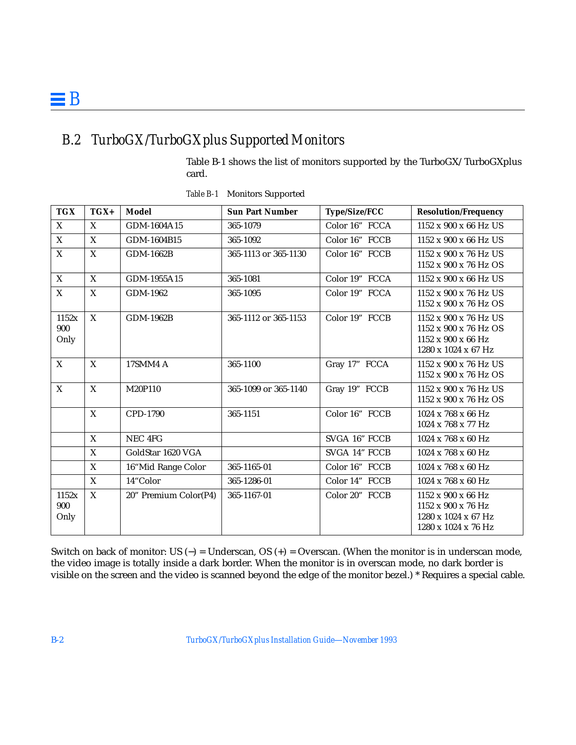## B.2 TurboGX/TurboGXplus Supported Monitors

Table B-1 shows the list of monitors supported by the TurboGX/ TurboGXplus card.

*Table B-1* Monitors Supported

| TGX | TGX+ | Model | Sun Part Number | Type/Size/FCC | Resolution/Frequency |
|---|---|---|---|---|---|
| X | X | GDM-1604A15 | 365-1079 | Color 16” FCCA | 1152 x 900 x 66 Hz US |
| X | X | GDM-1604B15 | 365-1092 | Color 16” FCCB | 1152 x 900 x 66 Hz US |
| X | X | GDM-1662B | 365-1113 or 365-1130 | Color 16” FCCB | 1152 x 900 x 76 Hz US<br>1152 x 900 x 76 Hz OS |
| X | X | GDM-1955A15 | 365-1081 | Color 19” FCCA | 1152 x 900 x 66 Hz US |
| X | X | GDM-1962 | 365-1095 | Color 19” FCCA | 1152 x 900 x 76 Hz US<br>1152 x 900 x 76 Hz OS |
| 1152x 900 Only | X | GDM-1962B | 365-1112 or 365-1153 | Color 19” FCCB | 1152 x 900 x 76 Hz US<br>1152 x 900 x 76 Hz OS<br>1152 x 900 x 66 Hz<br>1280 x 1024 x 67 Hz |
| X | X | 17SMM4 A | 365-1100 | Gray 17” FCCA | 1152 x 900 x 76 Hz US<br>1152 x 900 x 76 Hz OS |
| X | X | M20P110 | 365-1099 or 365-1140 | Gray 19” FCCB | 1152 x 900 x 76 Hz US<br>1152 x 900 x 76 Hz OS |
| | X | CPD-1790 | 365-1151 | Color 16” FCCB | 1024 x 768 x 66 Hz<br>1024 x 768 x 77 Hz |
| | X | NEC 4FG | | SVGA 16” FCCB | 1024 x 768 x 60 Hz |
| | X | GoldStar 1620 VGA | | SVGA 14” FCCB | 1024 x 768 x 60 Hz |
| | X | 16“Mid Range Color | 365-1165-01 | Color 16” FCCB | 1024 x 768 x 60 Hz |
| | X | 14“Color | 365-1286-01 | Color 14” FCCB | 1024 x 768 x 60 Hz |
| 1152x 900 Only | X | 20” Premium Color(P4) | 365-1167-01 | Color 20” FCCB | 1152 x 900 x 66 Hz<br>1152 x 900 x 76 Hz<br>1280 x 1024 x 67 Hz<br>1280 x 1024 x 76 Hz |

Switch on back of monitor: US (−) = Underscan, OS (+) = Overscan. (When the monitor is in underscan mode, the video image is totally inside a dark border. When the monitor is in overscan mode, no dark border is visible on the screen and the video is scanned beyond the edge of the monitor bezel.) * Requires a special cable.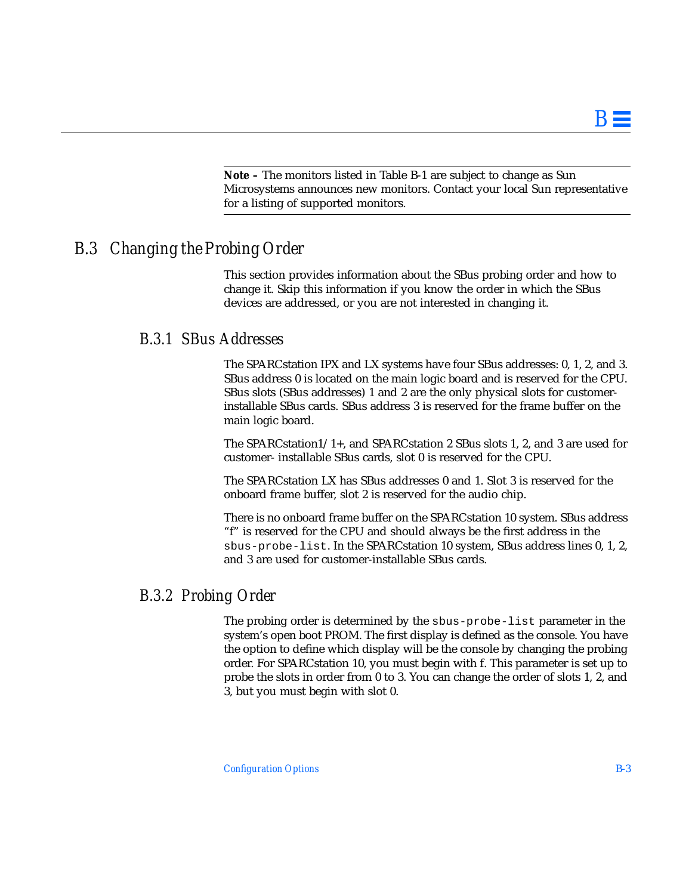**Note –** The monitors listed in Table B-1 are subject to change as Sun Microsystems announces new monitors. Contact your local Sun representative for a listing of supported monitors.

## B.3 Changing the Probing Order

This section provides information about the SBus probing order and how to change it. Skip this information if you know the order in which the SBus devices are addressed, or you are not interested in changing it.

### B.3.1 SBus Addresses

The SPARCstation IPX and LX systems have four SBus addresses: 0, 1, 2, and 3. SBus address 0 is located on the main logic board and is reserved for the CPU. SBus slots (SBus addresses) 1 and 2 are the only physical slots for customer-installable SBus cards. SBus address 3 is reserved for the frame buffer on the main logic board.

The SPARCstation1/1+, and SPARCstation 2 SBus slots 1, 2, and 3 are used for customer- installable SBus cards, slot 0 is reserved for the CPU.

The SPARCstation LX has SBus addresses 0 and 1. Slot 3 is reserved for the onboard frame buffer, slot 2 is reserved for the audio chip.

There is no onboard frame buffer on the SPARCstation 10 system. SBus address "f" is reserved for the CPU and should always be the first address in the `sbus-probe-list`. In the SPARCstation 10 system, SBus address lines 0, 1, 2, and 3 are used for customer-installable SBus cards.

### B.3.2 Probing Order

The probing order is determined by the `sbus-probe-list` parameter in the system's open boot PROM. The first display is defined as the console. You have the option to define which display will be the console by changing the probing order. For SPARCstation 10, you must begin with f. This parameter is set up to probe the slots in order from 0 to 3. You can change the order of slots 1, 2, and 3, but you must begin with slot 0.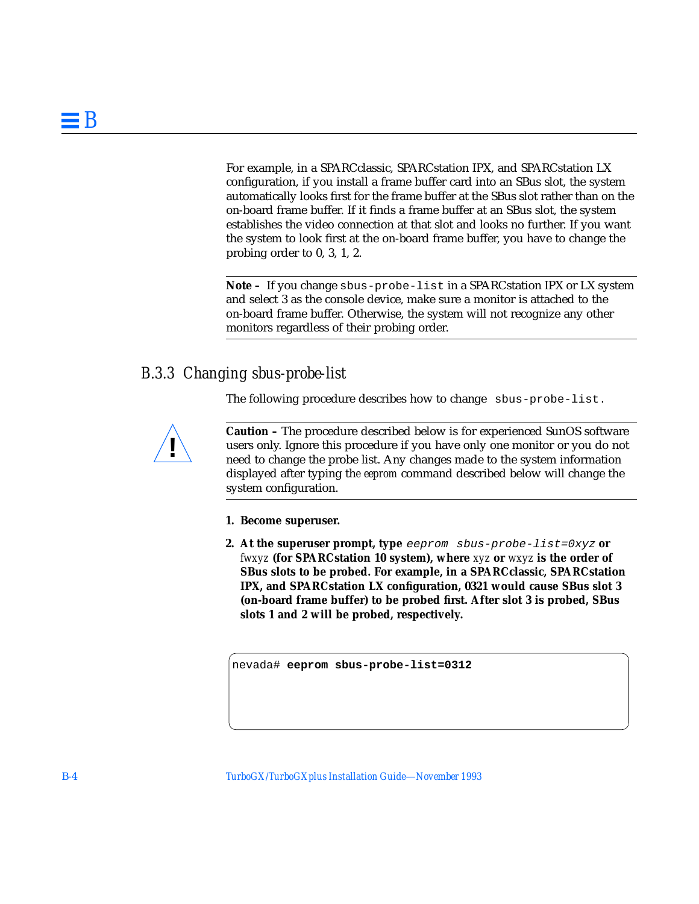For example, in a SPARCclassic, SPARCstation IPX, and SPARCstation LX configuration, if you install a frame buffer card into an SBus slot, the system automatically looks first for the frame buffer at the SBus slot rather than on the on-board frame buffer. If it finds a frame buffer at an SBus slot, the system establishes the video connection at that slot and looks no further. If you want the system to look first at the on-board frame buffer, you have to change the probing order to 0, 3, 1, 2.

---

**Note –** If you change `sbus-probe-list` in a SPARCstation IPX or LX system and select 3 as the console device, make sure a monitor is attached to the on-board frame buffer. Otherwise, the system will not recognize any other monitors regardless of their probing order.

---

### B.3.3 Changing sbus-probe-list

The following procedure describes how to change `sbus-probe-list`.

---

**Caution –** The procedure described below is for experienced SunOS software users only. Ignore this procedure if you have only one monitor or you do not need to change the probe list. Any changes made to the system information displayed after typing the eeprom command described below will change the system configuration.

---

1. **Become superuser.**

2. **At the superuser prompt, type** *`eeprom sbus-probe-list=0xyz`* **or** fwxyz **(for SPARCstation 10 system), where** xyz **or** wxyz **is the order of SBus slots to be probed. For example, in a SPARCclassic, SPARCstation IPX, and SPARCstation LX configuration, 0321 would cause SBus slot 3 (on-board frame buffer) to be probed first. After slot 3 is probed, SBus slots 1 and 2 will be probed, respectively.**

```
nevada# eeprom sbus-probe-list=0312
```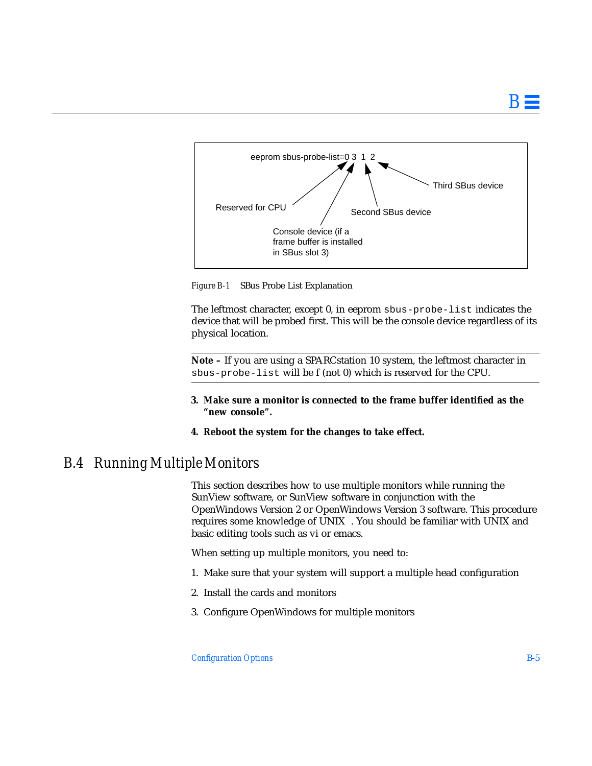```
eeprom sbus-probe-list=0 3 1 2
```

- 0 — Reserved for CPU
- 3 — Console device (if a frame buffer is installed in SBus slot 3)
- 1 — Second SBus device
- 2 — Third SBus device

*Figure B-1* SBus Probe List Explanation

The leftmost character, except 0, in eeprom `sbus-probe-list` indicates the device that will be probed first. This will be the console device regardless of its physical location.

---

**Note –** If you are using a SPARCstation 10 system, the leftmost character in `sbus-probe-list` will be f (not 0) which is reserved for the CPU.

---

3. **Make sure a monitor is connected to the frame buffer identified as the "new console".**

4. **Reboot the system for the changes to take effect.**

## B.4 Running Multiple Monitors

This section describes how to use multiple monitors while running the SunView software, or SunView software in conjunction with the OpenWindows Version 2 or OpenWindows Version 3 software. This procedure requires some knowledge of UNIX . You should be familiar with UNIX and basic editing tools such as vi or emacs.

When setting up multiple monitors, you need to:

1. Make sure that your system will support a multiple head configuration
2. Install the cards and monitors
3. Configure OpenWindows for multiple monitors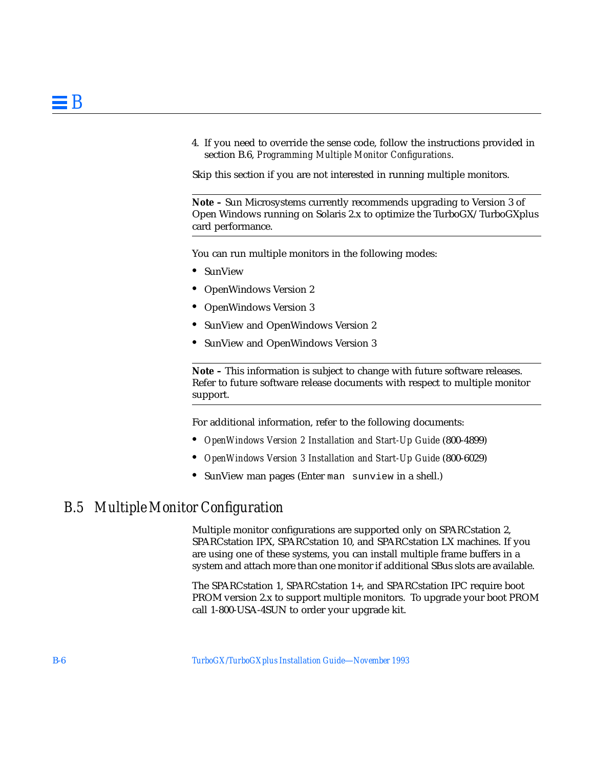4. If you need to override the sense code, follow the instructions provided in section B.6, *Programming Multiple Monitor Configurations*.

Skip this section if you are not interested in running multiple monitors.

---

**Note –** Sun Microsystems currently recommends upgrading to Version 3 of Open Windows running on Solaris 2.x to optimize the TurboGX/TurboGXplus card performance.

---

You can run multiple monitors in the following modes:

- SunView
- OpenWindows Version 2
- OpenWindows Version 3
- SunView and OpenWindows Version 2
- SunView and OpenWindows Version 3

---

**Note –** This information is subject to change with future software releases. Refer to future software release documents with respect to multiple monitor support.

---

For additional information, refer to the following documents:

- *OpenWindows Version 2 Installation and Start-Up Guide* (800-4899)
- *OpenWindows Version 3 Installation and Start-Up Guide* (800-6029)
- SunView man pages (Enter `man sunview` in a shell.)

## B.5 Multiple Monitor Configuration

Multiple monitor configurations are supported only on SPARCstation 2, SPARCstation IPX, SPARCstation 10, and SPARCstation LX machines. If you are using one of these systems, you can install multiple frame buffers in a system and attach more than one monitor if additional SBus slots are available.

The SPARCstation 1, SPARCstation 1+, and SPARCstation IPC require boot PROM version 2.x to support multiple monitors. To upgrade your boot PROM call 1-800-USA-4SUN to order your upgrade kit.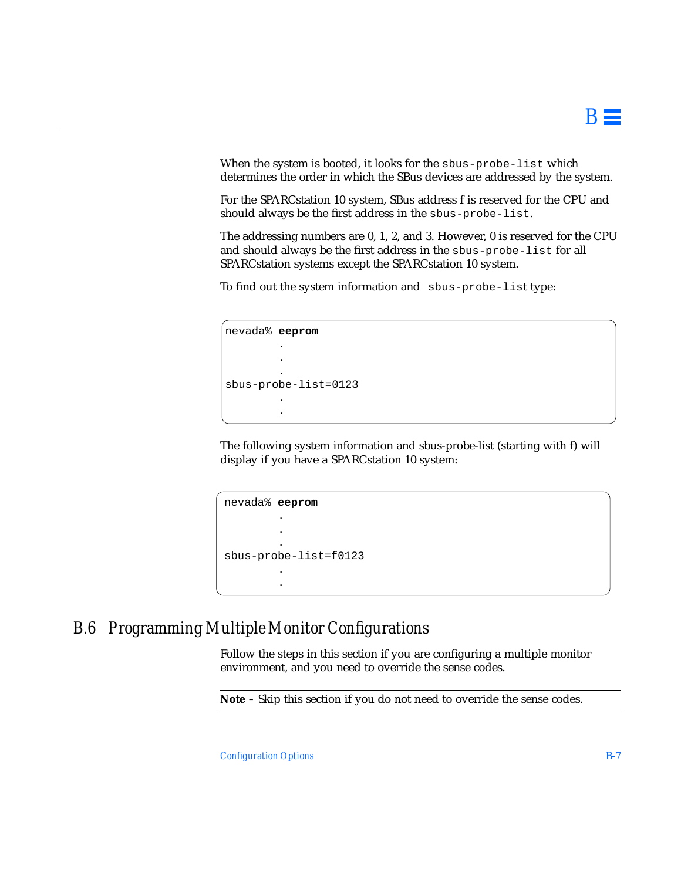When the system is booted, it looks for the `sbus-probe-list` which determines the order in which the SBus devices are addressed by the system.

For the SPARCstation 10 system, SBus address f is reserved for the CPU and should always be the first address in the `sbus-probe-list`.

The addressing numbers are 0, 1, 2, and 3. However, 0 is reserved for the CPU and should always be the first address in the `sbus-probe-list` for all SPARCstation systems except the SPARCstation 10 system.

To find out the system information and `sbus-probe-list` type:

```
nevada% eeprom
        .
        .
        .
sbus-probe-list=0123
        .
        .
```

The following system information and sbus-probe-list (starting with f) will display if you have a SPARCstation 10 system:

```
nevada% eeprom
        .
        .
        .
sbus-probe-list=f0123
        .
        .
```

## B.6 Programming Multiple Monitor Configurations

Follow the steps in this section if you are configuring a multiple monitor environment, and you need to override the sense codes.

**Note –** Skip this section if you do not need to override the sense codes.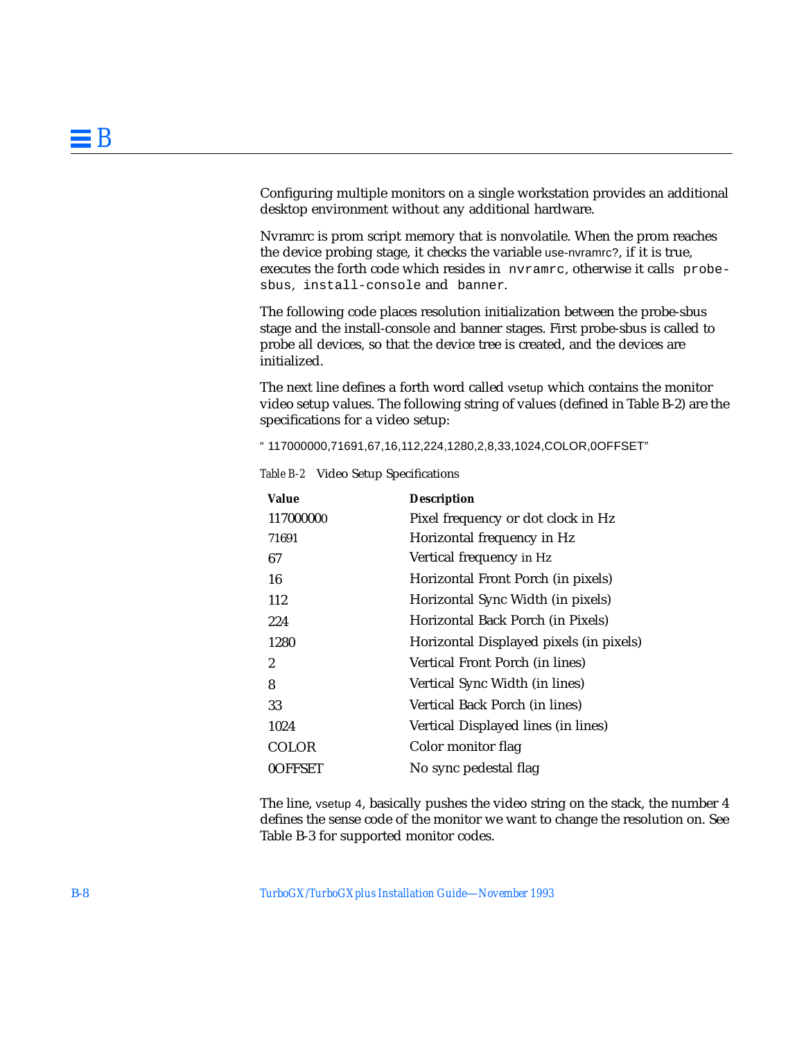Configuring multiple monitors on a single workstation provides an additional desktop environment without any additional hardware.

Nvramrc is prom script memory that is nonvolatile. When the prom reaches the device probing stage, it checks the variable `use-nvramrc?`, if it is true, executes the forth code which resides in `nvramrc`, otherwise it calls `probe-sbus`, `install-console` and `banner`.

The following code places resolution initialization between the probe-sbus stage and the install-console and banner stages. First probe-sbus is called to probe all devices, so that the device tree is created, and the devices are initialized.

The next line defines a forth word called `vsetup` which contains the monitor video setup values. The following string of values (defined in Table B-2) are the specifications for a video setup:

```
" 117000000,71691,67,16,112,224,1280,2,8,33,1024,COLOR,0OFFSET"
```

*Table B-2* Video Setup Specifications

| Value | Description |
|---|---|
| 117000000 | Pixel frequency or dot clock in Hz |
| 71691 | Horizontal frequency in Hz |
| 67 | Vertical frequency in Hz |
| 16 | Horizontal Front Porch (in pixels) |
| 112 | Horizontal Sync Width (in pixels) |
| 224 | Horizontal Back Porch (in Pixels) |
| 1280 | Horizontal Displayed pixels (in pixels) |
| 2 | Vertical Front Porch (in lines) |
| 8 | Vertical Sync Width (in lines) |
| 33 | Vertical Back Porch (in lines) |
| 1024 | Vertical Displayed lines (in lines) |
| COLOR | Color monitor flag |
| 0OFFSET | No sync pedestal flag |

The line, `vsetup 4`, basically pushes the video string on the stack, the number 4 defines the sense code of the monitor we want to change the resolution on. See Table B-3 for supported monitor codes.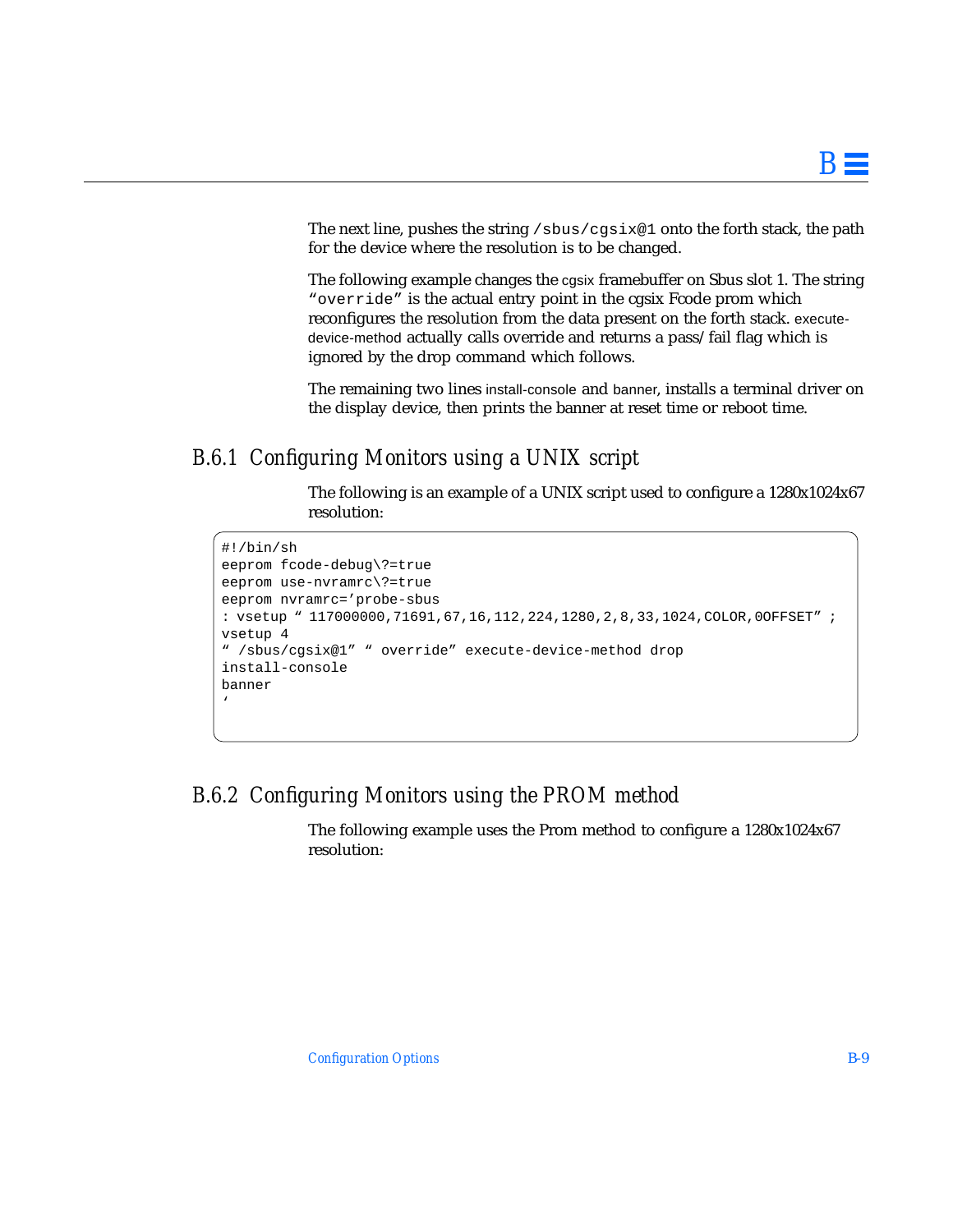The next line, pushes the string `/sbus/cgsix@1` onto the forth stack, the path for the device where the resolution is to be changed.

The following example changes the cgsix framebuffer on Sbus slot 1. The string “`override`” is the actual entry point in the cgsix Fcode prom which reconfigures the resolution from the data present on the forth stack. execute-device-method actually calls override and returns a pass/fail flag which is ignored by the drop command which follows.

The remaining two lines install-console and banner, installs a terminal driver on the display device, then prints the banner at reset time or reboot time.

### B.6.1 Configuring Monitors using a UNIX script

The following is an example of a UNIX script used to configure a 1280x1024x67 resolution:

```
#!/bin/sh
eeprom fcode-debug\?=true
eeprom use-nvramrc\?=true
eeprom nvramrc='probe-sbus
: vsetup " 117000000,71691,67,16,112,224,1280,2,8,33,1024,COLOR,0OFFSET" ;
vsetup 4
" /sbus/cgsix@1" " override" execute-device-method drop
install-console
banner
'
```

### B.6.2 Configuring Monitors using the PROM method

The following example uses the Prom method to configure a 1280x1024x67 resolution: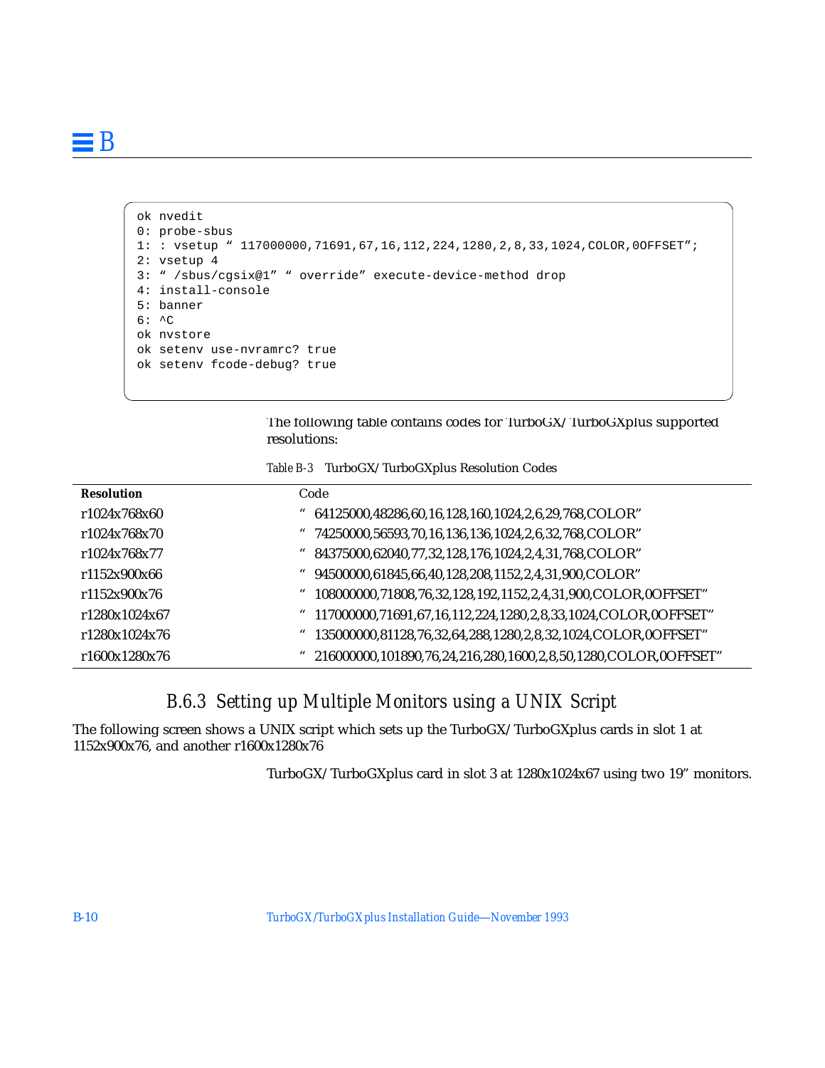```
ok nvedit
0: probe-sbus
1: : vsetup " 117000000,71691,67,16,112,224,1280,2,8,33,1024,COLOR,0OFFSET";
2: vsetup 4
3: " /sbus/cgsix@1" " override" execute-device-method drop
4: install-console
5: banner
6: ^C
ok nvstore
ok setenv use-nvramrc? true
ok setenv fcode-debug? true
```

The following table contains codes for TurboGX/TurboGXplus supported resolutions:

Table B-3 TurboGX/TurboGXplus Resolution Codes

| **Resolution** | Code |
|---|---|
| r1024x768x60 | " 64125000,48286,60,16,128,160,1024,2,6,29,768,COLOR" |
| r1024x768x70 | " 74250000,56593,70,16,136,136,1024,2,6,32,768,COLOR" |
| r1024x768x77 | " 84375000,62040,77,32,128,176,1024,2,4,31,768,COLOR" |
| r1152x900x66 | " 94500000,61845,66,40,128,208,1152,2,4,31,900,COLOR" |
| r1152x900x76 | " 108000000,71808,76,32,128,192,1152,2,4,31,900,COLOR,0OFFSET" |
| r1280x1024x67 | " 117000000,71691,67,16,112,224,1280,2,8,33,1024,COLOR,0OFFSET" |
| r1280x1024x76 | " 135000000,81128,76,32,64,288,1280,2,8,32,1024,COLOR,0OFFSET" |
| r1600x1280x76 | " 216000000,101890,76,24,216,280,1600,2,8,50,1280,COLOR,0OFFSET" |

### B.6.3 Setting up Multiple Monitors using a UNIX Script

The following screen shows a UNIX script which sets up the TurboGX/TurboGXplus cards in slot 1 at 1152x900x76, and another r1600x1280x76

TurboGX/TurboGXplus card in slot 3 at 1280x1024x67 using two 19" monitors.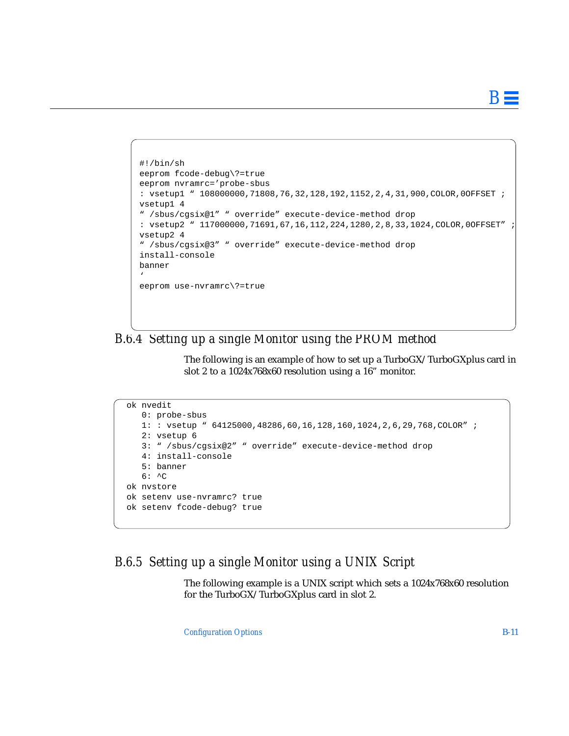```
#!/bin/sh
eeprom fcode-debug\?=true
eeprom nvramrc='probe-sbus
: vsetup1 " 108000000,71808,76,32,128,192,1152,2,4,31,900,COLOR,0OFFSET ;
vsetup1 4
" /sbus/cgsix@1" " override" execute-device-method drop
: vsetup2 " 117000000,71691,67,16,112,224,1280,2,8,33,1024,COLOR,0OFFSET" ;
vsetup2 4
" /sbus/cgsix@3" " override" execute-device-method drop
install-console
banner
'
eeprom use-nvramrc\?=true
```

### B.6.4 Setting up a single Monitor using the PROM method

The following is an example of how to set up a TurboGX/TurboGXplus card in slot 2 to a 1024x768x60 resolution using a 16" monitor.

```
ok nvedit
   0: probe-sbus
   1: : vsetup " 64125000,48286,60,16,128,160,1024,2,6,29,768,COLOR" ;
   2: vsetup 6
   3: " /sbus/cgsix@2" " override" execute-device-method drop
   4: install-console
   5: banner
   6: ^C
ok nvstore
ok setenv use-nvramrc? true
ok setenv fcode-debug? true
```

### B.6.5 Setting up a single Monitor using a UNIX Script

The following example is a UNIX script which sets a 1024x768x60 resolution for the TurboGX/TurboGXplus card in slot 2.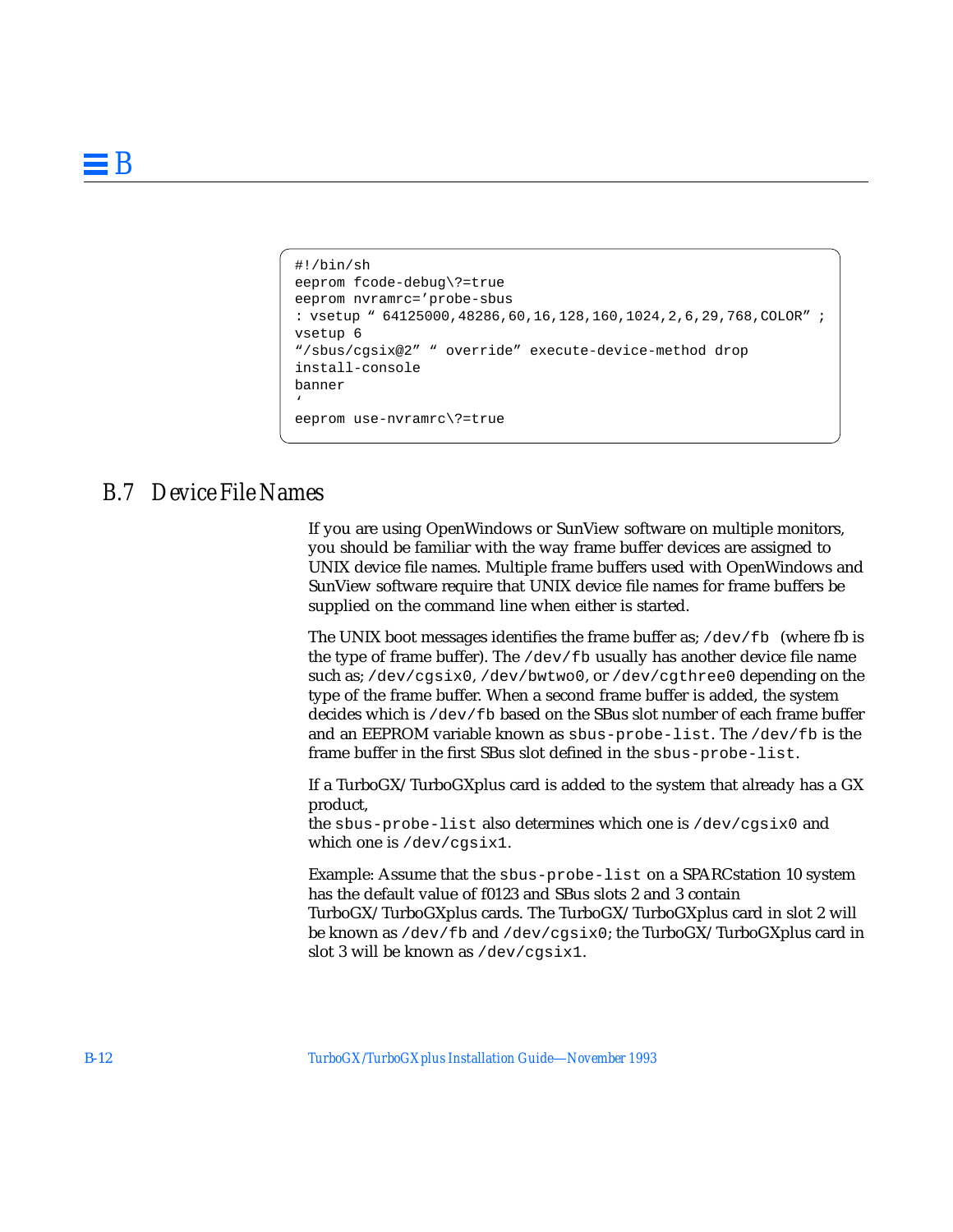```
#!/bin/sh
eeprom fcode-debug\?=true
eeprom nvramrc='probe-sbus
: vsetup " 64125000,48286,60,16,128,160,1024,2,6,29,768,COLOR" ;
vsetup 6
"/sbus/cgsix@2" " override" execute-device-method drop
install-console
banner
'
eeprom use-nvramrc\?=true
```

## B.7 Device File Names

If you are using OpenWindows or SunView software on multiple monitors, you should be familiar with the way frame buffer devices are assigned to UNIX device file names. Multiple frame buffers used with OpenWindows and SunView software require that UNIX device file names for frame buffers be supplied on the command line when either is started.

The UNIX boot messages identifies the frame buffer as; `/dev/fb` (where fb is the type of frame buffer). The `/dev/fb` usually has another device file name such as; `/dev/cgsix0`, `/dev/bwtwo0`, or `/dev/cgthree0` depending on the type of the frame buffer. When a second frame buffer is added, the system decides which is `/dev/fb` based on the SBus slot number of each frame buffer and an EEPROM variable known as `sbus-probe-list`. The `/dev/fb` is the frame buffer in the first SBus slot defined in the `sbus-probe-list`.

If a TurboGX/TurboGXplus card is added to the system that already has a GX product,
the `sbus-probe-list` also determines which one is `/dev/cgsix0` and which one is `/dev/cgsix1`.

Example: Assume that the `sbus-probe-list` on a SPARCstation 10 system has the default value of f0123 and SBus slots 2 and 3 contain TurboGX/TurboGXplus cards. The TurboGX/TurboGXplus card in slot 2 will be known as `/dev/fb` and `/dev/cgsix0`; the TurboGX/TurboGXplus card in slot 3 will be known as `/dev/cgsix1`.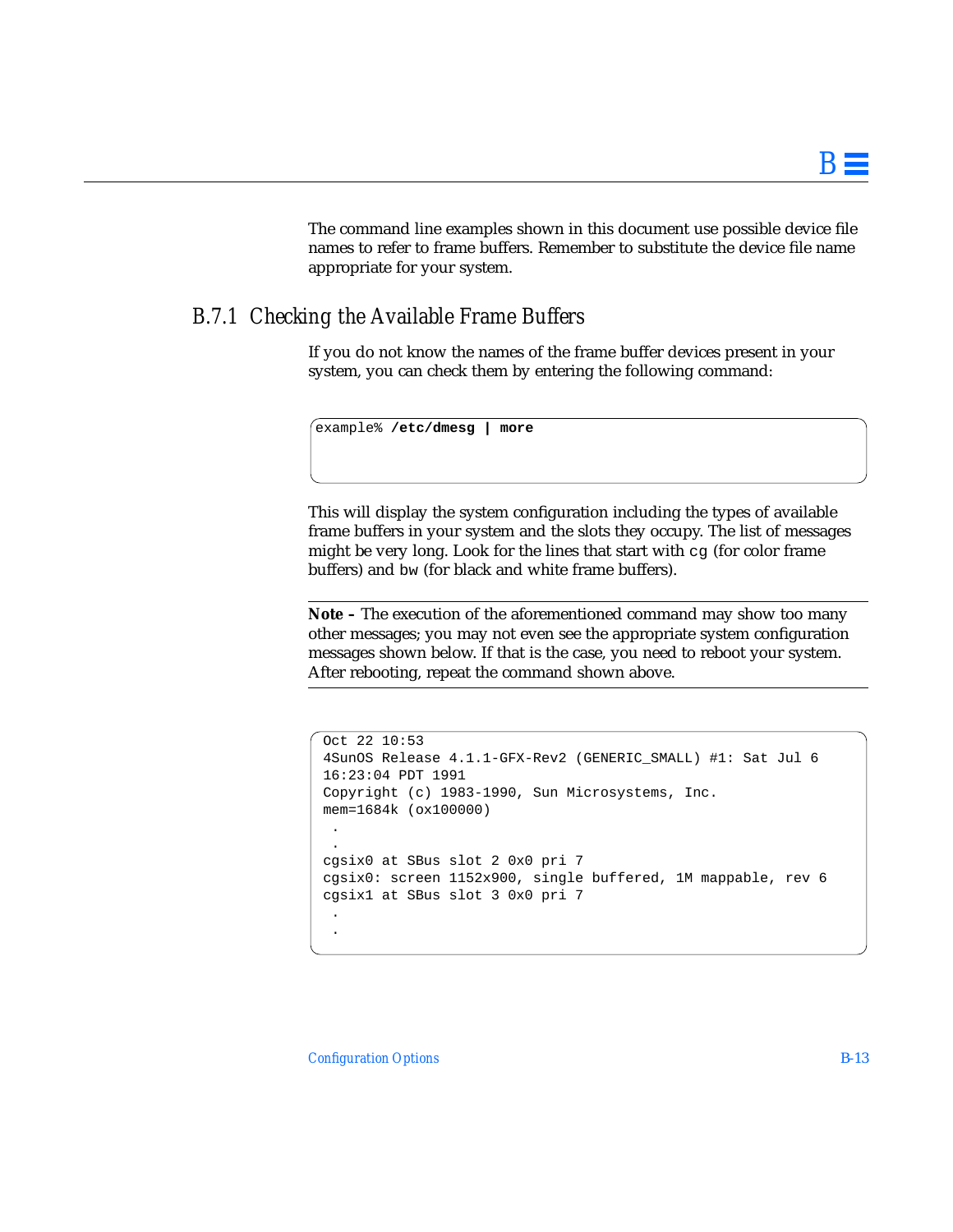The command line examples shown in this document use possible device file names to refer to frame buffers. Remember to substitute the device file name appropriate for your system.

### B.7.1 Checking the Available Frame Buffers

If you do not know the names of the frame buffer devices present in your system, you can check them by entering the following command:

```
example% /etc/dmesg | more
```

This will display the system configuration including the types of available frame buffers in your system and the slots they occupy. The list of messages might be very long. Look for the lines that start with `cg` (for color frame buffers) and `bw` (for black and white frame buffers).

---

**Note –** The execution of the aforementioned command may show too many other messages; you may not even see the appropriate system configuration messages shown below. If that is the case, you need to reboot your system. After rebooting, repeat the command shown above.

---

```
Oct 22 10:53
4SunOS Release 4.1.1-GFX-Rev2 (GENERIC_SMALL) #1: Sat Jul 6
16:23:04 PDT 1991
Copyright (c) 1983-1990, Sun Microsystems, Inc.
mem=1684k (ox100000)
 .
 .
cgsix0 at SBus slot 2 0x0 pri 7
cgsix0: screen 1152x900, single buffered, 1M mappable, rev 6
cgsix1 at SBus slot 3 0x0 pri 7
 .
 .
```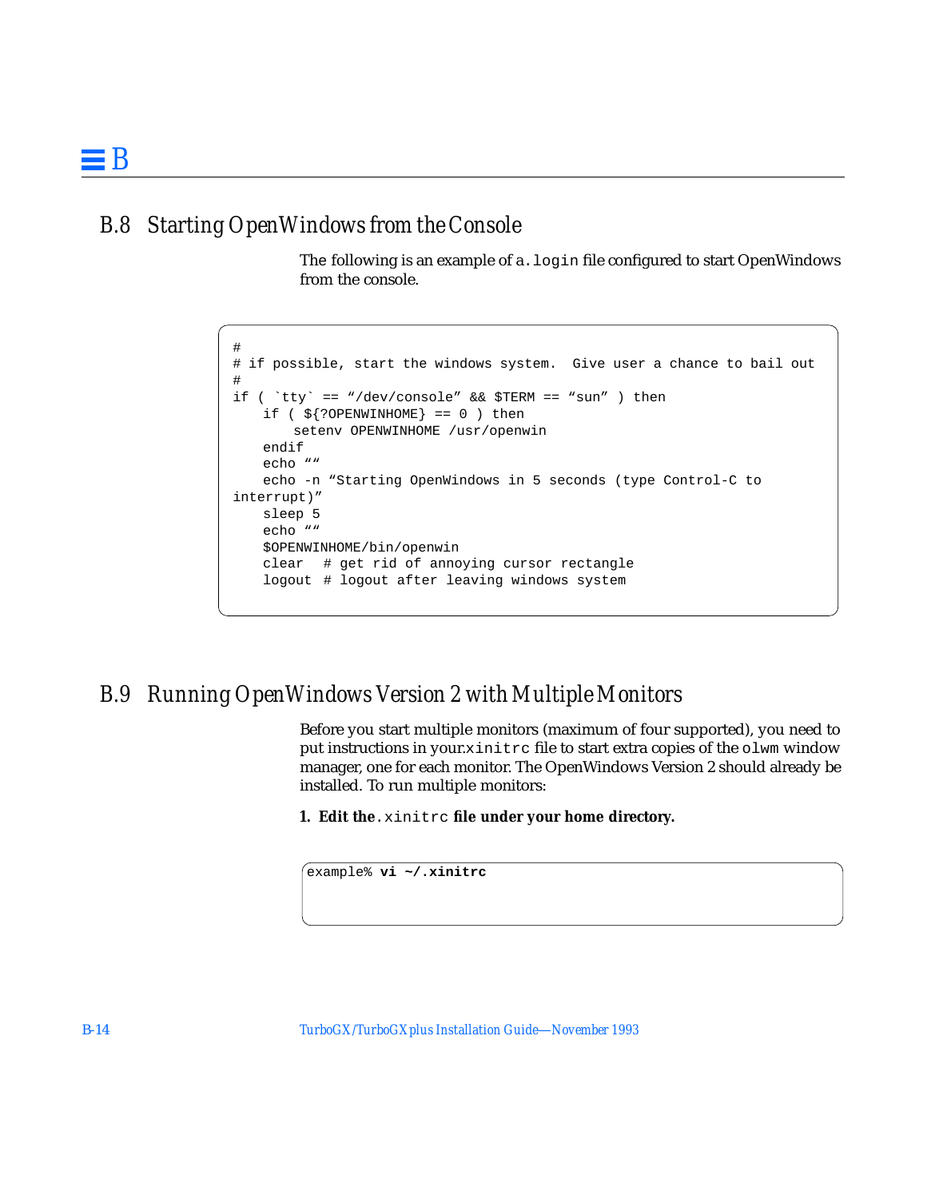## B.8 Starting OpenWindows from the Console

The following is an example of a `.login` file configured to start OpenWindows from the console.

```
#
# if possible, start the windows system.  Give user a chance to bail out
#
if ( `tty` == "/dev/console" && $TERM == "sun" ) then
    if ( ${?OPENWINHOME} == 0 ) then
        setenv OPENWINHOME /usr/openwin
    endif
    echo ""
    echo -n "Starting OpenWindows in 5 seconds (type Control-C to
interrupt)"
    sleep 5
    echo ""
    $OPENWINHOME/bin/openwin
    clear  # get rid of annoying cursor rectangle
    logout # logout after leaving windows system
```

## B.9 Running OpenWindows Version 2 with Multiple Monitors

Before you start multiple monitors (maximum of four supported), you need to put instructions in your `.xinitrc` file to start extra copies of the `olwm` window manager, one for each monitor. The OpenWindows Version 2 should already be installed. To run multiple monitors:

1. **Edit the `.xinitrc` file under your home directory.**

```
example% vi ~/.xinitrc
```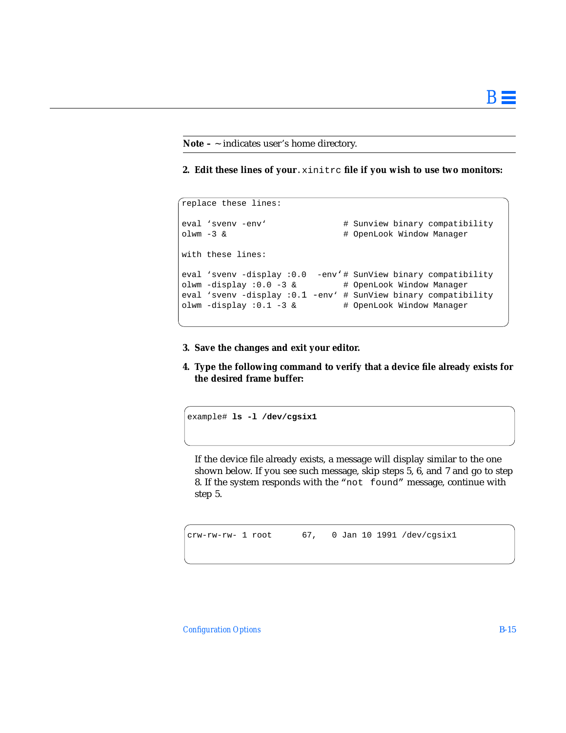**Note –** ~ indicates user's home directory.

2. **Edit these lines of your `.xinitrc` file if you wish to use two monitors:**

```
replace these lines:

eval 'svenv -env'               # Sunview binary compatibility
olwm -3 &                       # OpenLook Window Manager

with these lines:

eval 'svenv -display :0.0  -env'# SunView binary compatibility
olwm -display :0.0 -3 &         # OpenLook Window Manager
eval 'svenv -display :0.1 -env' # SunView binary compatibility
olwm -display :0.1 -3 &         # OpenLook Window Manager
```

3. **Save the changes and exit your editor.**

4. **Type the following command to verify that a device file already exists for the desired frame buffer:**

```
example# ls -l /dev/cgsix1
```

If the device file already exists, a message will display similar to the one shown below. If you see such message, skip steps 5, 6, and 7 and go to step 8. If the system responds with the "`not found`" message, continue with step 5.

```
crw-rw-rw- 1 root      67,   0 Jan 10 1991 /dev/cgsix1
```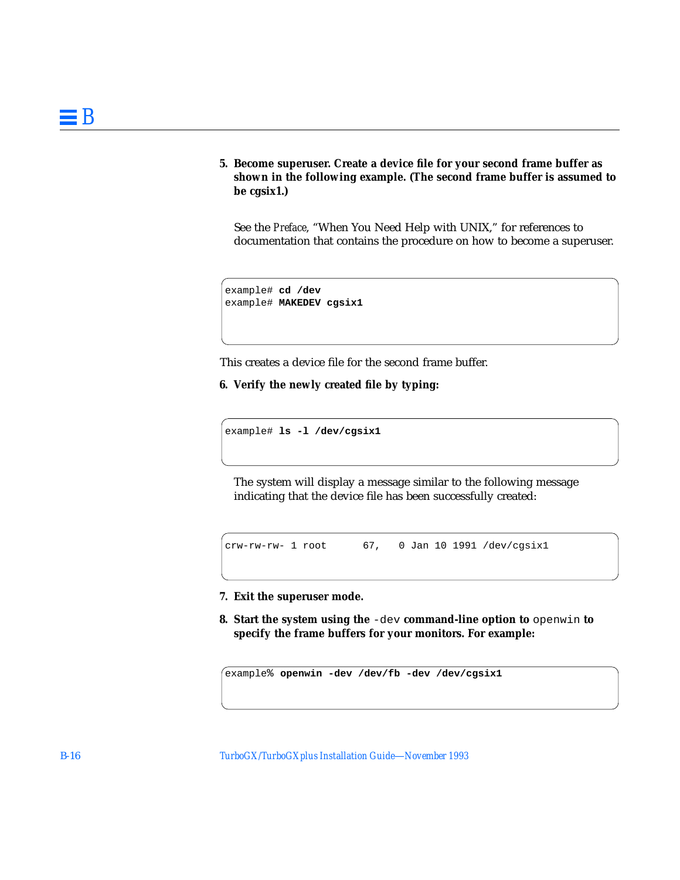5. **Become superuser. Create a device file for your second frame buffer as shown in the following example. (The second frame buffer is assumed to be cgsix1.)**

   See the *Preface*, "When You Need Help with UNIX," for references to documentation that contains the procedure on how to become a superuser.

```
example# cd /dev
example# MAKEDEV cgsix1
```

This creates a device file for the second frame buffer.

6. **Verify the newly created file by typing:**

```
example# ls -l /dev/cgsix1
```

   The system will display a message similar to the following message indicating that the device file has been successfully created:

```
crw-rw-rw- 1 root      67,   0 Jan 10 1991 /dev/cgsix1
```

7. **Exit the superuser mode.**

8. **Start the system using the `-dev` command-line option to `openwin` to specify the frame buffers for your monitors. For example:**

```
example% openwin -dev /dev/fb -dev /dev/cgsix1
```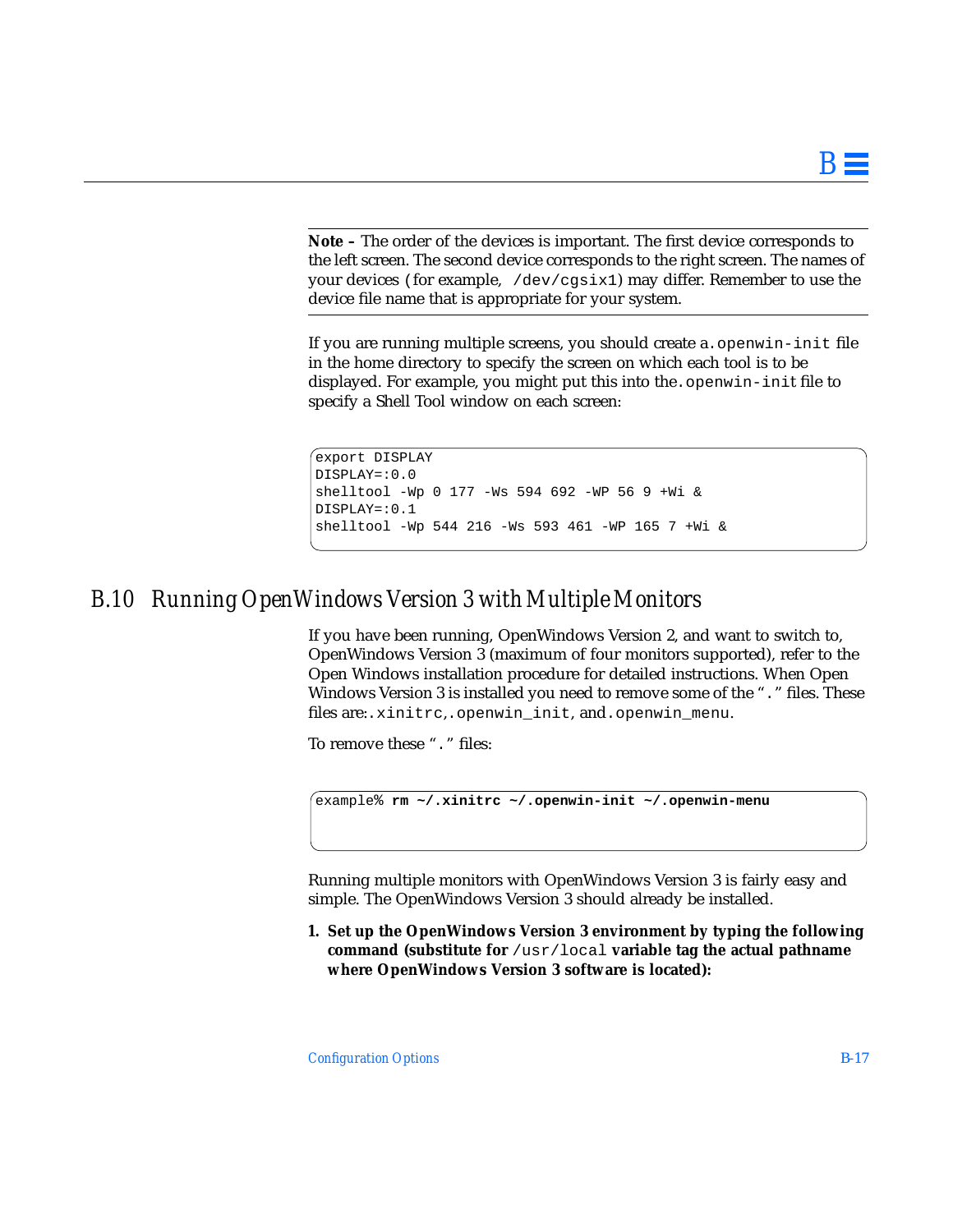---

**Note –** The order of the devices is important. The first device corresponds to the left screen. The second device corresponds to the right screen. The names of your devices (for example, `/dev/cgsix1`) may differ. Remember to use the device file name that is appropriate for your system.

---

If you are running multiple screens, you should create a `.openwin-init` file in the home directory to specify the screen on which each tool is to be displayed. For example, you might put this into the `.openwin-init` file to specify a Shell Tool window on each screen:

```
export DISPLAY
DISPLAY=:0.0
shelltool -Wp 0 177 -Ws 594 692 -WP 56 9 +Wi &
DISPLAY=:0.1
shelltool -Wp 544 216 -Ws 593 461 -WP 165 7 +Wi &
```

## B.10 Running OpenWindows Version 3 with Multiple Monitors

If you have been running, OpenWindows Version 2, and want to switch to, OpenWindows Version 3 (maximum of four monitors supported), refer to the Open Windows installation procedure for detailed instructions. When Open Windows Version 3 is installed you need to remove some of the "`.`" files. These files are:`.xinitrc`,`.openwin_init`, and`.openwin_menu`.

To remove these "`.`" files:

```
example% rm ~/.xinitrc ~/.openwin-init ~/.openwin-menu
```

Running multiple monitors with OpenWindows Version 3 is fairly easy and simple. The OpenWindows Version 3 should already be installed.

1. **Set up the OpenWindows Version 3 environment by typing the following command (substitute for `/usr/local` variable tag the actual pathname where OpenWindows Version 3 software is located):**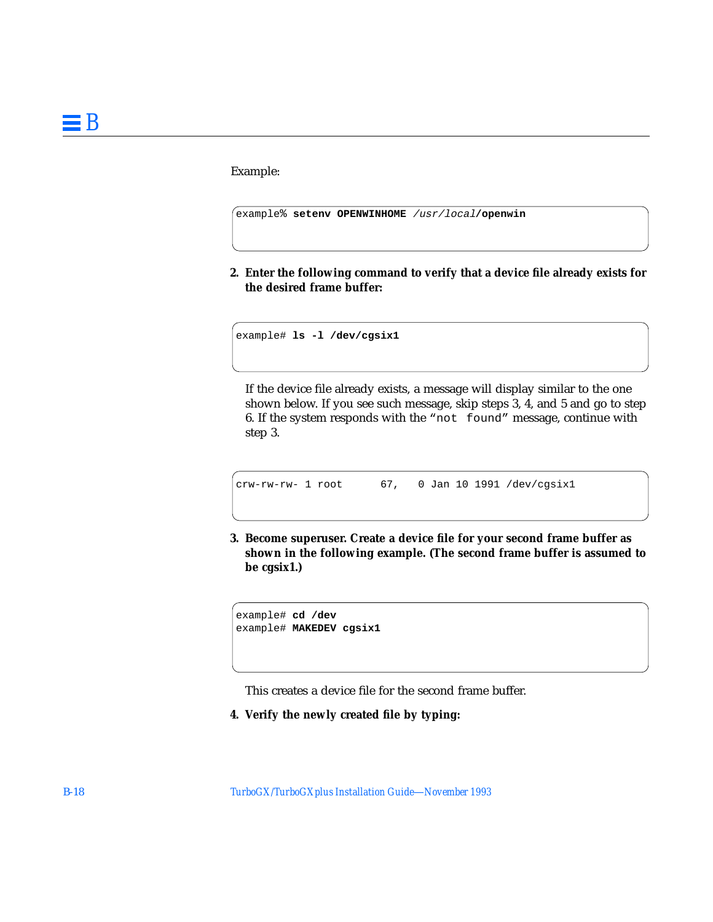Example:

```
example% setenv OPENWINHOME /usr/local/openwin
```

2. **Enter the following command to verify that a device file already exists for the desired frame buffer:**

```
example# ls -l /dev/cgsix1
```

If the device file already exists, a message will display similar to the one shown below. If you see such message, skip steps 3, 4, and 5 and go to step 6. If the system responds with the "`not found`" message, continue with step 3.

```
crw-rw-rw- 1 root      67,   0 Jan 10 1991 /dev/cgsix1
```

3. **Become superuser. Create a device file for your second frame buffer as shown in the following example. (The second frame buffer is assumed to be cgsix1.)**

```
example# cd /dev
example# MAKEDEV cgsix1
```

This creates a device file for the second frame buffer.

4. **Verify the newly created file by typing:**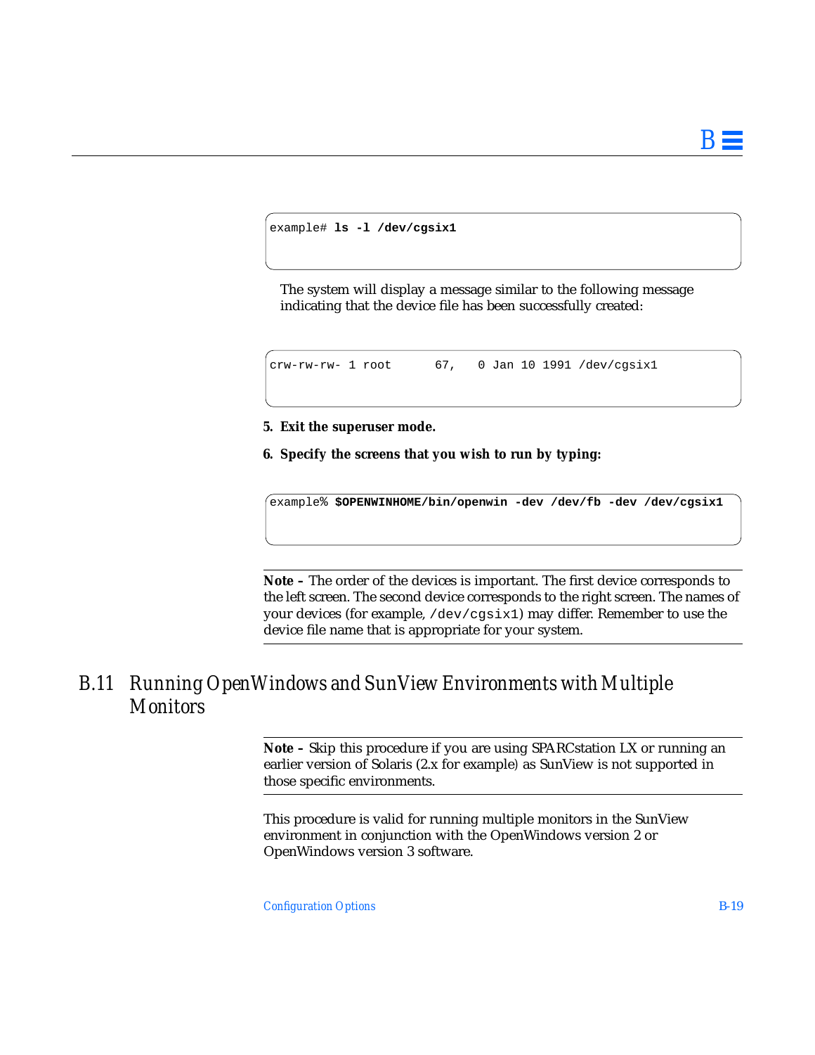```
example# ls -l /dev/cgsix1
```

The system will display a message similar to the following message indicating that the device file has been successfully created:

```
crw-rw-rw- 1 root      67,   0 Jan 10 1991 /dev/cgsix1
```

5. **Exit the superuser mode.**

6. **Specify the screens that you wish to run by typing:**

```
example% $OPENWINHOME/bin/openwin -dev /dev/fb -dev /dev/cgsix1
```

---

**Note –** The order of the devices is important. The first device corresponds to the left screen. The second device corresponds to the right screen. The names of your devices (for example, `/dev/cgsix1`) may differ. Remember to use the device file name that is appropriate for your system.

---

## B.11 Running OpenWindows and SunView Environments with Multiple Monitors

---

**Note –** Skip this procedure if you are using SPARCstation LX or running an earlier version of Solaris (2.x for example) as SunView is not supported in those specific environments.

---

This procedure is valid for running multiple monitors in the SunView environment in conjunction with the OpenWindows version 2 or OpenWindows version 3 software.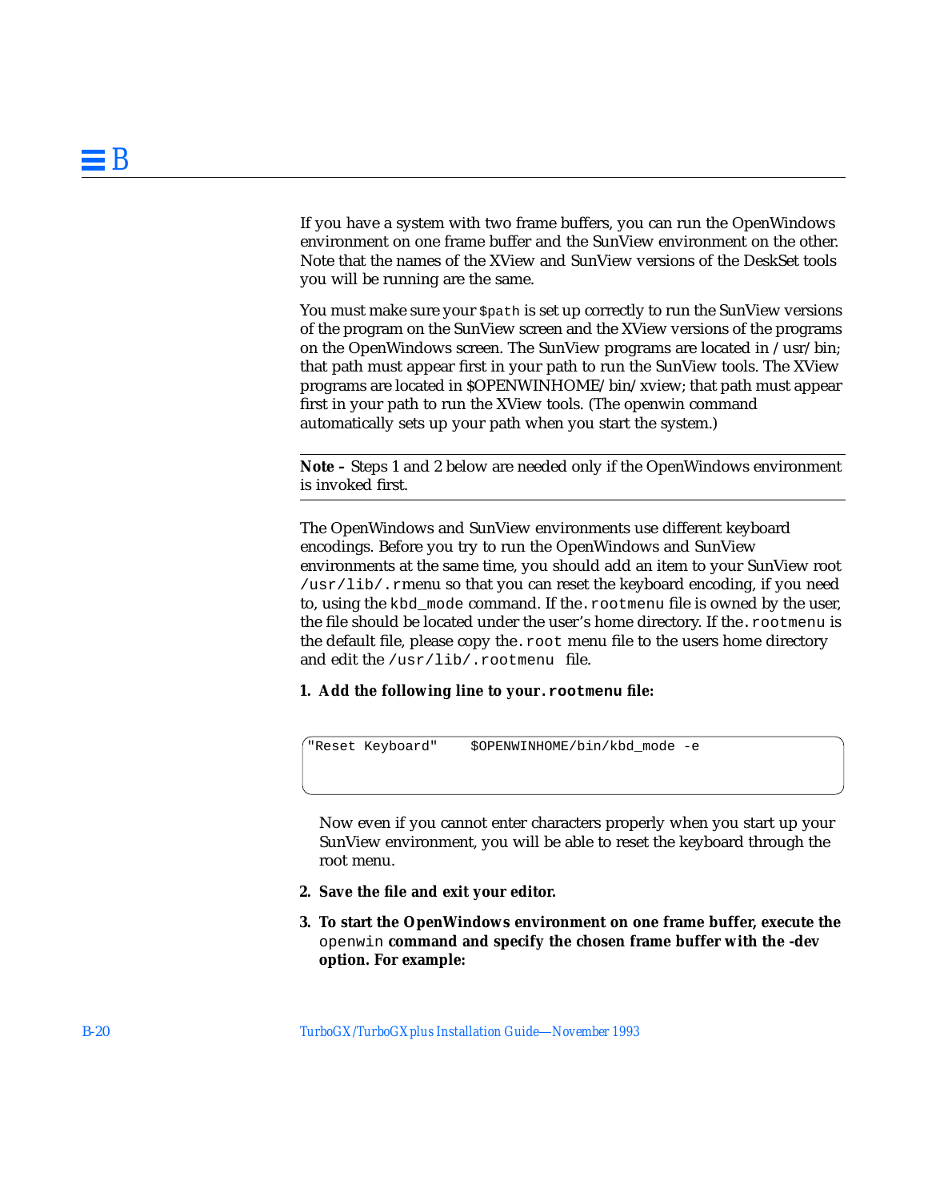If you have a system with two frame buffers, you can run the OpenWindows environment on one frame buffer and the SunView environment on the other. Note that the names of the XView and SunView versions of the DeskSet tools you will be running are the same.

You must make sure your `$path` is set up correctly to run the SunView versions of the program on the SunView screen and the XView versions of the programs on the OpenWindows screen. The SunView programs are located in /usr/bin; that path must appear first in your path to run the SunView tools. The XView programs are located in $OPENWINHOME/bin/xview; that path must appear first in your path to run the XView tools. (The openwin command automatically sets up your path when you start the system.)

---

**Note –** Steps 1 and 2 below are needed only if the OpenWindows environment is invoked first.

---

The OpenWindows and SunView environments use different keyboard encodings. Before you try to run the OpenWindows and SunView environments at the same time, you should add an item to your SunView root `/usr/lib/.r`menu so that you can reset the keyboard encoding, if you need to, using the `kbd_mode` command. If the `.rootmenu` file is owned by the user, the file should be located under the user's home directory. If the `.rootmenu` is the default file, please copy the `.root` menu file to the users home directory and edit the `/usr/lib/.rootmenu` file.

1. **Add the following line to your `.rootmenu` file:**

```
"Reset Keyboard"    $OPENWINHOME/bin/kbd_mode -e
```

   Now even if you cannot enter characters properly when you start up your SunView environment, you will be able to reset the keyboard through the root menu.

2. **Save the file and exit your editor.**

3. **To start the OpenWindows environment on one frame buffer, execute the** `openwin` **command and specify the chosen frame buffer with the -dev option. For example:**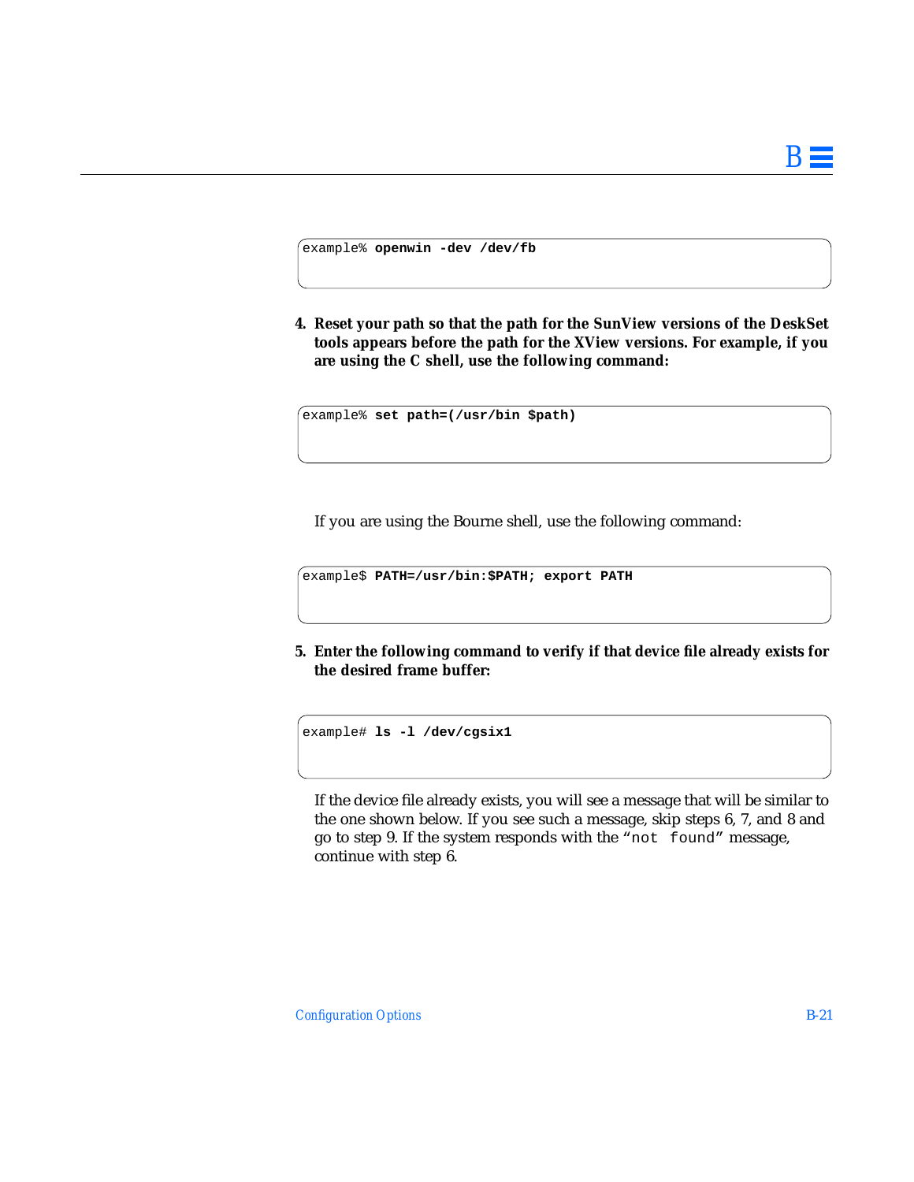```
example% openwin -dev /dev/fb
```

4. **Reset your path so that the path for the SunView versions of the DeskSet tools appears before the path for the XView versions. For example, if you are using the C shell, use the following command:**

```
example% set path=(/usr/bin $path)
```

If you are using the Bourne shell, use the following command:

```
example$ PATH=/usr/bin:$PATH; export PATH
```

5. **Enter the following command to verify if that device file already exists for the desired frame buffer:**

```
example# ls -l /dev/cgsix1
```

If the device file already exists, you will see a message that will be similar to the one shown below. If you see such a message, skip steps 6, 7, and 8 and go to step 9. If the system responds with the "`not found`" message, continue with step 6.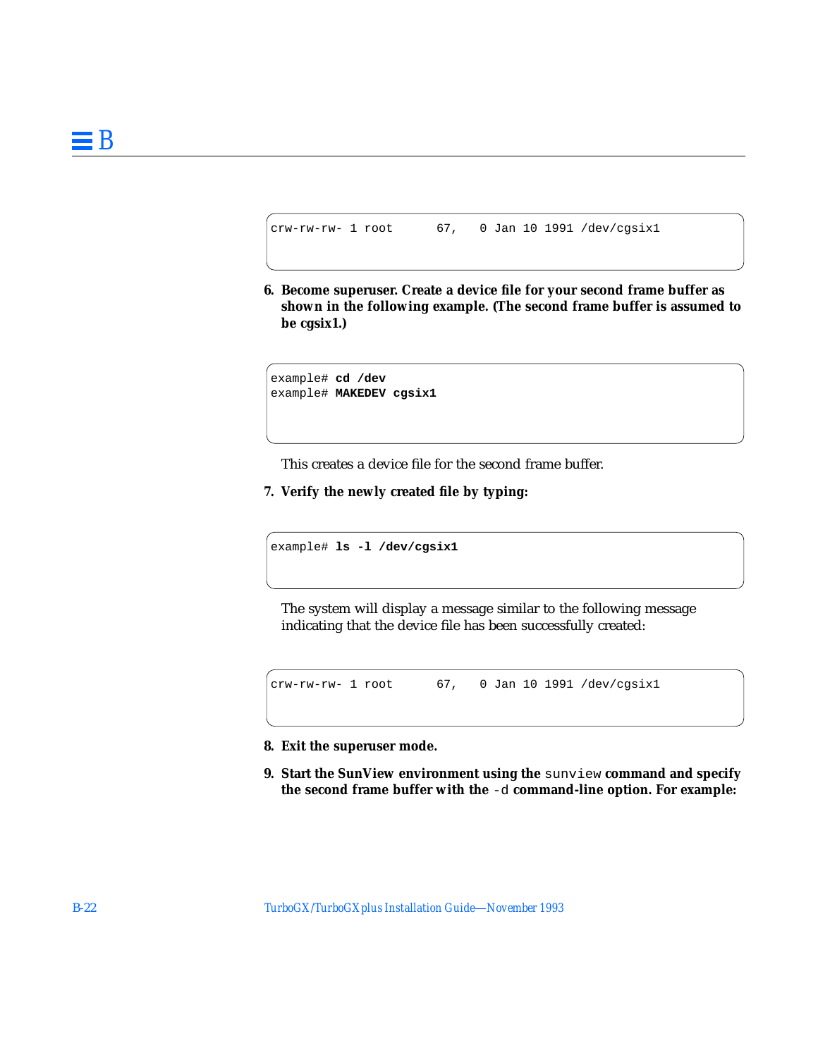```
crw-rw-rw- 1 root      67,   0 Jan 10 1991 /dev/cgsix1
```

6. **Become superuser. Create a device file for your second frame buffer as shown in the following example. (The second frame buffer is assumed to be cgsix1.)**

```
example# cd /dev
example# MAKEDEV cgsix1
```

   This creates a device file for the second frame buffer.

7. **Verify the newly created file by typing:**

```
example# ls -l /dev/cgsix1
```

   The system will display a message similar to the following message indicating that the device file has been successfully created:

```
crw-rw-rw- 1 root      67,   0 Jan 10 1991 /dev/cgsix1
```

8. **Exit the superuser mode.**

9. **Start the SunView environment using the `sunview` command and specify the second frame buffer with the `-d` command-line option. For example:**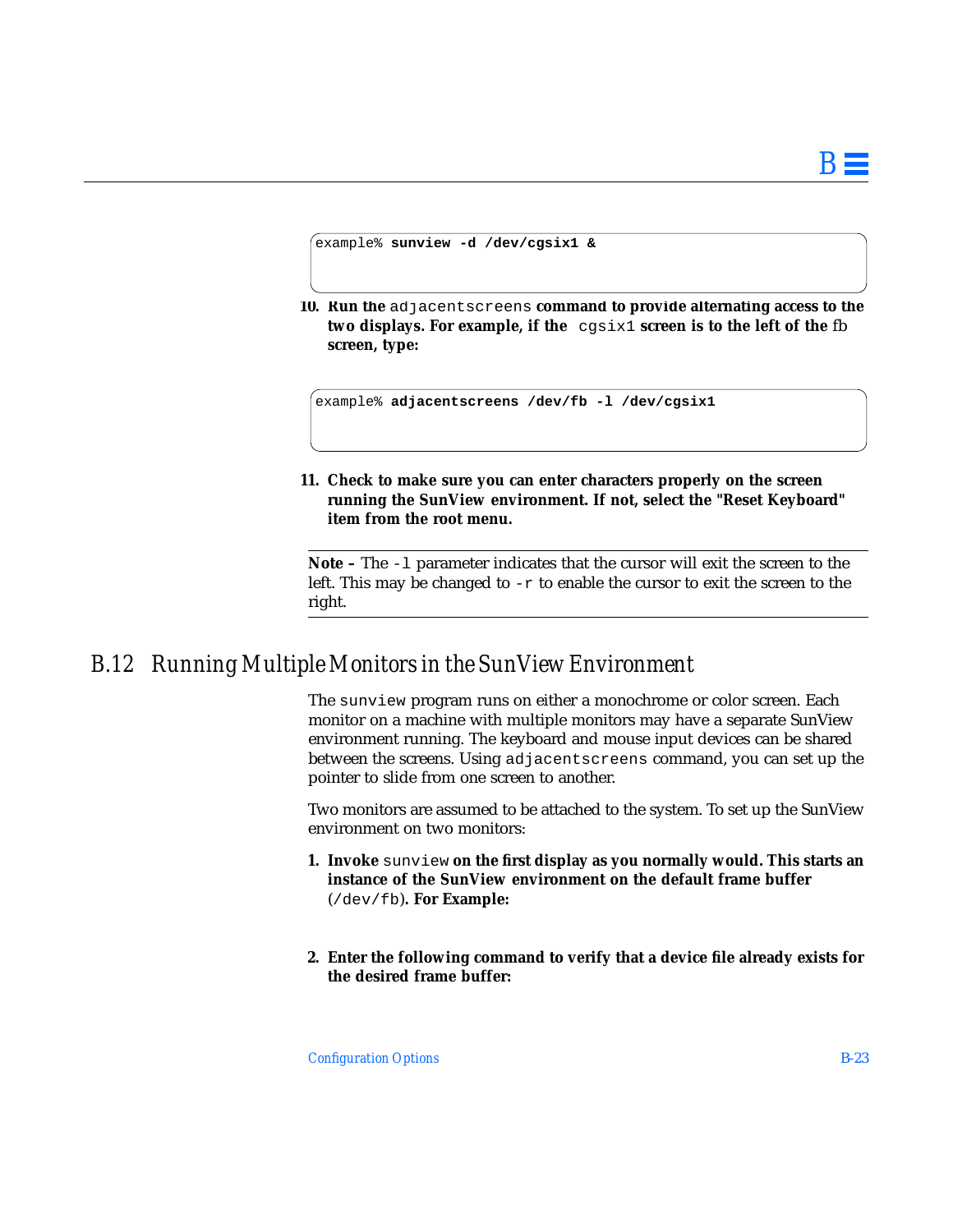```
example% sunview -d /dev/cgsix1 &
```

10. **Run the** `adjacentscreens` **command to provide alternating access to the two displays. For example, if the** `cgsix1` **screen is to the left of the** fb **screen, type:**

```
example% adjacentscreens /dev/fb -l /dev/cgsix1
```

11. **Check to make sure you can enter characters properly on the screen running the SunView environment. If not, select the "Reset Keyboard" item from the root menu.**

---

**Note –** The `-l` parameter indicates that the cursor will exit the screen to the left. This may be changed to `-r` to enable the cursor to exit the screen to the right.

---

## B.12 Running Multiple Monitors in the SunView Environment

The `sunview` program runs on either a monochrome or color screen. Each monitor on a machine with multiple monitors may have a separate SunView environment running. The keyboard and mouse input devices can be shared between the screens. Using `adjacentscreens` command, you can set up the pointer to slide from one screen to another.

Two monitors are assumed to be attached to the system. To set up the SunView environment on two monitors:

1. **Invoke** `sunview` **on the first display as you normally would. This starts an instance of the SunView environment on the default frame buffer** (`/dev/fb`)**. For Example:**

2. **Enter the following command to verify that a device file already exists for the desired frame buffer:**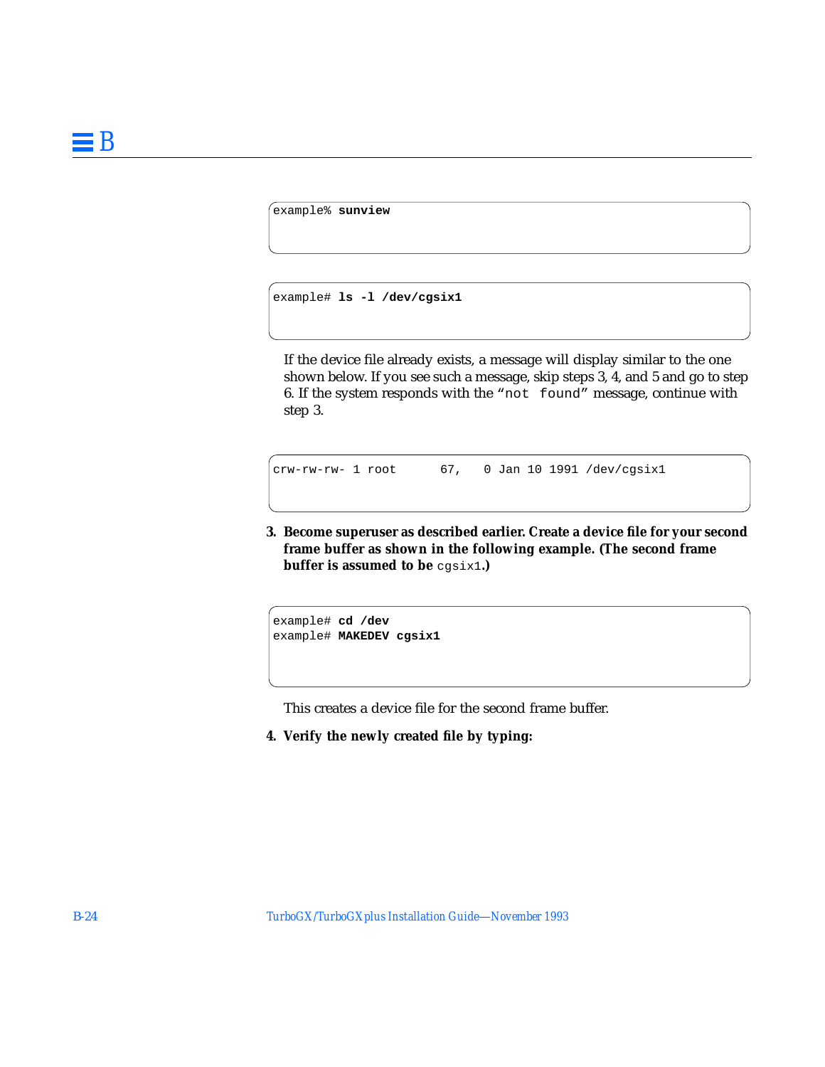```
example% sunview
```

```
example# ls -l /dev/cgsix1
```

If the device file already exists, a message will display similar to the one shown below. If you see such a message, skip steps 3, 4, and 5 and go to step 6. If the system responds with the "not found" message, continue with step 3.

```
crw-rw-rw- 1 root      67,   0 Jan 10 1991 /dev/cgsix1
```

3. **Become superuser as described earlier. Create a device file for your second frame buffer as shown in the following example. (The second frame buffer is assumed to be** `cgsix1`**.)**

```
example# cd /dev
example# MAKEDEV cgsix1
```

This creates a device file for the second frame buffer.

4. **Verify the newly created file by typing:**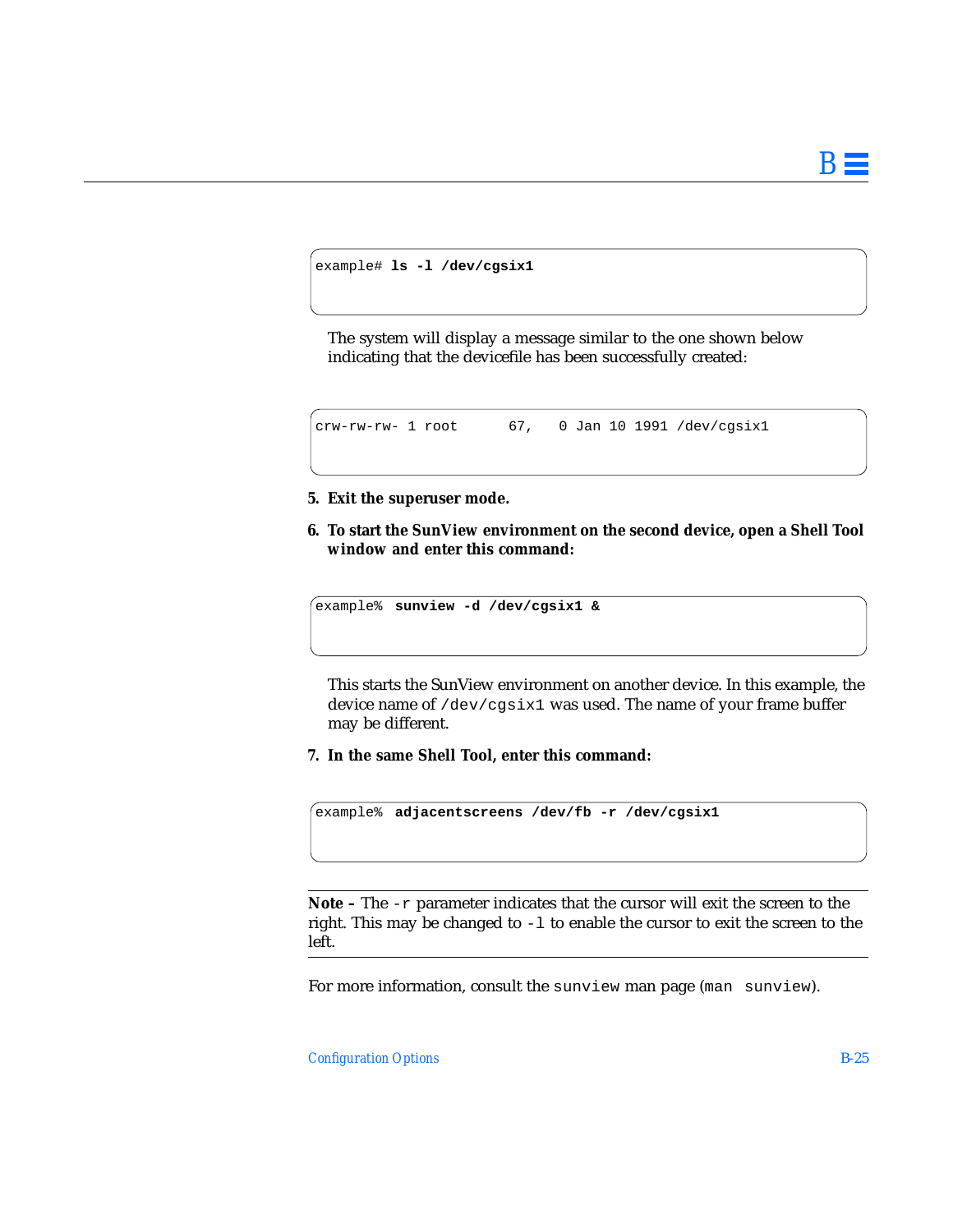```
example# ls -l /dev/cgsix1
```

The system will display a message similar to the one shown below indicating that the devicefile has been successfully created:

```
crw-rw-rw- 1 root      67,   0 Jan 10 1991 /dev/cgsix1
```

5. **Exit the superuser mode.**

6. **To start the SunView environment on the second device, open a Shell Tool window and enter this command:**

```
example%  sunview -d /dev/cgsix1 &
```

This starts the SunView environment on another device. In this example, the device name of `/dev/cgsix1` was used. The name of your frame buffer may be different.

7. **In the same Shell Tool, enter this command:**

```
example%  adjacentscreens /dev/fb -r /dev/cgsix1
```

---

**Note –** The `-r` parameter indicates that the cursor will exit the screen to the right. This may be changed to `-l` to enable the cursor to exit the screen to the left.

---

For more information, consult the `sunview` man page (`man sunview`).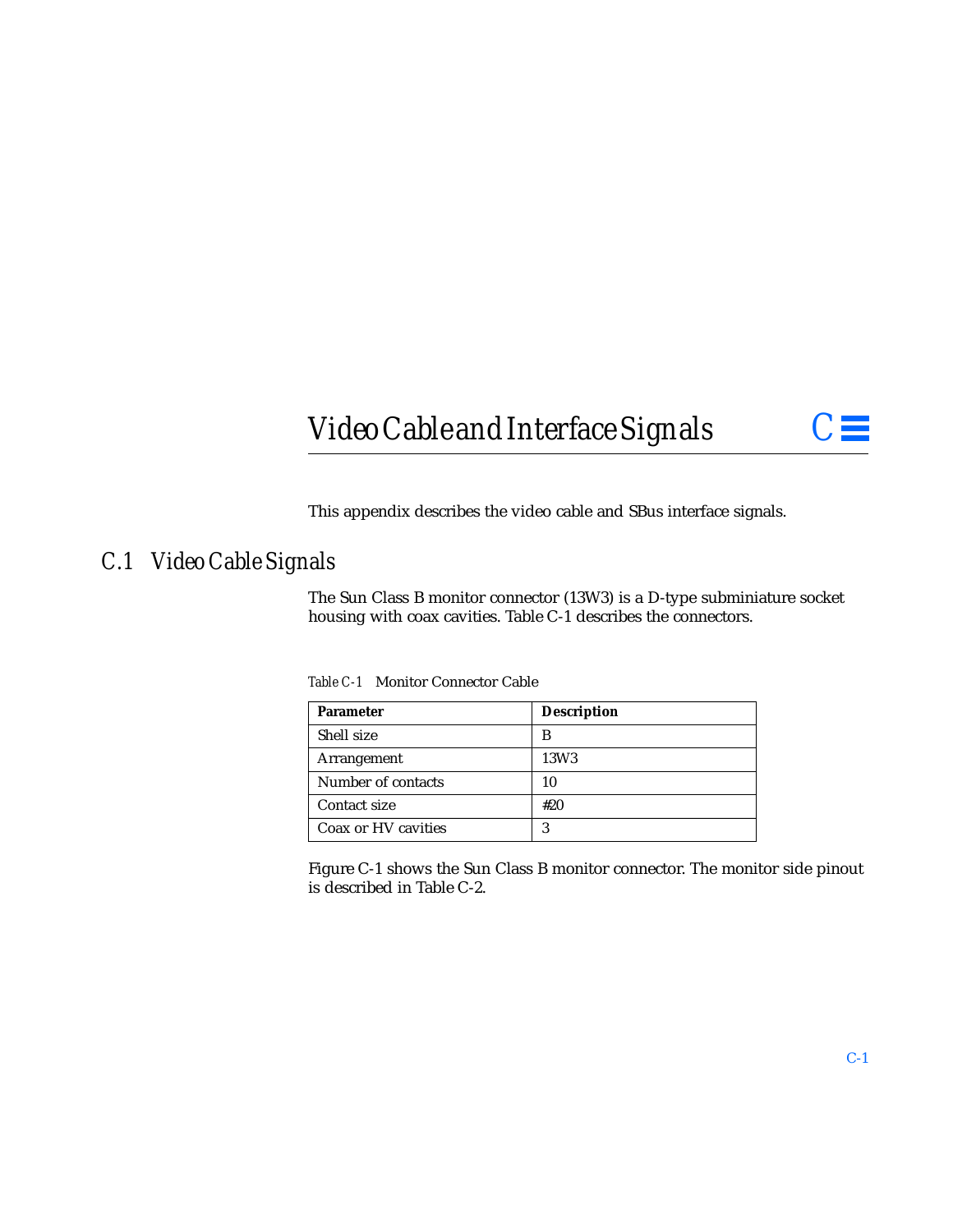# Video Cable and Interface Signals

This appendix describes the video cable and SBus interface signals.

## C.1 Video Cable Signals

The Sun Class B monitor connector (13W3) is a D-type subminiature socket housing with coax cavities. Table C-1 describes the connectors.

*Table C-1* Monitor Connector Cable

| **Parameter** | **Description** |
|---|---|
| Shell size | B |
| Arrangement | 13W3 |
| Number of contacts | 10 |
| Contact size | #20 |
| Coax or HV cavities | 3 |

Figure C-1 shows the Sun Class B monitor connector. The monitor side pinout is described in Table C-2.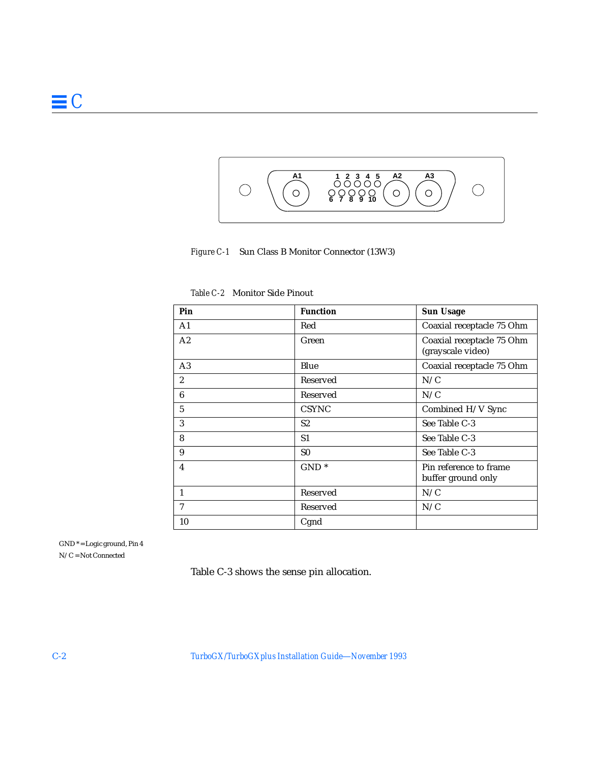Figure C-1    Sun Class B Monitor Connector (13W3)

Table C-2    Monitor Side Pinout

| Pin | Function | Sun Usage |
|---|---|---|
| A1 | Red | Coaxial receptacle 75 Ohm |
| A2 | Green | Coaxial receptacle 75 Ohm (grayscale video) |
| A3 | Blue | Coaxial receptacle 75 Ohm |
| 2 | Reserved | N/C |
| 6 | Reserved | N/C |
| 5 | CSYNC | Combined H/V Sync |
| 3 | S2 | See Table C-3 |
| 8 | S1 | See Table C-3 |
| 9 | S0 | See Table C-3 |
| 4 | GND * | Pin reference to frame buffer ground only |
| 1 | Reserved | N/C |
| 7 | Reserved | N/C |
| 10 | Cgnd | |

GND* = Logic ground, Pin 4

N/C = Not Connected

Table C-3 shows the sense pin allocation.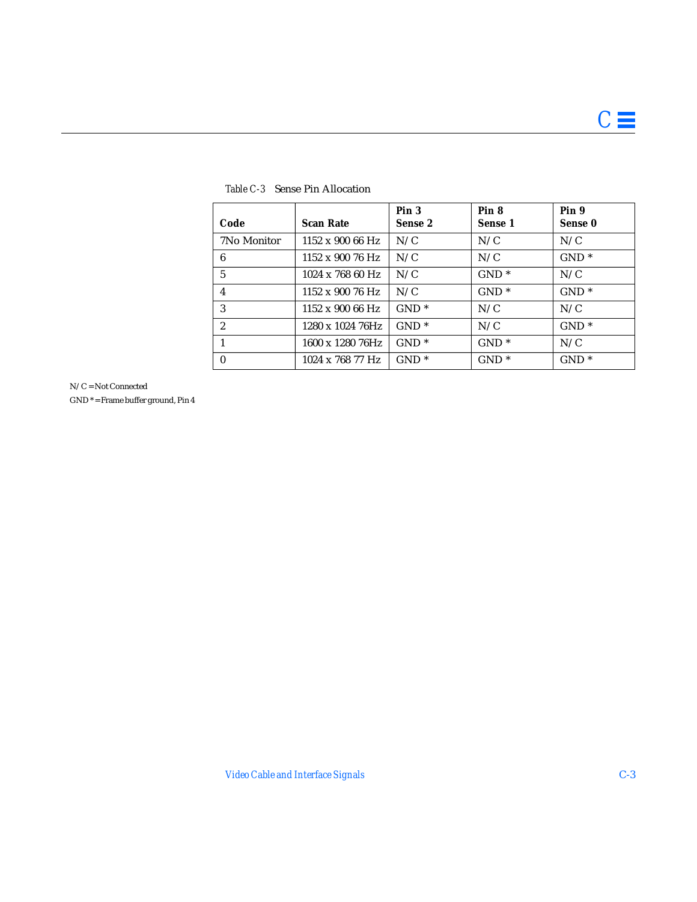Table C-3 Sense Pin Allocation

| Code | Scan Rate | Pin 3 Sense 2 | Pin 8 Sense 1 | Pin 9 Sense 0 |
|---|---|---|---|---|
| 7No Monitor | 1152 x 900 66 Hz | N/C | N/C | N/C |
| 6 | 1152 x 900 76 Hz | N/C | N/C | GND * |
| 5 | 1024 x 768 60 Hz | N/C | GND * | N/C |
| 4 | 1152 x 900 76 Hz | N/C | GND * | GND * |
| 3 | 1152 x 900 66 Hz | GND * | N/C | N/C |
| 2 | 1280 x 1024 76Hz | GND * | N/C | GND * |
| 1 | 1600 x 1280 76Hz | GND * | GND * | N/C |
| 0 | 1024 x 768 77 Hz | GND * | GND * | GND * |

N/C = Not Connected

GND * = Frame buffer ground, Pin 4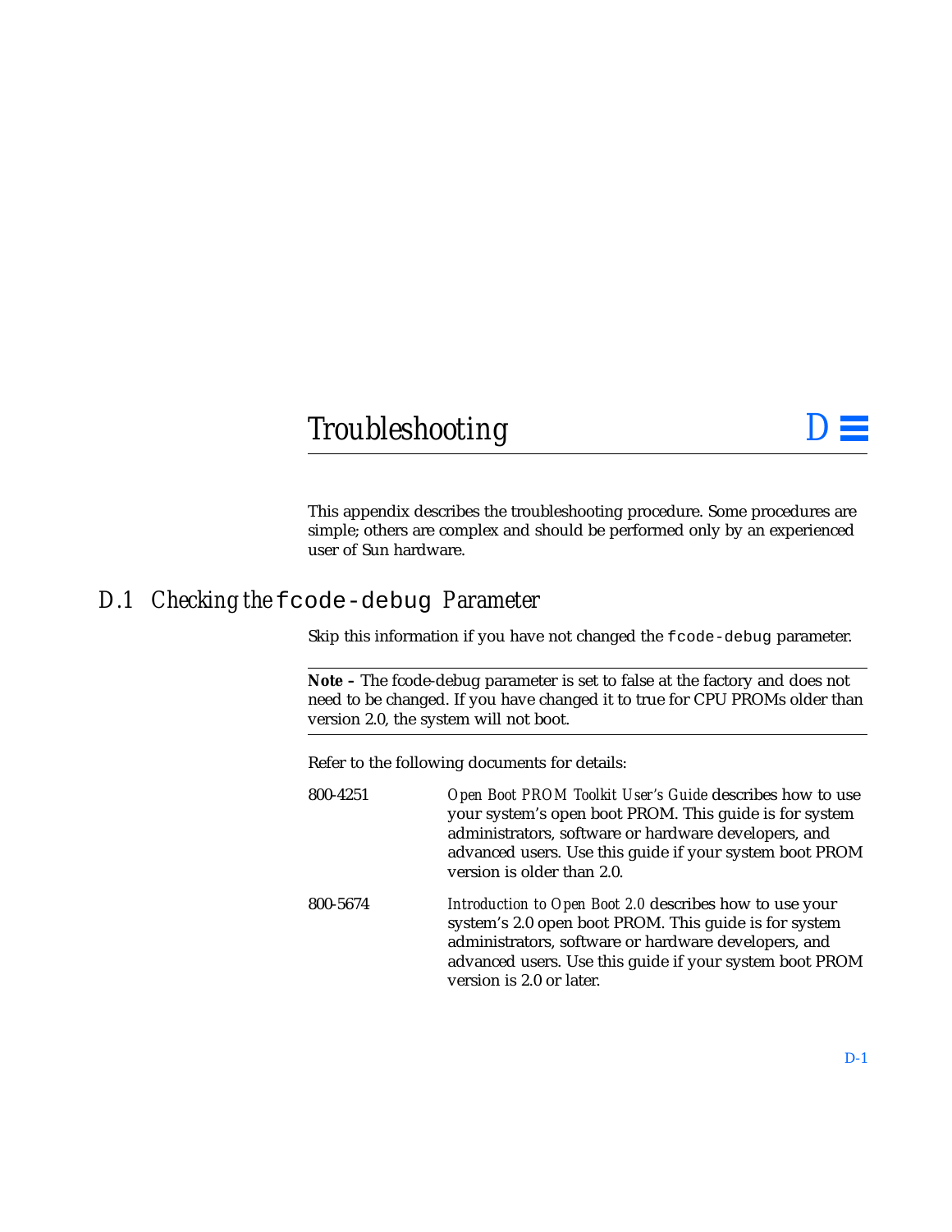# Troubleshooting D

This appendix describes the troubleshooting procedure. Some procedures are simple; others are complex and should be performed only by an experienced user of Sun hardware.

## D.1 Checking the `fcode-debug` Parameter

Skip this information if you have not changed the `fcode-debug` parameter.

---

**Note –** The fcode-debug parameter is set to false at the factory and does not need to be changed. If you have changed it to true for CPU PROMs older than version 2.0, the system will not boot.

---

Refer to the following documents for details:

| | |
|---|---|
| 800-4251 | *Open Boot PROM Toolkit User's Guide* describes how to use your system's open boot PROM. This guide is for system administrators, software or hardware developers, and advanced users. Use this guide if your system boot PROM version is older than 2.0. |
| 800-5674 | *Introduction to Open Boot 2.0* describes how to use your system's 2.0 open boot PROM. This guide is for system administrators, software or hardware developers, and advanced users. Use this guide if your system boot PROM version is 2.0 or later. |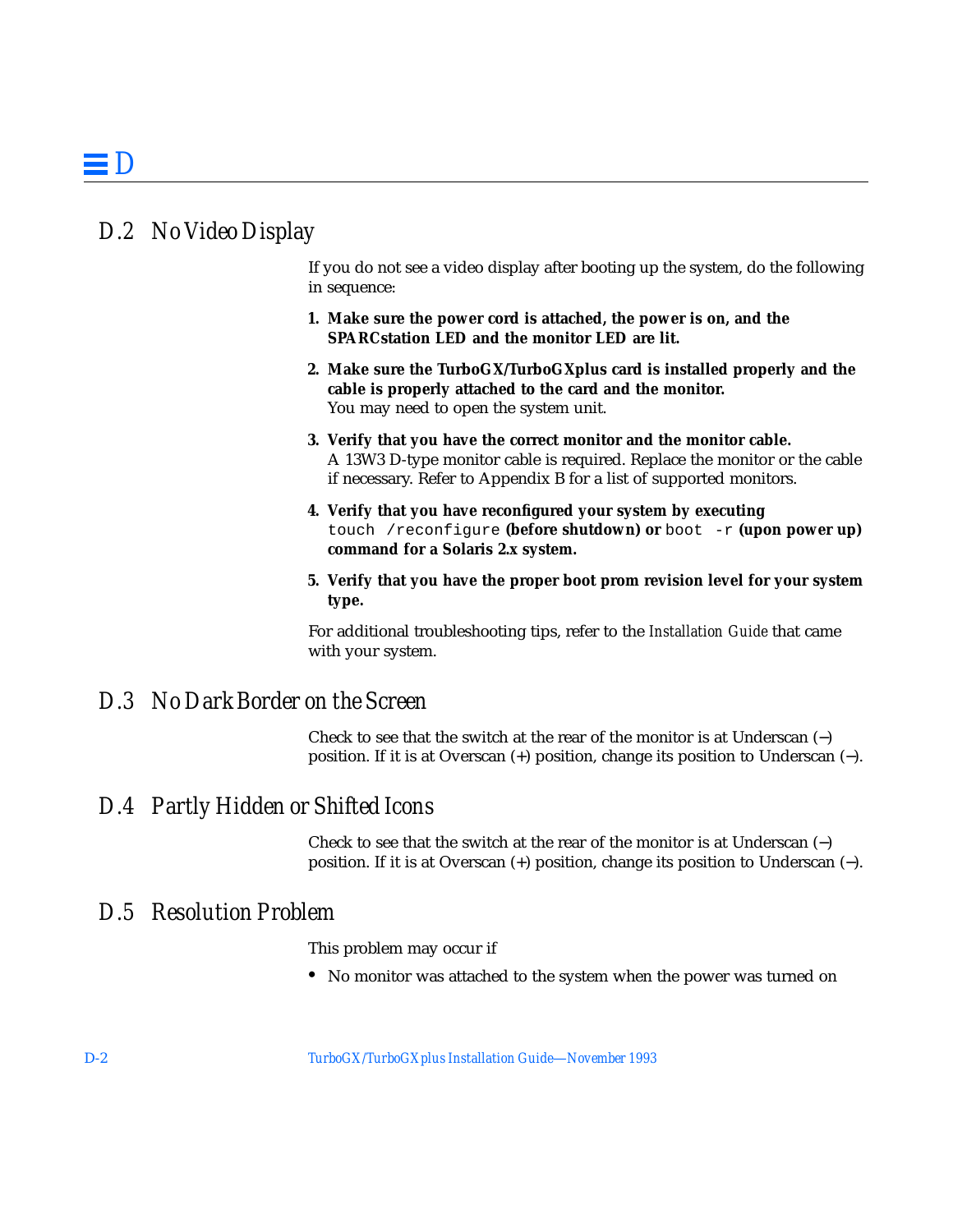## D.2 No Video Display

If you do not see a video display after booting up the system, do the following in sequence:

1. **Make sure the power cord is attached, the power is on, and the SPARCstation LED and the monitor LED are lit.**
2. **Make sure the TurboGX/TurboGXplus card is installed properly and the cable is properly attached to the card and the monitor.**
   You may need to open the system unit.
3. **Verify that you have the correct monitor and the monitor cable.**
   A 13W3 D-type monitor cable is required. Replace the monitor or the cable if necessary. Refer to Appendix B for a list of supported monitors.
4. **Verify that you have reconfigured your system by executing** `touch /reconfigure` **(before shutdown) or** `boot -r` **(upon power up) command for a Solaris 2.x system.**
5. **Verify that you have the proper boot prom revision level for your system type.**

For additional troubleshooting tips, refer to the *Installation Guide* that came with your system.

## D.3 No Dark Border on the Screen

Check to see that the switch at the rear of the monitor is at Underscan (−) position. If it is at Overscan (+) position, change its position to Underscan (−).

## D.4 Partly Hidden or Shifted Icons

Check to see that the switch at the rear of the monitor is at Underscan (−) position. If it is at Overscan (+) position, change its position to Underscan (−).

## D.5 Resolution Problem

This problem may occur if

- No monitor was attached to the system when the power was turned on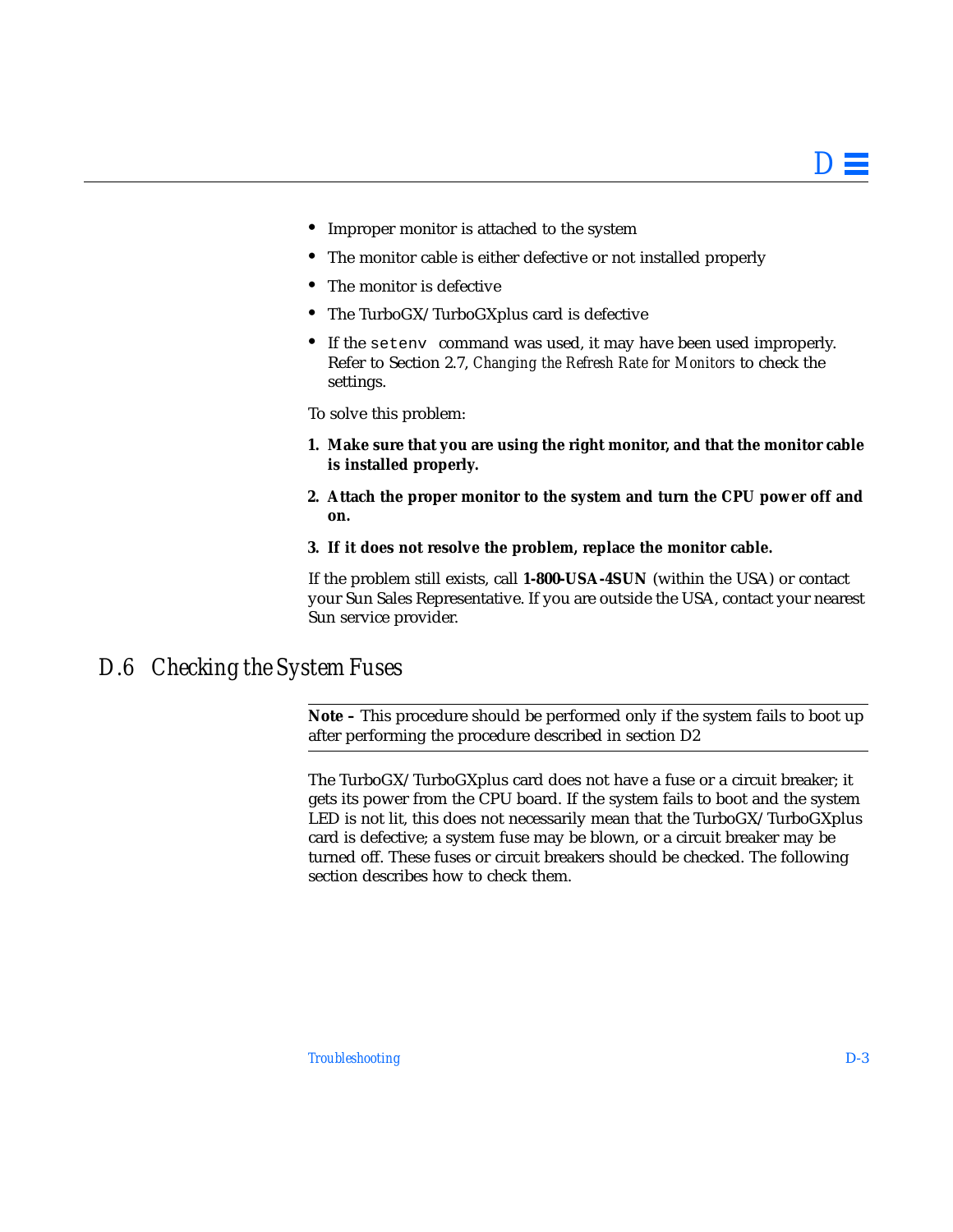- Improper monitor is attached to the system
- The monitor cable is either defective or not installed properly
- The monitor is defective
- The TurboGX/TurboGXplus card is defective
- If the `setenv` command was used, it may have been used improperly. Refer to Section 2.7, *Changing the Refresh Rate for Monitors* to check the settings.

To solve this problem:

1. **Make sure that you are using the right monitor, and that the monitor cable is installed properly.**
2. **Attach the proper monitor to the system and turn the CPU power off and on.**
3. **If it does not resolve the problem, replace the monitor cable.**

If the problem still exists, call **1-800-USA-4SUN** (within the USA) or contact your Sun Sales Representative. If you are outside the USA, contact your nearest Sun service provider.

## D.6 Checking the System Fuses

---

**Note –** This procedure should be performed only if the system fails to boot up after performing the procedure described in section D2

---

The TurboGX/TurboGXplus card does not have a fuse or a circuit breaker; it gets its power from the CPU board. If the system fails to boot and the system LED is not lit, this does not necessarily mean that the TurboGX/TurboGXplus card is defective; a system fuse may be blown, or a circuit breaker may be turned off. These fuses or circuit breakers should be checked. The following section describes how to check them.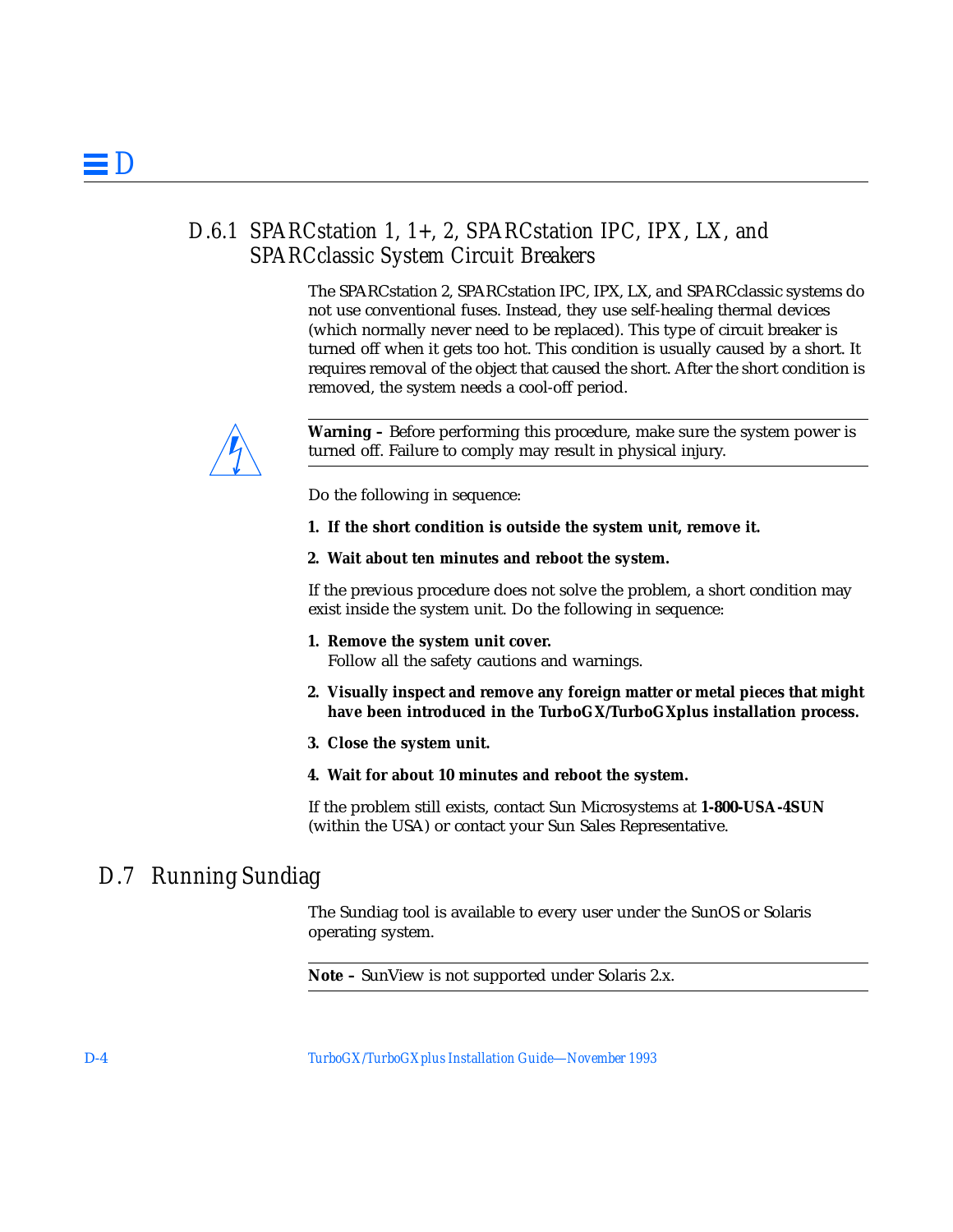### D.6.1 SPARCstation 1, 1+, 2, SPARCstation IPC, IPX, LX, and SPARCclassic System Circuit Breakers

The SPARCstation 2, SPARCstation IPC, IPX, LX, and SPARCclassic systems do not use conventional fuses. Instead, they use self-healing thermal devices (which normally never need to be replaced). This type of circuit breaker is turned off when it gets too hot. This condition is usually caused by a short. It requires removal of the object that caused the short. After the short condition is removed, the system needs a cool-off period.

---

**Warning –** Before performing this procedure, make sure the system power is turned off. Failure to comply may result in physical injury.

---

Do the following in sequence:

1. **If the short condition is outside the system unit, remove it.**
2. **Wait about ten minutes and reboot the system.**

If the previous procedure does not solve the problem, a short condition may exist inside the system unit. Do the following in sequence:

1. **Remove the system unit cover.**
   Follow all the safety cautions and warnings.
2. **Visually inspect and remove any foreign matter or metal pieces that might have been introduced in the TurboGX/TurboGXplus installation process.**
3. **Close the system unit.**
4. **Wait for about 10 minutes and reboot the system.**

If the problem still exists, contact Sun Microsystems at **1-800-USA-4SUN** (within the USA) or contact your Sun Sales Representative.

## D.7 Running Sundiag

The Sundiag tool is available to every user under the SunOS or Solaris operating system.

---

**Note –** SunView is not supported under Solaris 2.x.

---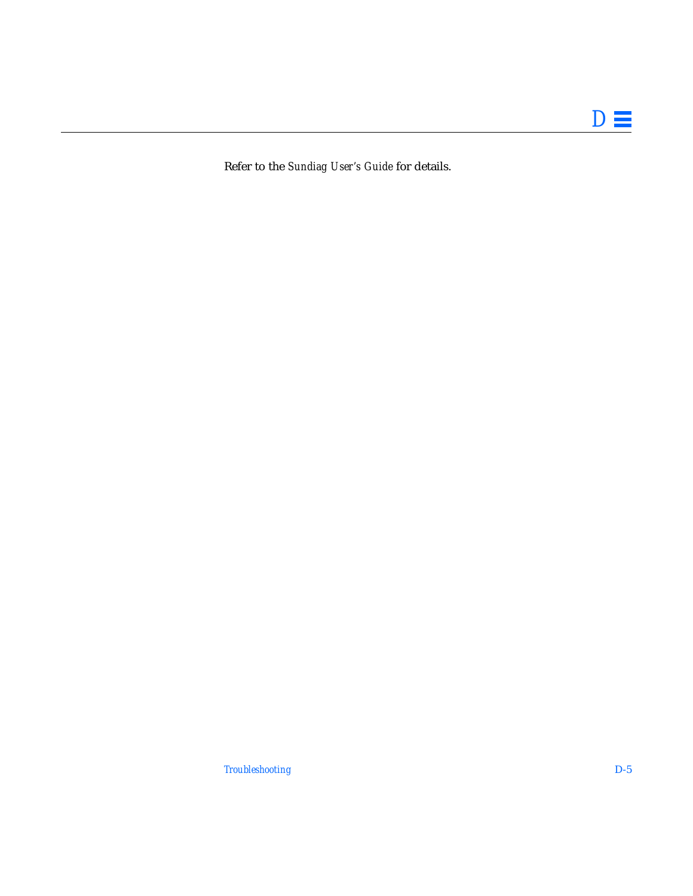Refer to the *Sundiag User's Guide* for details.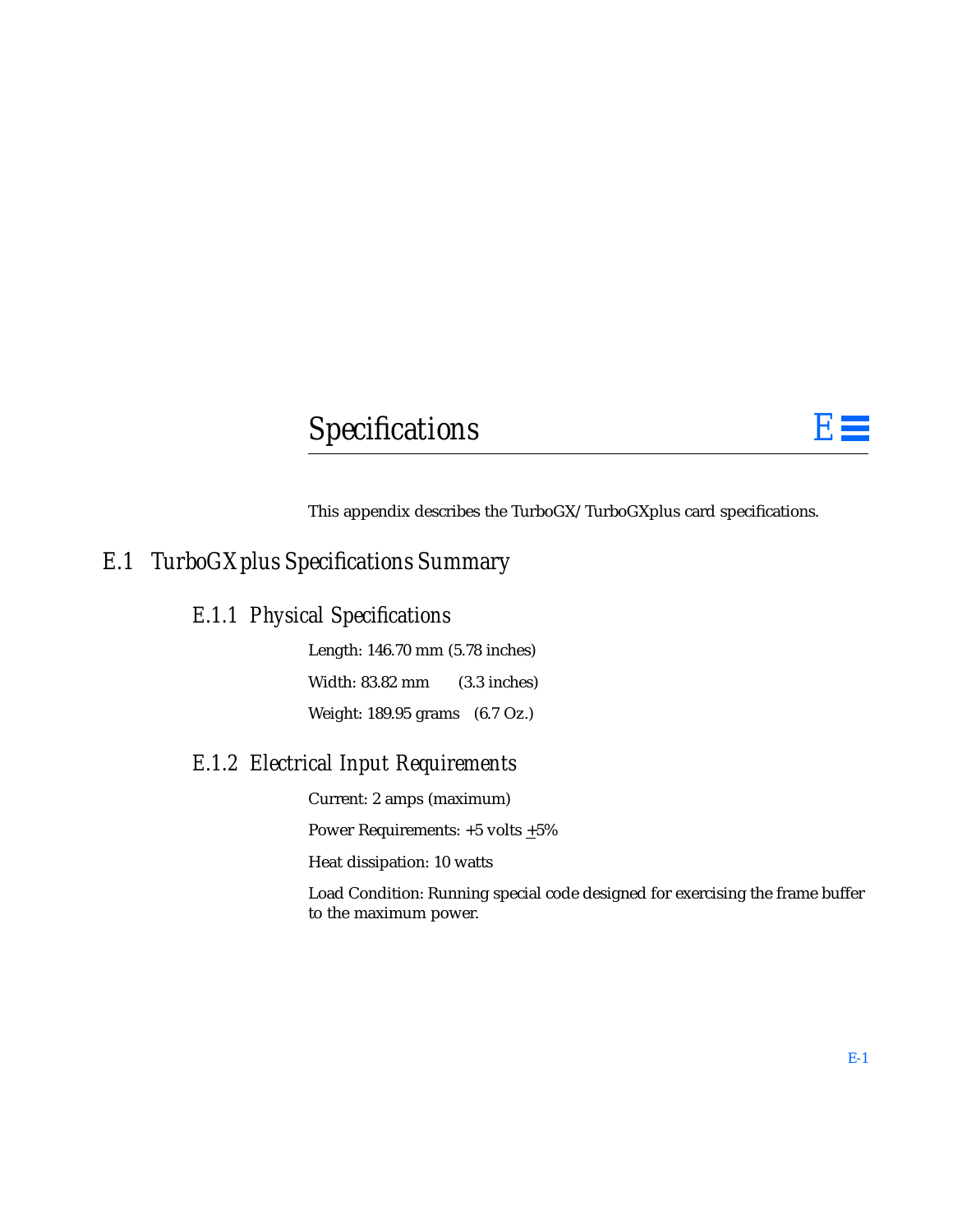# Specifications E

This appendix describes the TurboGX/TurboGXplus card specifications.

## E.1 TurboGXplus Specifications Summary

### E.1.1 Physical Specifications

Length: 146.70 mm (5.78 inches)

Width: 83.82 mm (3.3 inches)

Weight: 189.95 grams (6.7 Oz.)

### E.1.2 Electrical Input Requirements

Current: 2 amps (maximum)

Power Requirements: +5 volts ±5%

Heat dissipation: 10 watts

Load Condition: Running special code designed for exercising the frame buffer to the maximum power.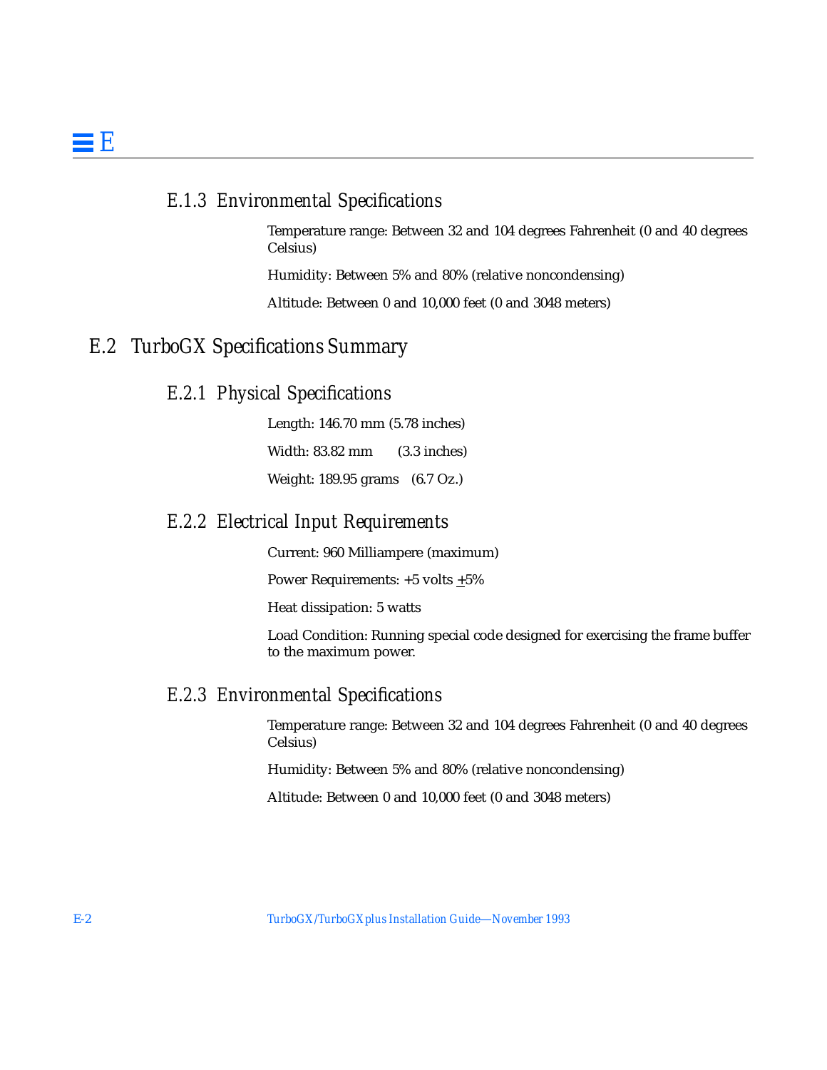### E.1.3 Environmental Specifications

Temperature range: Between 32 and 104 degrees Fahrenheit (0 and 40 degrees Celsius)

Humidity: Between 5% and 80% (relative noncondensing)

Altitude: Between 0 and 10,000 feet (0 and 3048 meters)

## E.2 TurboGX Specifications Summary

### E.2.1 Physical Specifications

Length: 146.70 mm (5.78 inches)

Width: 83.82 mm (3.3 inches)

Weight: 189.95 grams (6.7 Oz.)

### E.2.2 Electrical Input Requirements

Current: 960 Milliampere (maximum)

Power Requirements: +5 volts ±5%

Heat dissipation: 5 watts

Load Condition: Running special code designed for exercising the frame buffer to the maximum power.

### E.2.3 Environmental Specifications

Temperature range: Between 32 and 104 degrees Fahrenheit (0 and 40 degrees Celsius)

Humidity: Between 5% and 80% (relative noncondensing)

Altitude: Between 0 and 10,000 feet (0 and 3048 meters)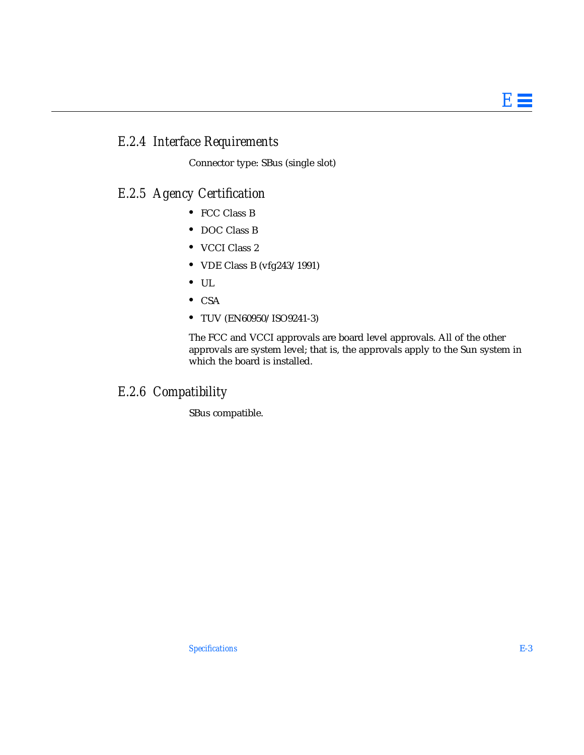### E.2.4 Interface Requirements

Connector type: SBus (single slot)

### E.2.5 Agency Certification

- FCC Class B
- DOC Class B
- VCCI Class 2
- VDE Class B (vfg243/1991)
- UL
- CSA
- TUV (EN60950/ISO9241-3)

The FCC and VCCI approvals are board level approvals. All of the other approvals are system level; that is, the approvals apply to the Sun system in which the board is installed.

### E.2.6 Compatibility

SBus compatible.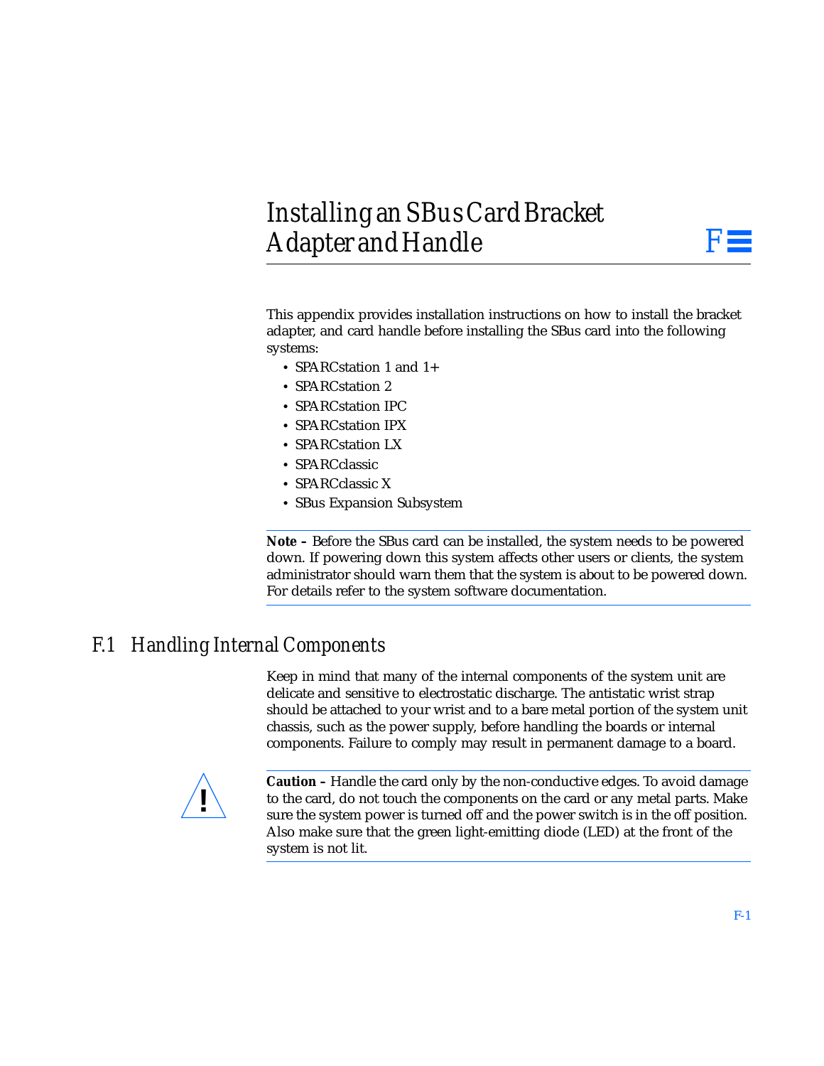# Installing an SBus Card Bracket Adapter and Handle

This appendix provides installation instructions on how to install the bracket adapter, and card handle before installing the SBus card into the following systems:

- SPARCstation 1 and 1+
- SPARCstation 2
- SPARCstation IPC
- SPARCstation IPX
- SPARCstation LX
- SPARCclassic
- SPARCclassic X
- SBus Expansion Subsystem

---

**Note –** Before the SBus card can be installed, the system needs to be powered down. If powering down this system affects other users or clients, the system administrator should warn them that the system is about to be powered down. For details refer to the system software documentation.

---

## F.1 Handling Internal Components

Keep in mind that many of the internal components of the system unit are delicate and sensitive to electrostatic discharge. The antistatic wrist strap should be attached to your wrist and to a bare metal portion of the system unit chassis, such as the power supply, before handling the boards or internal components. Failure to comply may result in permanent damage to a board.

---

**Caution –** Handle the card only by the non-conductive edges. To avoid damage to the card, do not touch the components on the card or any metal parts. Make sure the system power is turned off and the power switch is in the off position. Also make sure that the green light-emitting diode (LED) at the front of the system is not lit.

---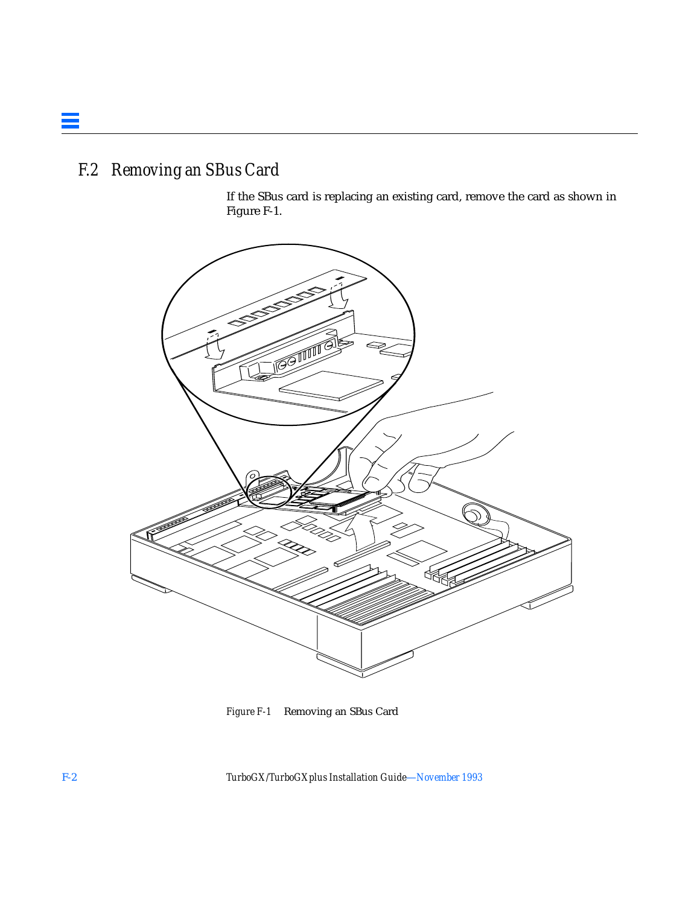## F.2 Removing an SBus Card

If the SBus card is replacing an existing card, remove the card as shown in Figure F-1.

*Figure F-1* Removing an SBus Card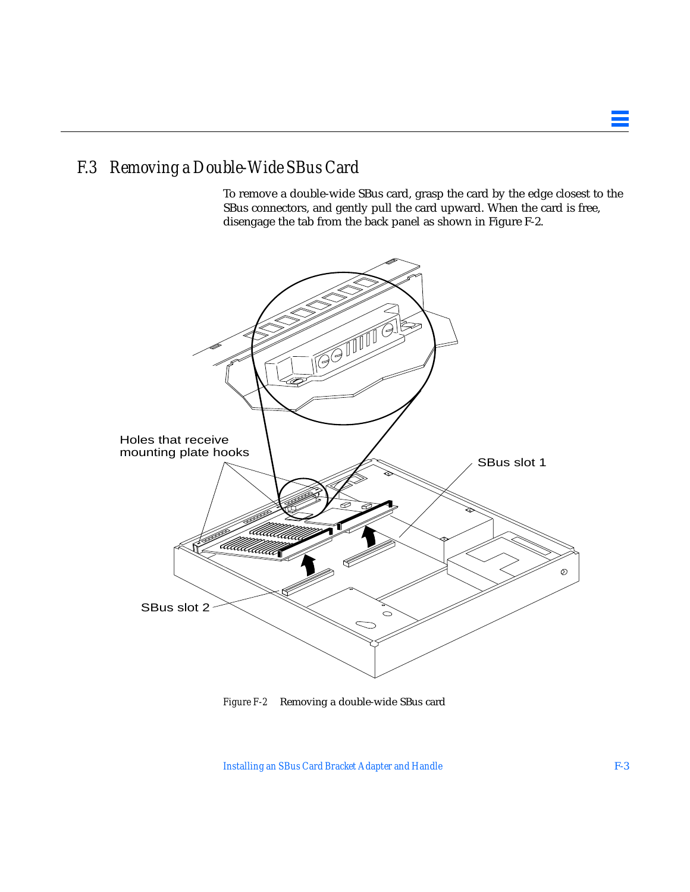## F.3 Removing a Double-Wide SBus Card

To remove a double-wide SBus card, grasp the card by the edge closest to the SBus connectors, and gently pull the card upward. When the card is free, disengage the tab from the back panel as shown in Figure F-2.

Holes that receive mounting plate hooks

SBus slot 1

SBus slot 2

*Figure F-2* Removing a double-wide SBus card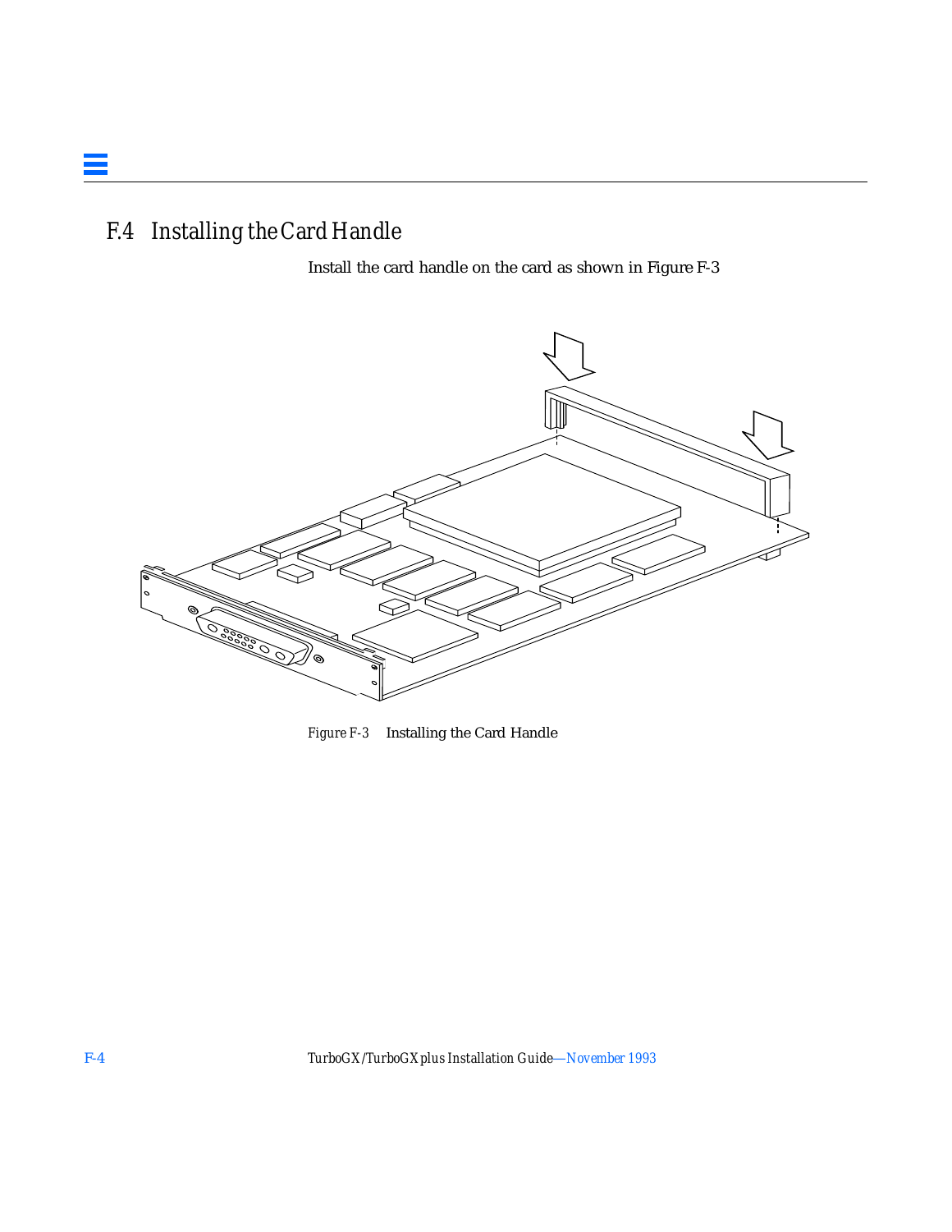## F.4 Installing the Card Handle

Install the card handle on the card as shown in Figure F-3

*Figure F-3* Installing the Card Handle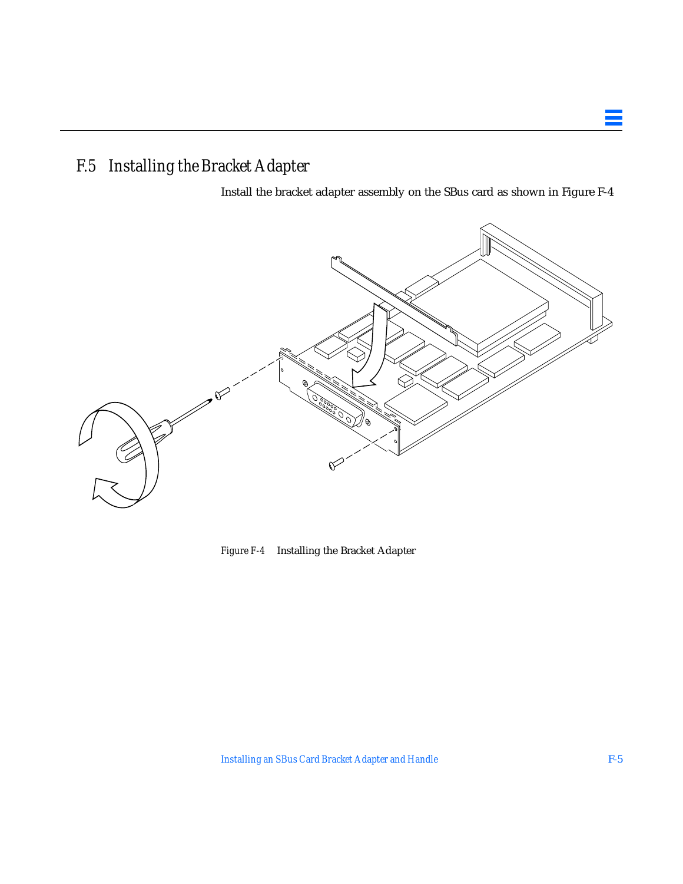## F.5 Installing the Bracket Adapter

Install the bracket adapter assembly on the SBus card as shown in Figure F-4

*Figure F-4* Installing the Bracket Adapter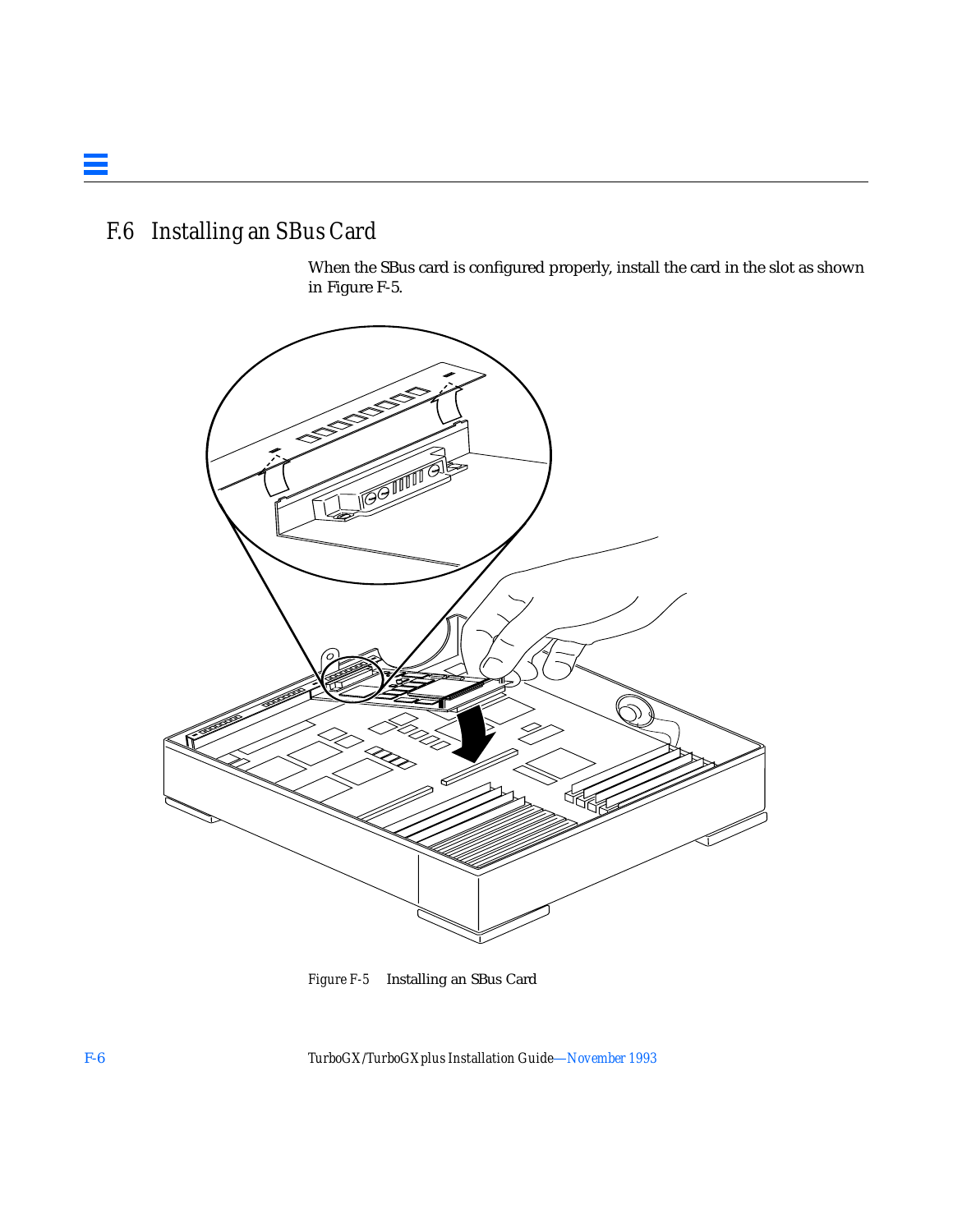## F.6 Installing an SBus Card

When the SBus card is configured properly, install the card in the slot as shown in Figure F-5.

*Figure F-5* Installing an SBus Card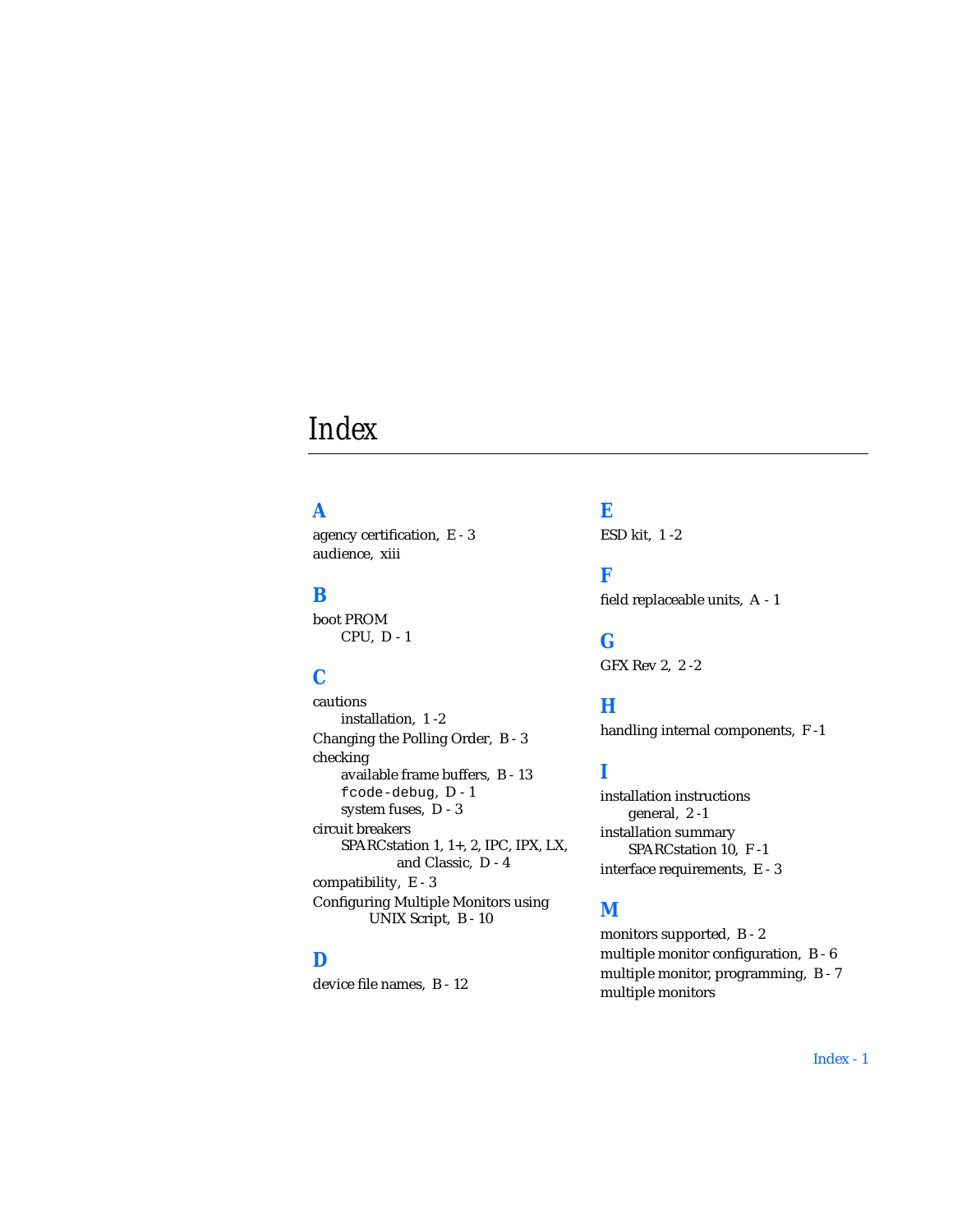# Index

## A

agency certification, E - 3
audience, xiii

## B

boot PROM
- CPU, D - 1

## C

cautions
- installation, 1 -2

Changing the Polling Order, B - 3
checking
- available frame buffers, B - 13
- `fcode-debug`, D - 1
- system fuses, D - 3

circuit breakers
- SPARCstation 1, 1+, 2, IPC, IPX, LX, and Classic, D - 4

compatibility, E - 3
Configuring Multiple Monitors using UNIX Script, B - 10

## D

device file names, B - 12

## E

ESD kit, 1 -2

## F

field replaceable units, A - 1

## G

GFX Rev 2, 2 -2

## H

handling internal components, F -1

## I

installation instructions
- general, 2 -1

installation summary
- SPARCstation 10, F -1

interface requirements, E - 3

## M

monitors supported, B - 2
multiple monitor configuration, B - 6
multiple monitor, programming, B - 7
multiple monitors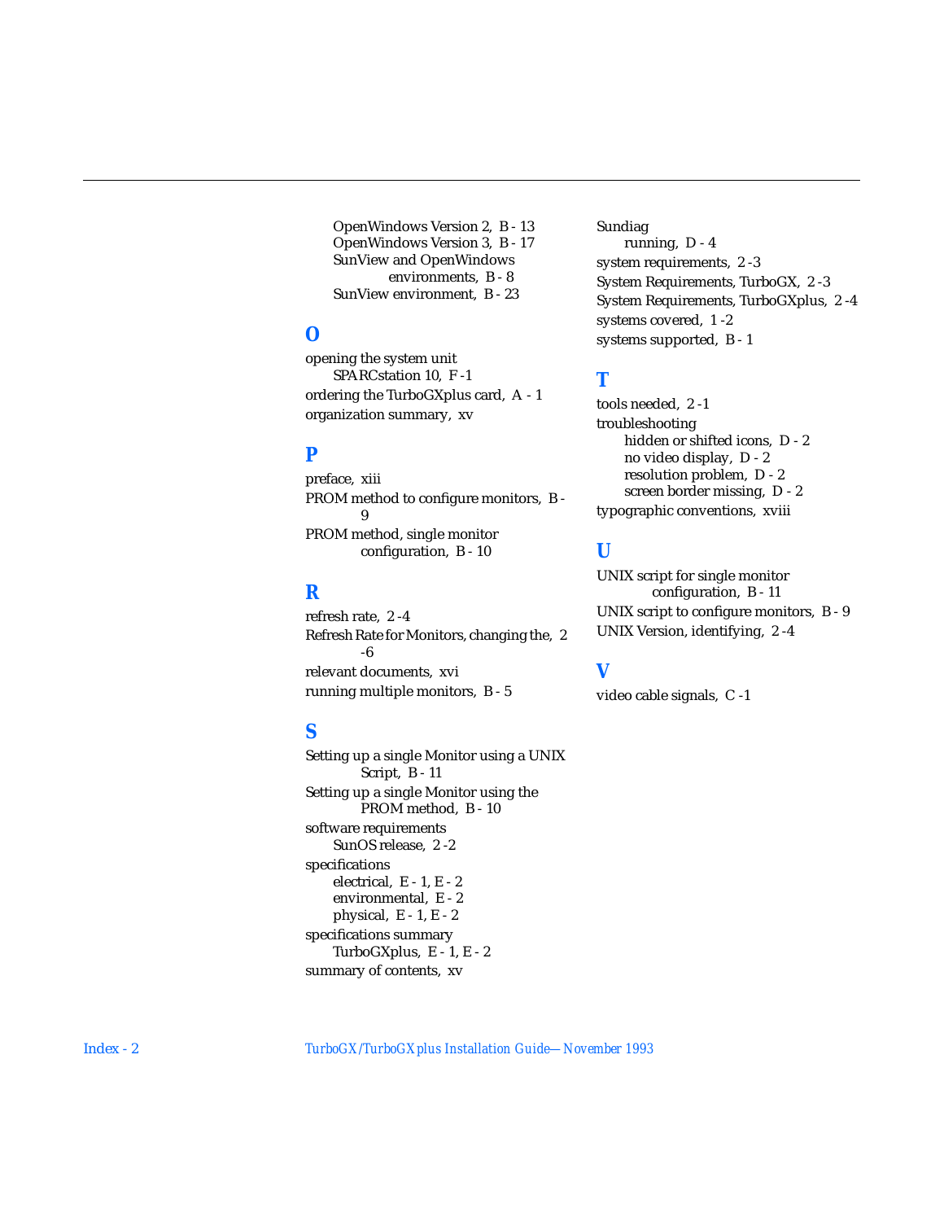OpenWindows Version 2, B - 13
OpenWindows Version 3, B - 17
SunView and OpenWindows environments, B - 8
SunView environment, B - 23

## O

opening the system unit
SPARCstation 10, F -1

ordering the TurboGXplus card, A - 1

organization summary, xv

## P

preface, xiii

PROM method to configure monitors, B - 9

PROM method, single monitor configuration, B - 10

## R

refresh rate, 2 -4

Refresh Rate for Monitors, changing the, 2 -6

relevant documents, xvi

running multiple monitors, B - 5

## S

Setting up a single Monitor using a UNIX Script, B - 11

Setting up a single Monitor using the PROM method, B - 10

software requirements
SunOS release, 2 -2

specifications
electrical, E - 1, E - 2
environmental, E - 2
physical, E - 1, E - 2

specifications summary
TurboGXplus, E - 1, E - 2

summary of contents, xv

Sundiag
running, D - 4

system requirements, 2 -3

System Requirements, TurboGX, 2 -3

System Requirements, TurboGXplus, 2 -4

systems covered, 1 -2

systems supported, B - 1

## T

tools needed, 2 -1

troubleshooting
hidden or shifted icons, D - 2
no video display, D - 2
resolution problem, D - 2
screen border missing, D - 2

typographic conventions, xviii

## U

UNIX script for single monitor configuration, B - 11

UNIX script to configure monitors, B - 9

UNIX Version, identifying, 2 -4

## V

video cable signals, C -1